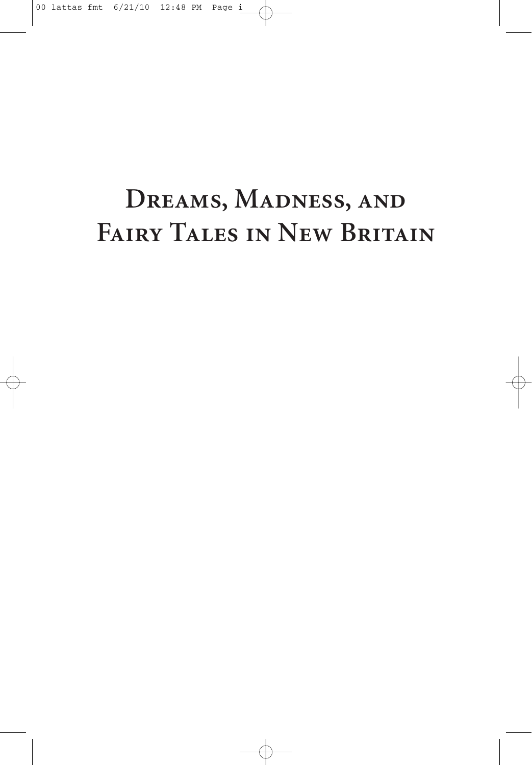# Dreams, Madness, and Fairy Tales in New Britain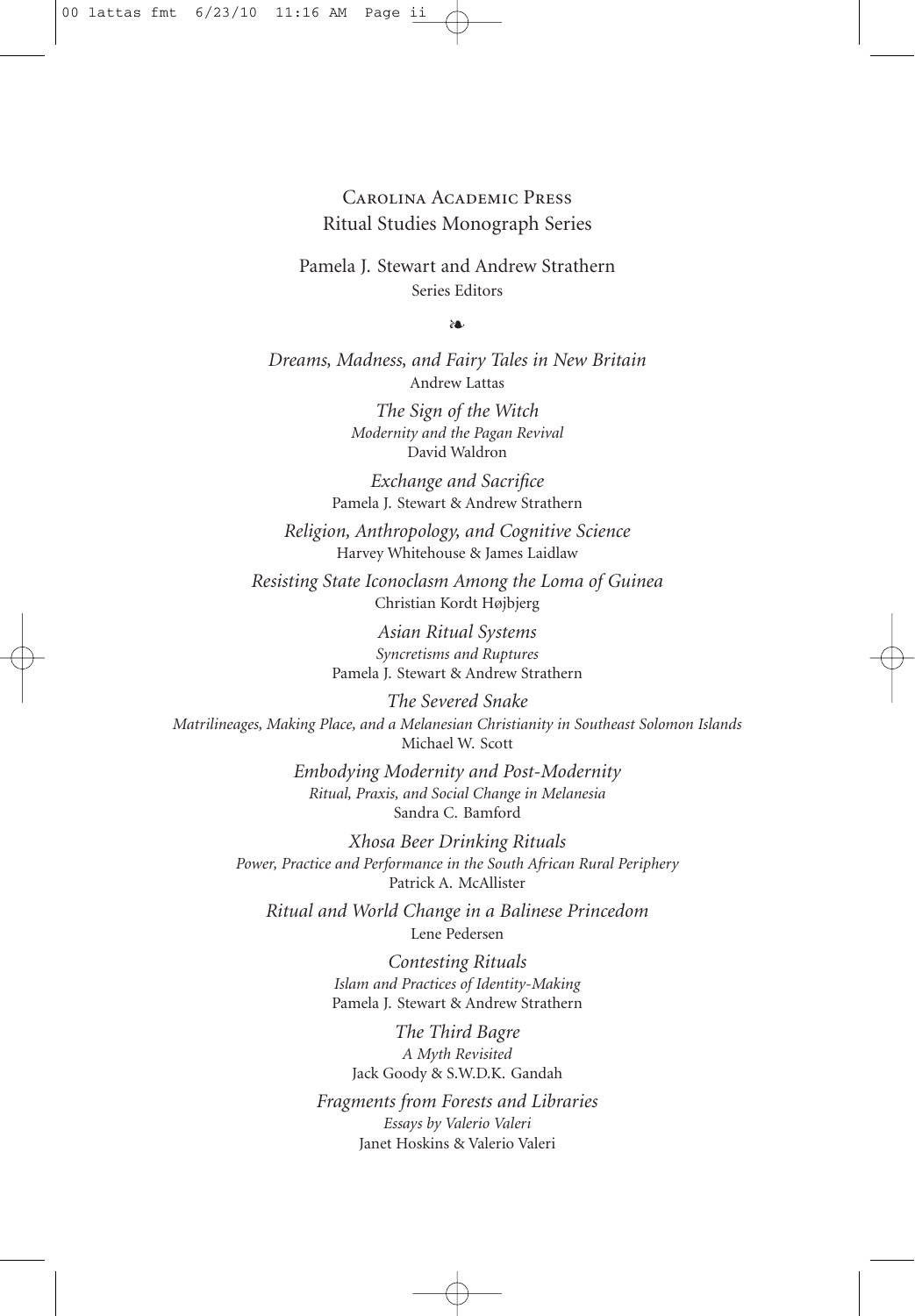Carolina Academic Press
Ritual Studies Monograph Series

Pamela J. Stewart and Andrew Strathern
Series Editors

❧

*Dreams, Madness, and Fairy Tales in New Britain*
Andrew Lattas

*The Sign of the Witch*
*Modernity and the Pagan Revival*
David Waldron

*Exchange and Sacrifice*
Pamela J. Stewart & Andrew Strathern

*Religion, Anthropology, and Cognitive Science*
Harvey Whitehouse & James Laidlaw

*Resisting State Iconoclasm Among the Loma of Guinea*
Christian Kordt Højbjerg

*Asian Ritual Systems*
*Syncretisms and Ruptures*
Pamela J. Stewart & Andrew Strathern

*The Severed Snake*
*Matrilineages, Making Place, and a Melanesian Christianity in Southeast Solomon Islands*
Michael W. Scott

*Embodying Modernity and Post-Modernity*
*Ritual, Praxis, and Social Change in Melanesia*
Sandra C. Bamford

*Xhosa Beer Drinking Rituals*
*Power, Practice and Performance in the South African Rural Periphery*
Patrick A. McAllister

*Ritual and World Change in a Balinese Princedom*
Lene Pedersen

*Contesting Rituals*
*Islam and Practices of Identity-Making*
Pamela J. Stewart & Andrew Strathern

*The Third Bagre*
*A Myth Revisited*
Jack Goody & S.W.D.K. Gandah

*Fragments from Forests and Libraries*
*Essays by Valerio Valeri*
Janet Hoskins & Valerio Valeri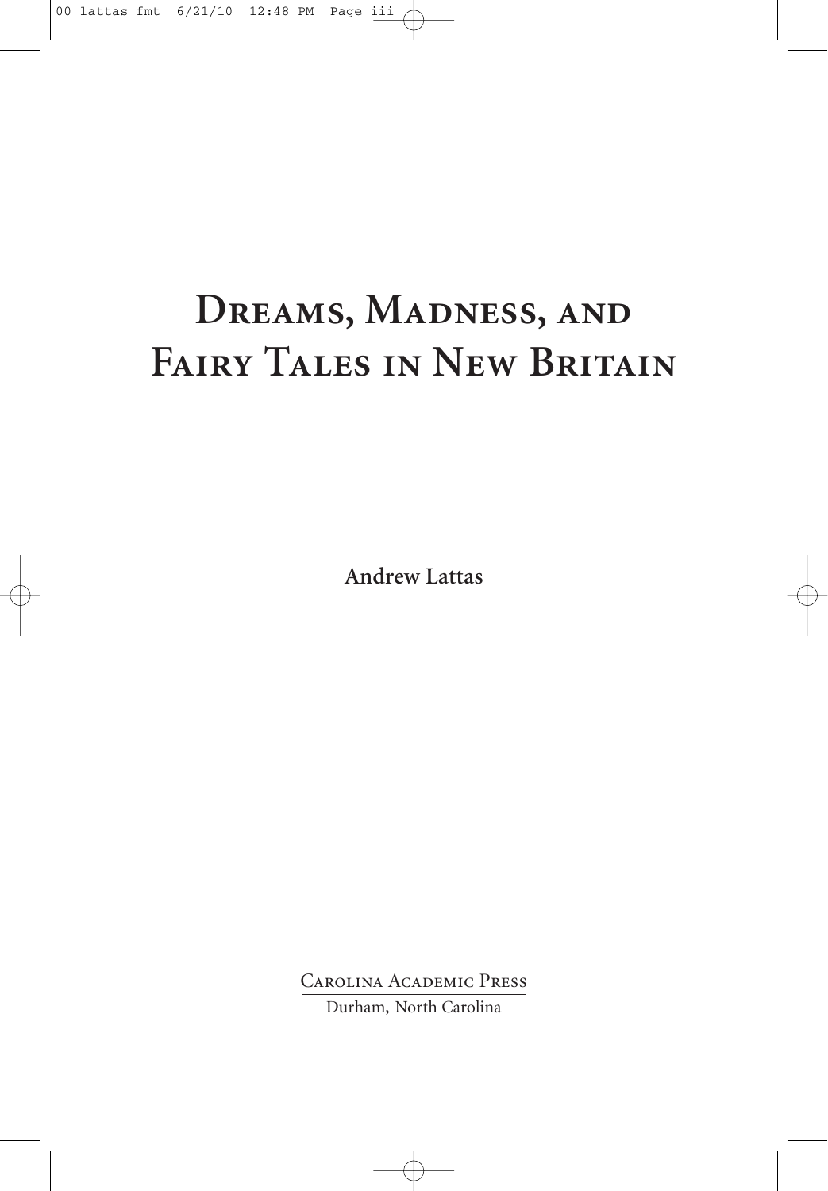# Dreams, Madness, and Fairy Tales in New Britain

**Andrew Lattas**

Carolina Academic Press

Durham, North Carolina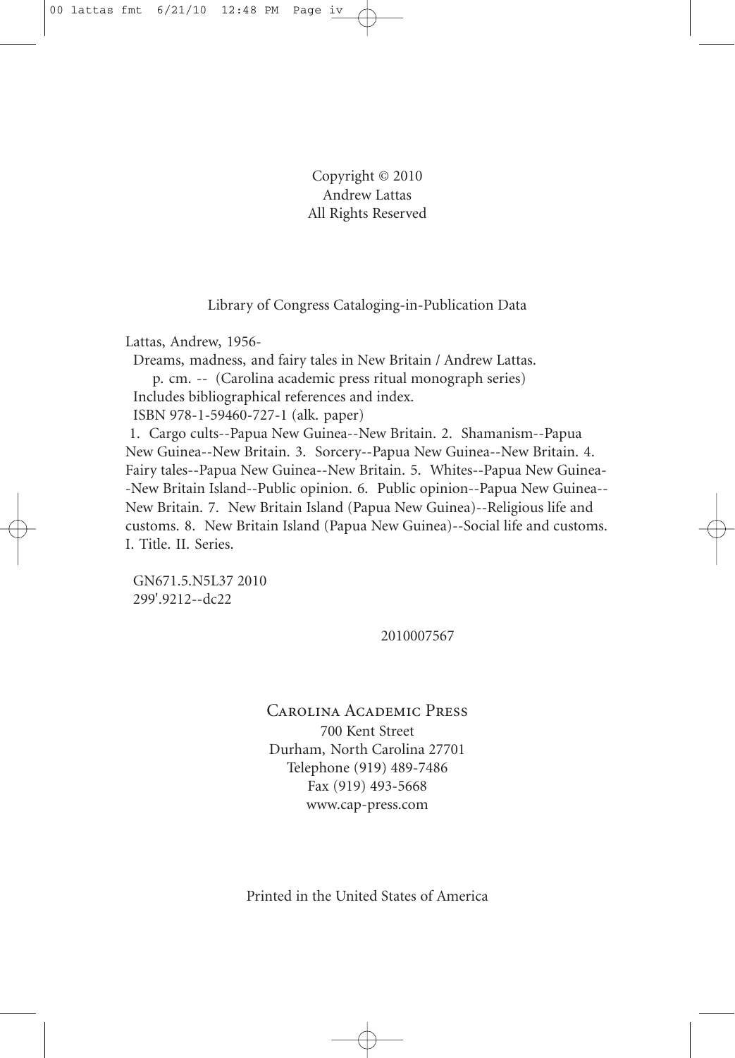Copyright © 2010
Andrew Lattas
All Rights Reserved

Library of Congress Cataloging-in-Publication Data

Lattas, Andrew, 1956-
Dreams, madness, and fairy tales in New Britain / Andrew Lattas.
p. cm. -- (Carolina academic press ritual monograph series)
Includes bibliographical references and index.
ISBN 978-1-59460-727-1 (alk. paper)
1. Cargo cults--Papua New Guinea--New Britain. 2. Shamanism--Papua New Guinea--New Britain. 3. Sorcery--Papua New Guinea--New Britain. 4. Fairy tales--Papua New Guinea--New Britain. 5. Whites--Papua New Guinea--New Britain Island--Public opinion. 6. Public opinion--Papua New Guinea--New Britain. 7. New Britain Island (Papua New Guinea)--Religious life and customs. 8. New Britain Island (Papua New Guinea)--Social life and customs. I. Title. II. Series.

GN671.5.N5L37 2010
299'.9212--dc22

2010007567

Carolina Academic Press
700 Kent Street
Durham, North Carolina 27701
Telephone (919) 489-7486
Fax (919) 493-5668
www.cap-press.com

Printed in the United States of America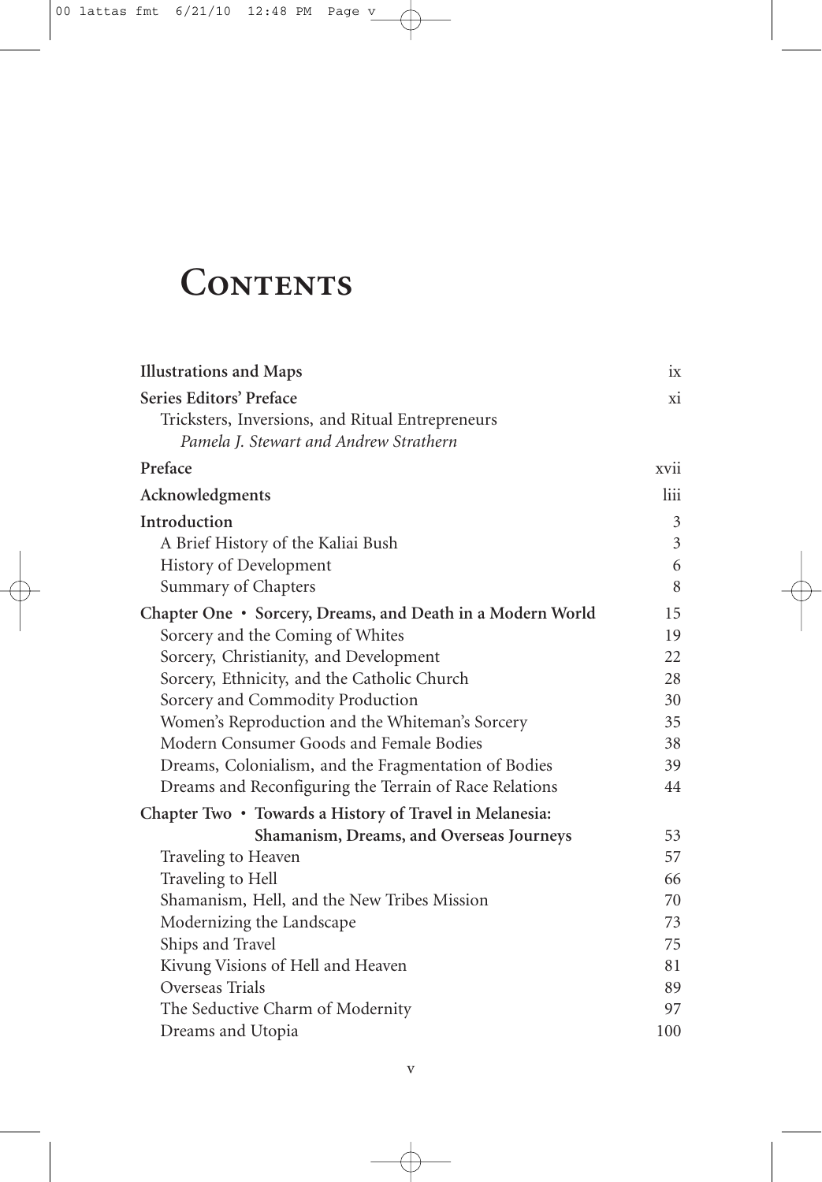# Contents

| | |
|---|---|
| **Illustrations and Maps** | ix |
| **Series Editors' Preface** | xi |
| Tricksters, Inversions, and Ritual Entrepreneurs | |
| *Pamela J. Stewart and Andrew Strathern* | |
| **Preface** | xvii |
| **Acknowledgments** | liii |
| **Introduction** | 3 |
| A Brief History of the Kaliai Bush | 3 |
| History of Development | 6 |
| Summary of Chapters | 8 |
| **Chapter One • Sorcery, Dreams, and Death in a Modern World** | 15 |
| Sorcery and the Coming of Whites | 19 |
| Sorcery, Christianity, and Development | 22 |
| Sorcery, Ethnicity, and the Catholic Church | 28 |
| Sorcery and Commodity Production | 30 |
| Women's Reproduction and the Whiteman's Sorcery | 35 |
| Modern Consumer Goods and Female Bodies | 38 |
| Dreams, Colonialism, and the Fragmentation of Bodies | 39 |
| Dreams and Reconfiguring the Terrain of Race Relations | 44 |
| **Chapter Two • Towards a History of Travel in Melanesia: Shamanism, Dreams, and Overseas Journeys** | 53 |
| Traveling to Heaven | 57 |
| Traveling to Hell | 66 |
| Shamanism, Hell, and the New Tribes Mission | 70 |
| Modernizing the Landscape | 73 |
| Ships and Travel | 75 |
| Kivung Visions of Hell and Heaven | 81 |
| Overseas Trials | 89 |
| The Seductive Charm of Modernity | 97 |
| Dreams and Utopia | 100 |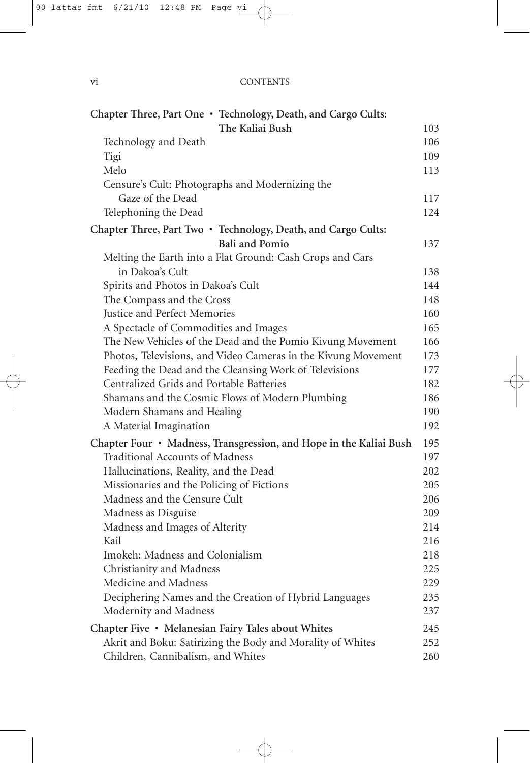| | |
|---|---|
| **Chapter Three, Part One • Technology, Death, and Cargo Cults: The Kaliai Bush** | 103 |
| Technology and Death | 106 |
| Tigi | 109 |
| Melo | 113 |
| Censure's Cult: Photographs and Modernizing the Gaze of the Dead | 117 |
| Telephoning the Dead | 124 |
| **Chapter Three, Part Two • Technology, Death, and Cargo Cults: Bali and Pomio** | 137 |
| Melting the Earth into a Flat Ground: Cash Crops and Cars in Dakoa's Cult | 138 |
| Spirits and Photos in Dakoa's Cult | 144 |
| The Compass and the Cross | 148 |
| Justice and Perfect Memories | 160 |
| A Spectacle of Commodities and Images | 165 |
| The New Vehicles of the Dead and the Pomio Kivung Movement | 166 |
| Photos, Televisions, and Video Cameras in the Kivung Movement | 173 |
| Feeding the Dead and the Cleansing Work of Televisions | 177 |
| Centralized Grids and Portable Batteries | 182 |
| Shamans and the Cosmic Flows of Modern Plumbing | 186 |
| Modern Shamans and Healing | 190 |
| A Material Imagination | 192 |
| **Chapter Four • Madness, Transgression, and Hope in the Kaliai Bush** | 195 |
| Traditional Accounts of Madness | 197 |
| Hallucinations, Reality, and the Dead | 202 |
| Missionaries and the Policing of Fictions | 205 |
| Madness and the Censure Cult | 206 |
| Madness as Disguise | 209 |
| Madness and Images of Alterity | 214 |
| Kail | 216 |
| Imokeh: Madness and Colonialism | 218 |
| Christianity and Madness | 225 |
| Medicine and Madness | 229 |
| Deciphering Names and the Creation of Hybrid Languages | 235 |
| Modernity and Madness | 237 |
| **Chapter Five • Melanesian Fairy Tales about Whites** | 245 |
| Akrit and Boku: Satirizing the Body and Morality of Whites | 252 |
| Children, Cannibalism, and Whites | 260 |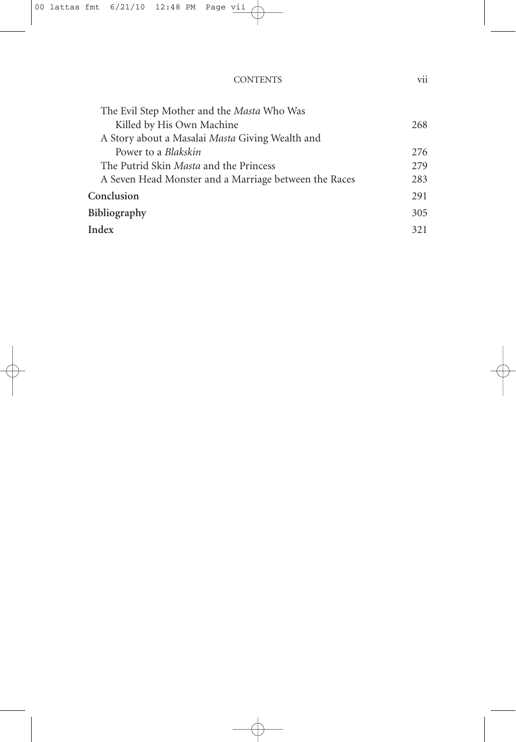The Evil Step Mother and the *Masta* Who Was Killed by His Own Machine 268

A Story about a Masalai *Masta* Giving Wealth and Power to a *Blakskin* 276

The Putrid Skin *Masta* and the Princess 279

A Seven Head Monster and a Marriage between the Races 283

**Conclusion** 291

**Bibliography** 305

**Index** 321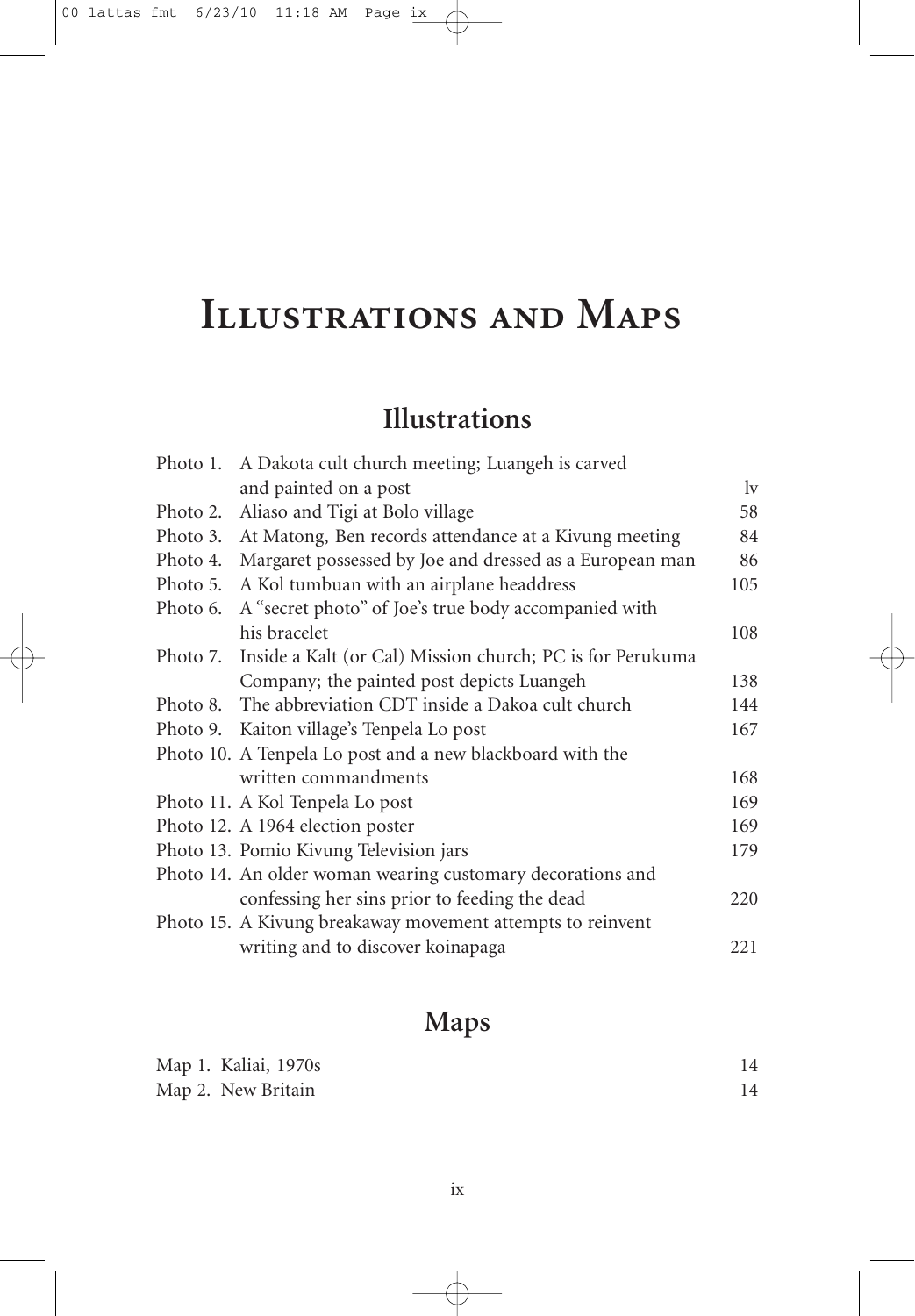# Illustrations and Maps

## Illustrations

| | | |
|---|---|---|
| Photo 1. | A Dakota cult church meeting; Luangeh is carved and painted on a post | lv |
| Photo 2. | Aliaso and Tigi at Bolo village | 58 |
| Photo 3. | At Matong, Ben records attendance at a Kivung meeting | 84 |
| Photo 4. | Margaret possessed by Joe and dressed as a European man | 86 |
| Photo 5. | A Kol tumbuan with an airplane headdress | 105 |
| Photo 6. | A "secret photo" of Joe's true body accompanied with his bracelet | 108 |
| Photo 7. | Inside a Kalt (or Cal) Mission church; PC is for Perukuma Company; the painted post depicts Luangeh | 138 |
| Photo 8. | The abbreviation CDT inside a Dakoa cult church | 144 |
| Photo 9. | Kaiton village's Tenpela Lo post | 167 |
| Photo 10. | A Tenpela Lo post and a new blackboard with the written commandments | 168 |
| Photo 11. | A Kol Tenpela Lo post | 169 |
| Photo 12. | A 1964 election poster | 169 |
| Photo 13. | Pomio Kivung Television jars | 179 |
| Photo 14. | An older woman wearing customary decorations and confessing her sins prior to feeding the dead | 220 |
| Photo 15. | A Kivung breakaway movement attempts to reinvent writing and to discover koinapaga | 221 |

## Maps

| | | |
|---|---|---|
| Map 1. | Kaliai, 1970s | 14 |
| Map 2. | New Britain | 14 |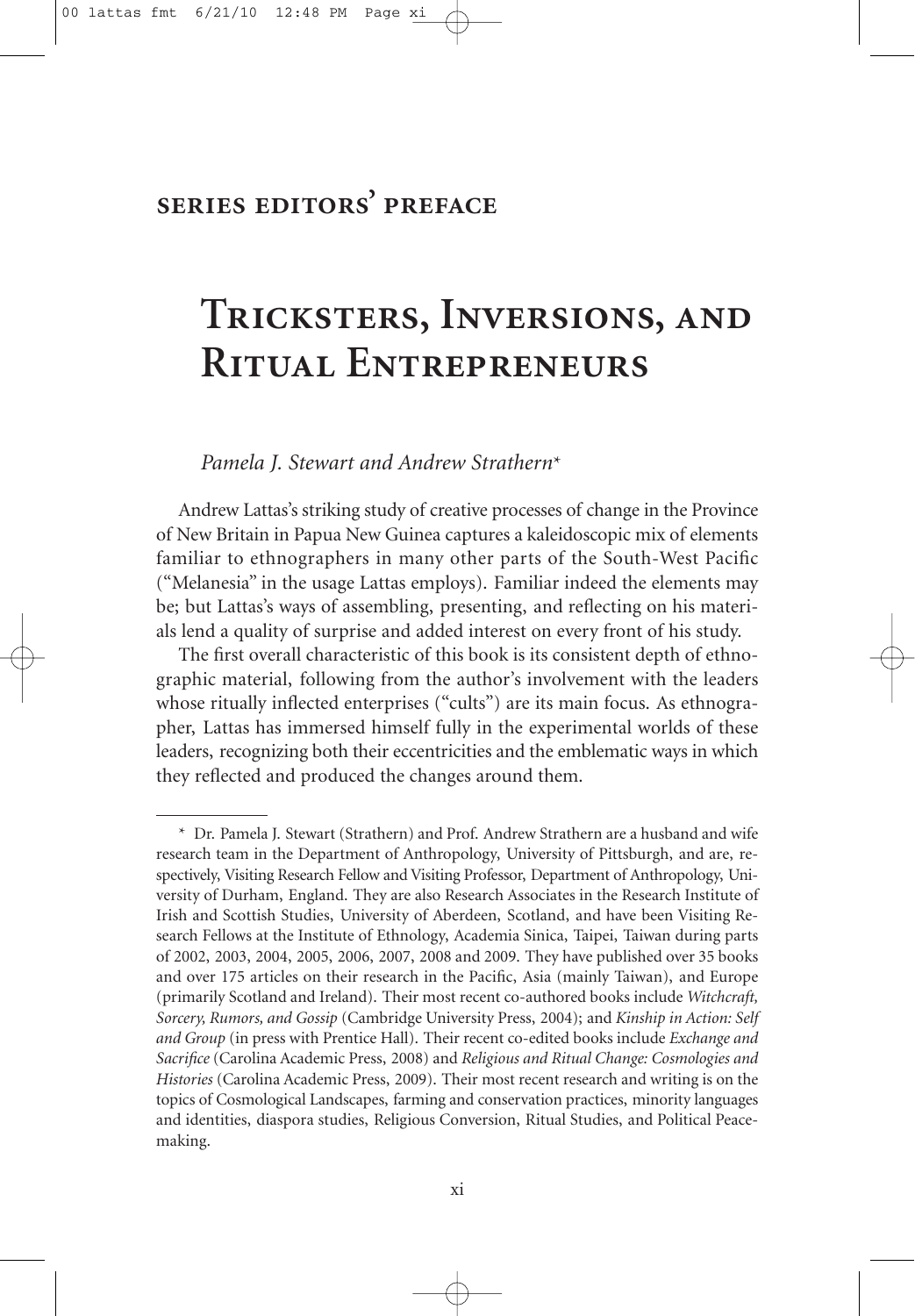## series editors' preface

# Tricksters, Inversions, and Ritual Entrepreneurs

*Pamela J. Stewart and Andrew Strathern**

Andrew Lattas's striking study of creative processes of change in the Province of New Britain in Papua New Guinea captures a kaleidoscopic mix of elements familiar to ethnographers in many other parts of the South-West Pacific ("Melanesia" in the usage Lattas employs). Familiar indeed the elements may be; but Lattas's ways of assembling, presenting, and reflecting on his materials lend a quality of surprise and added interest on every front of his study.

The first overall characteristic of this book is its consistent depth of ethnographic material, following from the author's involvement with the leaders whose ritually inflected enterprises ("cults") are its main focus. As ethnographer, Lattas has immersed himself fully in the experimental worlds of these leaders, recognizing both their eccentricities and the emblematic ways in which they reflected and produced the changes around them.

---

* Dr. Pamela J. Stewart (Strathern) and Prof. Andrew Strathern are a husband and wife research team in the Department of Anthropology, University of Pittsburgh, and are, respectively, Visiting Research Fellow and Visiting Professor, Department of Anthropology, University of Durham, England. They are also Research Associates in the Research Institute of Irish and Scottish Studies, University of Aberdeen, Scotland, and have been Visiting Research Fellows at the Institute of Ethnology, Academia Sinica, Taipei, Taiwan during parts of 2002, 2003, 2004, 2005, 2006, 2007, 2008 and 2009. They have published over 35 books and over 175 articles on their research in the Pacific, Asia (mainly Taiwan), and Europe (primarily Scotland and Ireland). Their most recent co-authored books include *Witchcraft, Sorcery, Rumors, and Gossip* (Cambridge University Press, 2004); and *Kinship in Action: Self and Group* (in press with Prentice Hall). Their recent co-edited books include *Exchange and Sacrifice* (Carolina Academic Press, 2008) and *Religious and Ritual Change: Cosmologies and Histories* (Carolina Academic Press, 2009). Their most recent research and writing is on the topics of Cosmological Landscapes, farming and conservation practices, minority languages and identities, diaspora studies, Religious Conversion, Ritual Studies, and Political Peacemaking.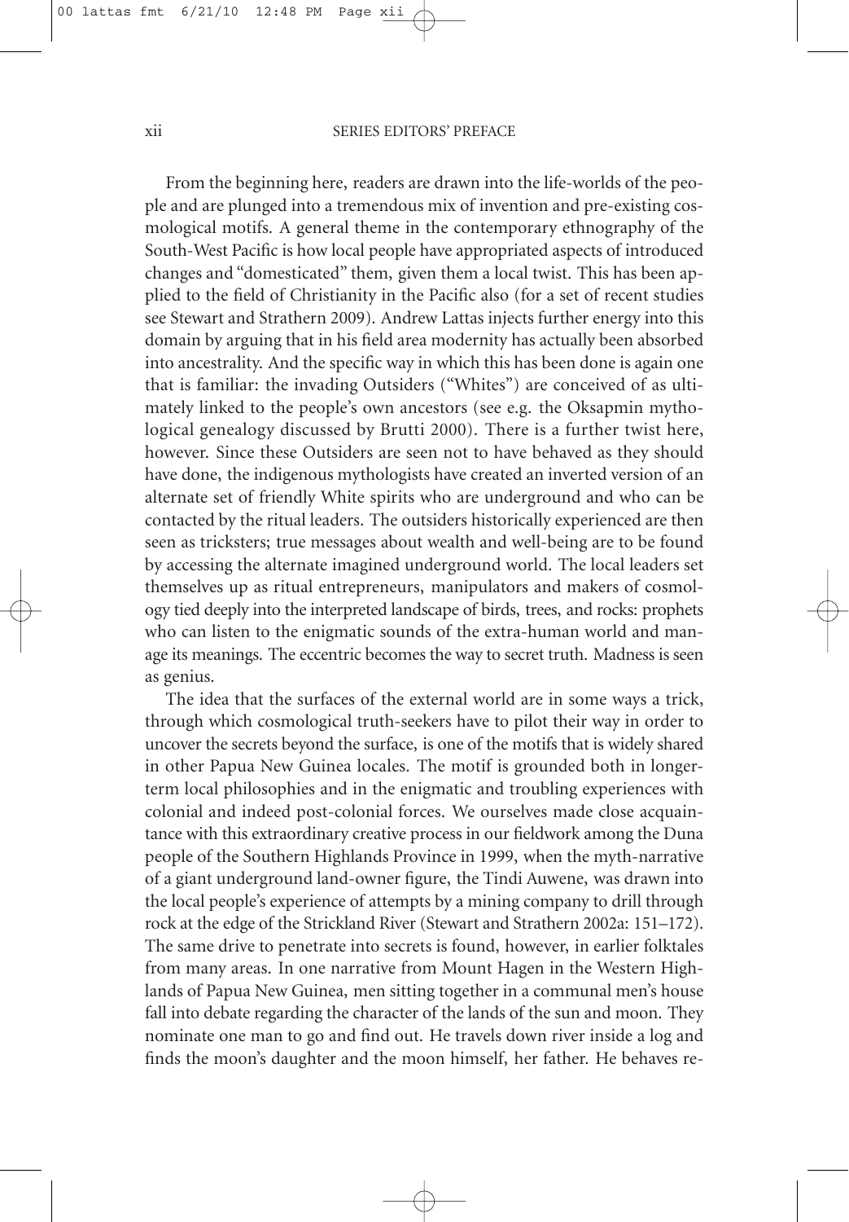From the beginning here, readers are drawn into the life-worlds of the people and are plunged into a tremendous mix of invention and pre-existing cosmological motifs. A general theme in the contemporary ethnography of the South-West Pacific is how local people have appropriated aspects of introduced changes and "domesticated" them, given them a local twist. This has been applied to the field of Christianity in the Pacific also (for a set of recent studies see Stewart and Strathern 2009). Andrew Lattas injects further energy into this domain by arguing that in his field area modernity has actually been absorbed into ancestrality. And the specific way in which this has been done is again one that is familiar: the invading Outsiders ("Whites") are conceived of as ultimately linked to the people's own ancestors (see e.g. the Oksapmin mythological genealogy discussed by Brutti 2000). There is a further twist here, however. Since these Outsiders are seen not to have behaved as they should have done, the indigenous mythologists have created an inverted version of an alternate set of friendly White spirits who are underground and who can be contacted by the ritual leaders. The outsiders historically experienced are then seen as tricksters; true messages about wealth and well-being are to be found by accessing the alternate imagined underground world. The local leaders set themselves up as ritual entrepreneurs, manipulators and makers of cosmology tied deeply into the interpreted landscape of birds, trees, and rocks: prophets who can listen to the enigmatic sounds of the extra-human world and manage its meanings. The eccentric becomes the way to secret truth. Madness is seen as genius.

The idea that the surfaces of the external world are in some ways a trick, through which cosmological truth-seekers have to pilot their way in order to uncover the secrets beyond the surface, is one of the motifs that is widely shared in other Papua New Guinea locales. The motif is grounded both in longer-term local philosophies and in the enigmatic and troubling experiences with colonial and indeed post-colonial forces. We ourselves made close acquaintance with this extraordinary creative process in our fieldwork among the Duna people of the Southern Highlands Province in 1999, when the myth-narrative of a giant underground land-owner figure, the Tindi Auwene, was drawn into the local people's experience of attempts by a mining company to drill through rock at the edge of the Strickland River (Stewart and Strathern 2002a: 151–172). The same drive to penetrate into secrets is found, however, in earlier folktales from many areas. In one narrative from Mount Hagen in the Western Highlands of Papua New Guinea, men sitting together in a communal men's house fall into debate regarding the character of the lands of the sun and moon. They nominate one man to go and find out. He travels down river inside a log and finds the moon's daughter and the moon himself, her father. He behaves re-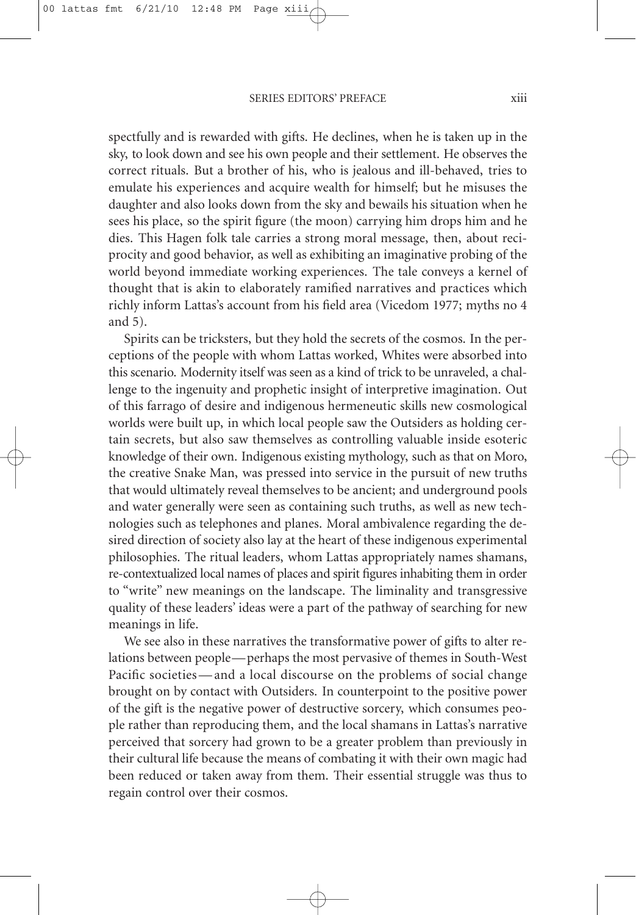spectfully and is rewarded with gifts. He declines, when he is taken up in the sky, to look down and see his own people and their settlement. He observes the correct rituals. But a brother of his, who is jealous and ill-behaved, tries to emulate his experiences and acquire wealth for himself; but he misuses the daughter and also looks down from the sky and bewails his situation when he sees his place, so the spirit figure (the moon) carrying him drops him and he dies. This Hagen folk tale carries a strong moral message, then, about reciprocity and good behavior, as well as exhibiting an imaginative probing of the world beyond immediate working experiences. The tale conveys a kernel of thought that is akin to elaborately ramified narratives and practices which richly inform Lattas's account from his field area (Vicedom 1977; myths no 4 and 5).

Spirits can be tricksters, but they hold the secrets of the cosmos. In the perceptions of the people with whom Lattas worked, Whites were absorbed into this scenario. Modernity itself was seen as a kind of trick to be unraveled, a challenge to the ingenuity and prophetic insight of interpretive imagination. Out of this farrago of desire and indigenous hermeneutic skills new cosmological worlds were built up, in which local people saw the Outsiders as holding certain secrets, but also saw themselves as controlling valuable inside esoteric knowledge of their own. Indigenous existing mythology, such as that on Moro, the creative Snake Man, was pressed into service in the pursuit of new truths that would ultimately reveal themselves to be ancient; and underground pools and water generally were seen as containing such truths, as well as new technologies such as telephones and planes. Moral ambivalence regarding the desired direction of society also lay at the heart of these indigenous experimental philosophies. The ritual leaders, whom Lattas appropriately names shamans, re-contextualized local names of places and spirit figures inhabiting them in order to "write" new meanings on the landscape. The liminality and transgressive quality of these leaders' ideas were a part of the pathway of searching for new meanings in life.

We see also in these narratives the transformative power of gifts to alter relations between people—perhaps the most pervasive of themes in South-West Pacific societies—and a local discourse on the problems of social change brought on by contact with Outsiders. In counterpoint to the positive power of the gift is the negative power of destructive sorcery, which consumes people rather than reproducing them, and the local shamans in Lattas's narrative perceived that sorcery had grown to be a greater problem than previously in their cultural life because the means of combating it with their own magic had been reduced or taken away from them. Their essential struggle was thus to regain control over their cosmos.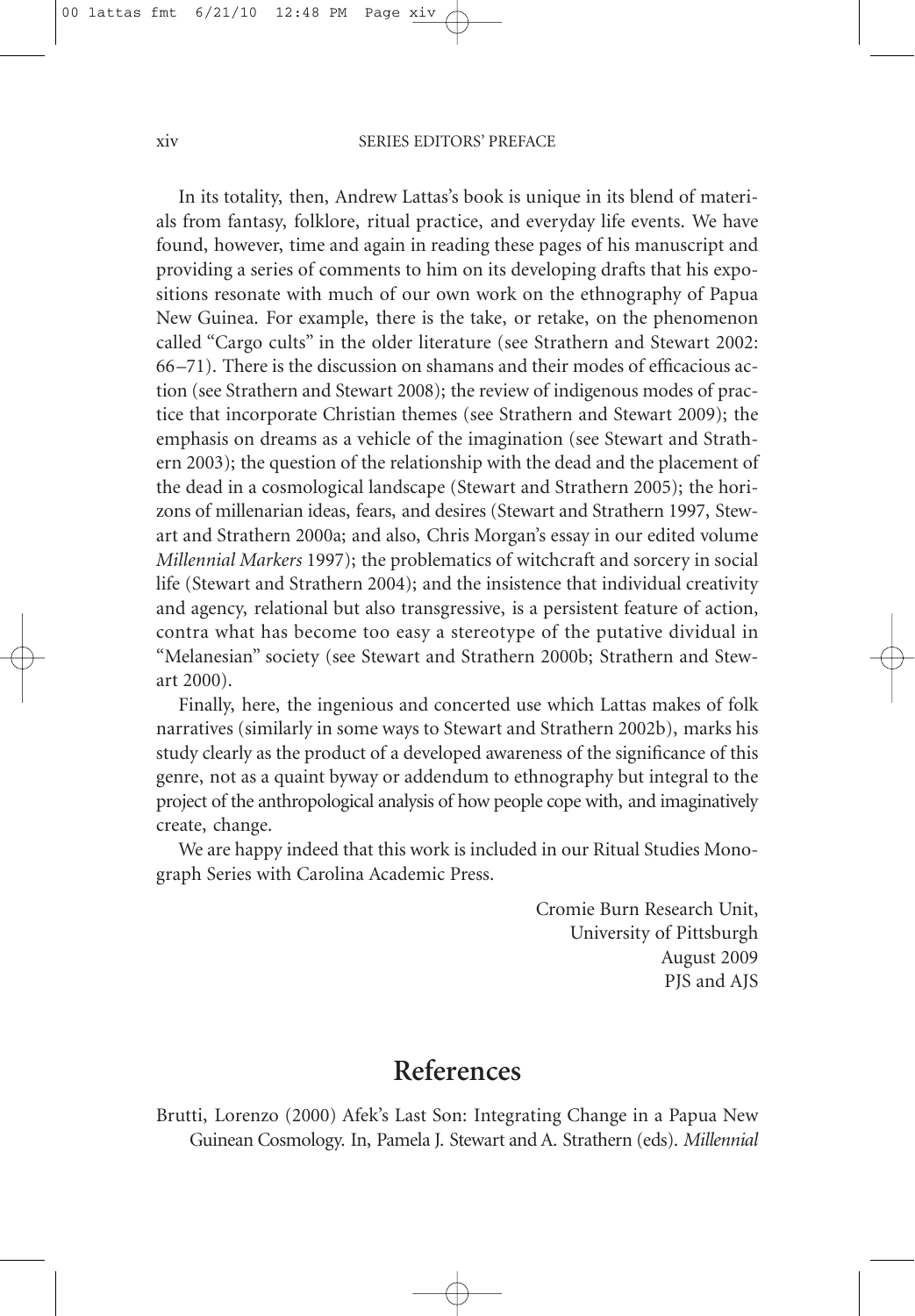In its totality, then, Andrew Lattas's book is unique in its blend of materials from fantasy, folklore, ritual practice, and everyday life events. We have found, however, time and again in reading these pages of his manuscript and providing a series of comments to him on its developing drafts that his expositions resonate with much of our own work on the ethnography of Papua New Guinea. For example, there is the take, or retake, on the phenomenon called "Cargo cults" in the older literature (see Strathern and Stewart 2002: 66–71). There is the discussion on shamans and their modes of efficacious action (see Strathern and Stewart 2008); the review of indigenous modes of practice that incorporate Christian themes (see Strathern and Stewart 2009); the emphasis on dreams as a vehicle of the imagination (see Stewart and Strathern 2003); the question of the relationship with the dead and the placement of the dead in a cosmological landscape (Stewart and Strathern 2005); the horizons of millenarian ideas, fears, and desires (Stewart and Strathern 1997, Stewart and Strathern 2000a; and also, Chris Morgan's essay in our edited volume *Millennial Markers* 1997); the problematics of witchcraft and sorcery in social life (Stewart and Strathern 2004); and the insistence that individual creativity and agency, relational but also transgressive, is a persistent feature of action, contra what has become too easy a stereotype of the putative dividual in "Melanesian" society (see Stewart and Strathern 2000b; Strathern and Stewart 2000).

Finally, here, the ingenious and concerted use which Lattas makes of folk narratives (similarly in some ways to Stewart and Strathern 2002b), marks his study clearly as the product of a developed awareness of the significance of this genre, not as a quaint byway or addendum to ethnography but integral to the project of the anthropological analysis of how people cope with, and imaginatively create, change.

We are happy indeed that this work is included in our Ritual Studies Monograph Series with Carolina Academic Press.

Cromie Burn Research Unit,
University of Pittsburgh
August 2009
PJS and AJS

## References

Brutti, Lorenzo (2000) Afek's Last Son: Integrating Change in a Papua New Guinean Cosmology. In, Pamela J. Stewart and A. Strathern (eds). *Millennial*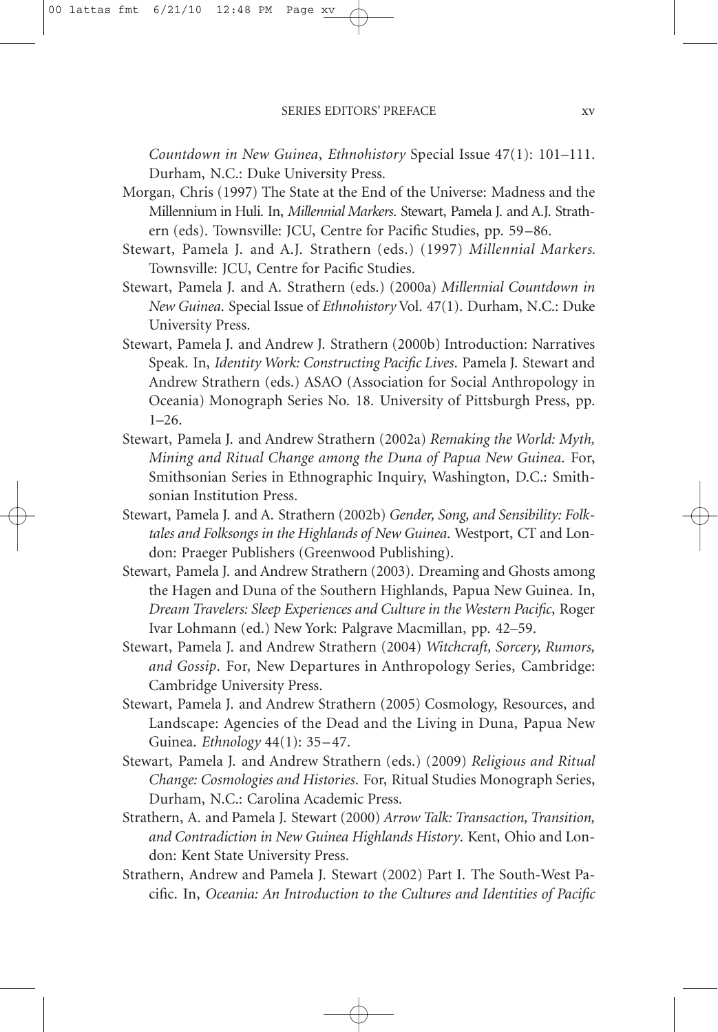*Countdown in New Guinea*, *Ethnohistory* Special Issue 47(1): 101–111. Durham, N.C.: Duke University Press.

Morgan, Chris (1997) The State at the End of the Universe: Madness and the Millennium in Huli. In, *Millennial Markers*. Stewart, Pamela J. and A.J. Strathern (eds). Townsville: JCU, Centre for Pacific Studies, pp. 59–86.

Stewart, Pamela J. and A.J. Strathern (eds.) (1997) *Millennial Markers.* Townsville: JCU, Centre for Pacific Studies.

Stewart, Pamela J. and A. Strathern (eds.) (2000a) *Millennial Countdown in New Guinea.* Special Issue of *Ethnohistory* Vol. 47(1). Durham, N.C.: Duke University Press.

Stewart, Pamela J. and Andrew J. Strathern (2000b) Introduction: Narratives Speak. In, *Identity Work: Constructing Pacific Lives*. Pamela J. Stewart and Andrew Strathern (eds.) ASAO (Association for Social Anthropology in Oceania) Monograph Series No. 18. University of Pittsburgh Press, pp. 1–26.

Stewart, Pamela J. and Andrew Strathern (2002a) *Remaking the World: Myth, Mining and Ritual Change among the Duna of Papua New Guinea*. For, Smithsonian Series in Ethnographic Inquiry, Washington, D.C.: Smithsonian Institution Press.

Stewart, Pamela J. and A. Strathern (2002b) *Gender, Song, and Sensibility: Folktales and Folksongs in the Highlands of New Guinea*. Westport, CT and London: Praeger Publishers (Greenwood Publishing).

Stewart, Pamela J. and Andrew Strathern (2003). Dreaming and Ghosts among the Hagen and Duna of the Southern Highlands, Papua New Guinea. In, *Dream Travelers: Sleep Experiences and Culture in the Western Pacific*, Roger Ivar Lohmann (ed.) New York: Palgrave Macmillan, pp. 42–59.

Stewart, Pamela J. and Andrew Strathern (2004) *Witchcraft, Sorcery, Rumors, and Gossip*. For, New Departures in Anthropology Series, Cambridge: Cambridge University Press.

Stewart, Pamela J. and Andrew Strathern (2005) Cosmology, Resources, and Landscape: Agencies of the Dead and the Living in Duna, Papua New Guinea. *Ethnology* 44(1): 35–47.

Stewart, Pamela J. and Andrew Strathern (eds.) (2009) *Religious and Ritual Change: Cosmologies and Histories*. For, Ritual Studies Monograph Series, Durham, N.C.: Carolina Academic Press.

Strathern, A. and Pamela J. Stewart (2000) *Arrow Talk: Transaction, Transition, and Contradiction in New Guinea Highlands History*. Kent, Ohio and London: Kent State University Press.

Strathern, Andrew and Pamela J. Stewart (2002) Part I. The South-West Pacific. In, *Oceania: An Introduction to the Cultures and Identities of Pacific*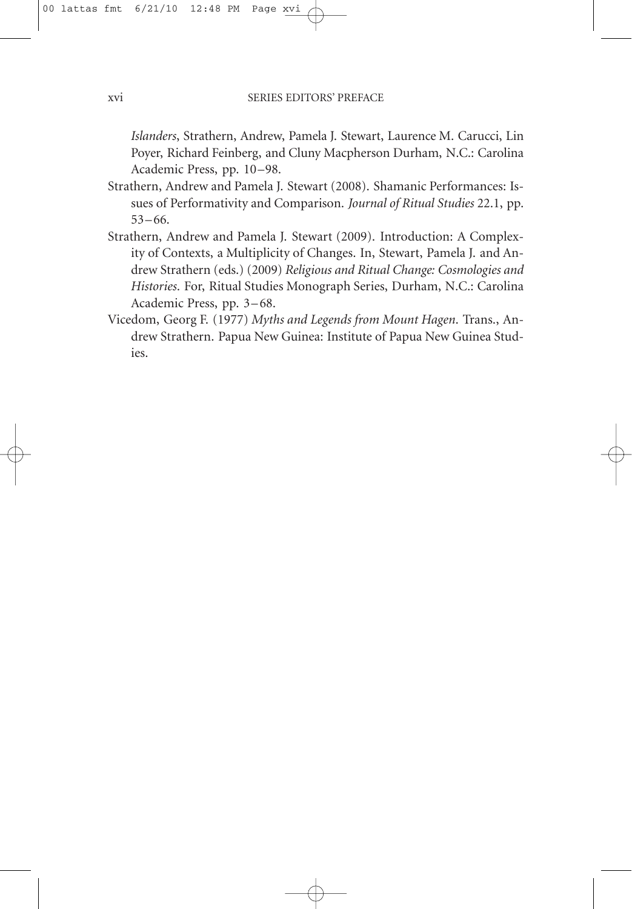*Islanders*, Strathern, Andrew, Pamela J. Stewart, Laurence M. Carucci, Lin Poyer, Richard Feinberg, and Cluny Macpherson Durham, N.C.: Carolina Academic Press, pp. 10–98.

Strathern, Andrew and Pamela J. Stewart (2008). Shamanic Performances: Issues of Performativity and Comparison. *Journal of Ritual Studies* 22.1, pp. 53–66.

Strathern, Andrew and Pamela J. Stewart (2009). Introduction: A Complexity of Contexts, a Multiplicity of Changes. In, Stewart, Pamela J. and Andrew Strathern (eds.) (2009) *Religious and Ritual Change: Cosmologies and Histories*. For, Ritual Studies Monograph Series, Durham, N.C.: Carolina Academic Press, pp. 3–68.

Vicedom, Georg F. (1977) *Myths and Legends from Mount Hagen*. Trans., Andrew Strathern. Papua New Guinea: Institute of Papua New Guinea Studies.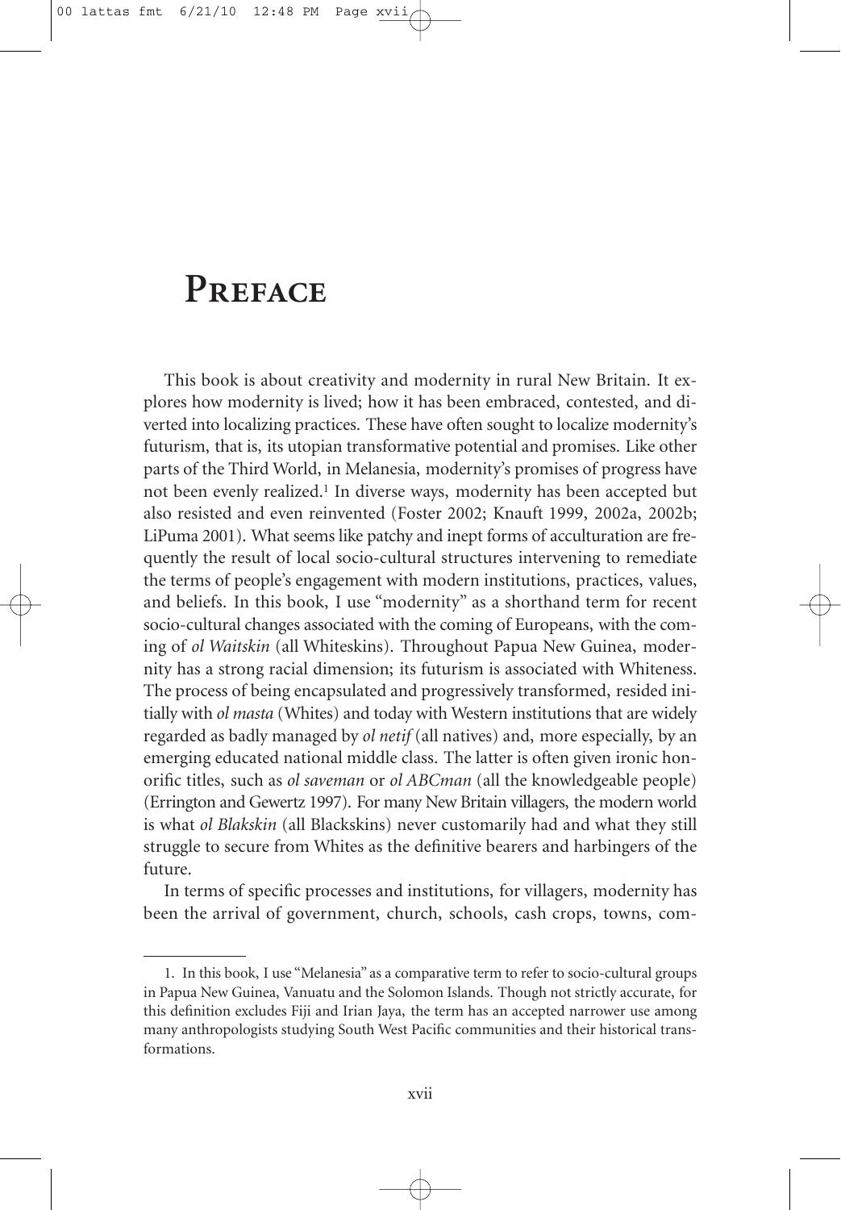# Preface

This book is about creativity and modernity in rural New Britain. It explores how modernity is lived; how it has been embraced, contested, and diverted into localizing practices. These have often sought to localize modernity's futurism, that is, its utopian transformative potential and promises. Like other parts of the Third World, in Melanesia, modernity's promises of progress have not been evenly realized.[1] In diverse ways, modernity has been accepted but also resisted and even reinvented (Foster 2002; Knauft 1999, 2002a, 2002b; LiPuma 2001). What seems like patchy and inept forms of acculturation are frequently the result of local socio-cultural structures intervening to remediate the terms of people's engagement with modern institutions, practices, values, and beliefs. In this book, I use "modernity" as a shorthand term for recent socio-cultural changes associated with the coming of Europeans, with the coming of *ol Waitskin* (all Whiteskins). Throughout Papua New Guinea, modernity has a strong racial dimension; its futurism is associated with Whiteness. The process of being encapsulated and progressively transformed, resided initially with *ol masta* (Whites) and today with Western institutions that are widely regarded as badly managed by *ol netif* (all natives) and, more especially, by an emerging educated national middle class. The latter is often given ironic honorific titles, such as *ol saveman* or *ol ABCman* (all the knowledgeable people) (Errington and Gewertz 1997). For many New Britain villagers, the modern world is what *ol Blakskin* (all Blackskins) never customarily had and what they still struggle to secure from Whites as the definitive bearers and harbingers of the future.

In terms of specific processes and institutions, for villagers, modernity has been the arrival of government, church, schools, cash crops, towns, com-

---

1. In this book, I use "Melanesia" as a comparative term to refer to socio-cultural groups in Papua New Guinea, Vanuatu and the Solomon Islands. Though not strictly accurate, for this definition excludes Fiji and Irian Jaya, the term has an accepted narrower use among many anthropologists studying South West Pacific communities and their historical transformations.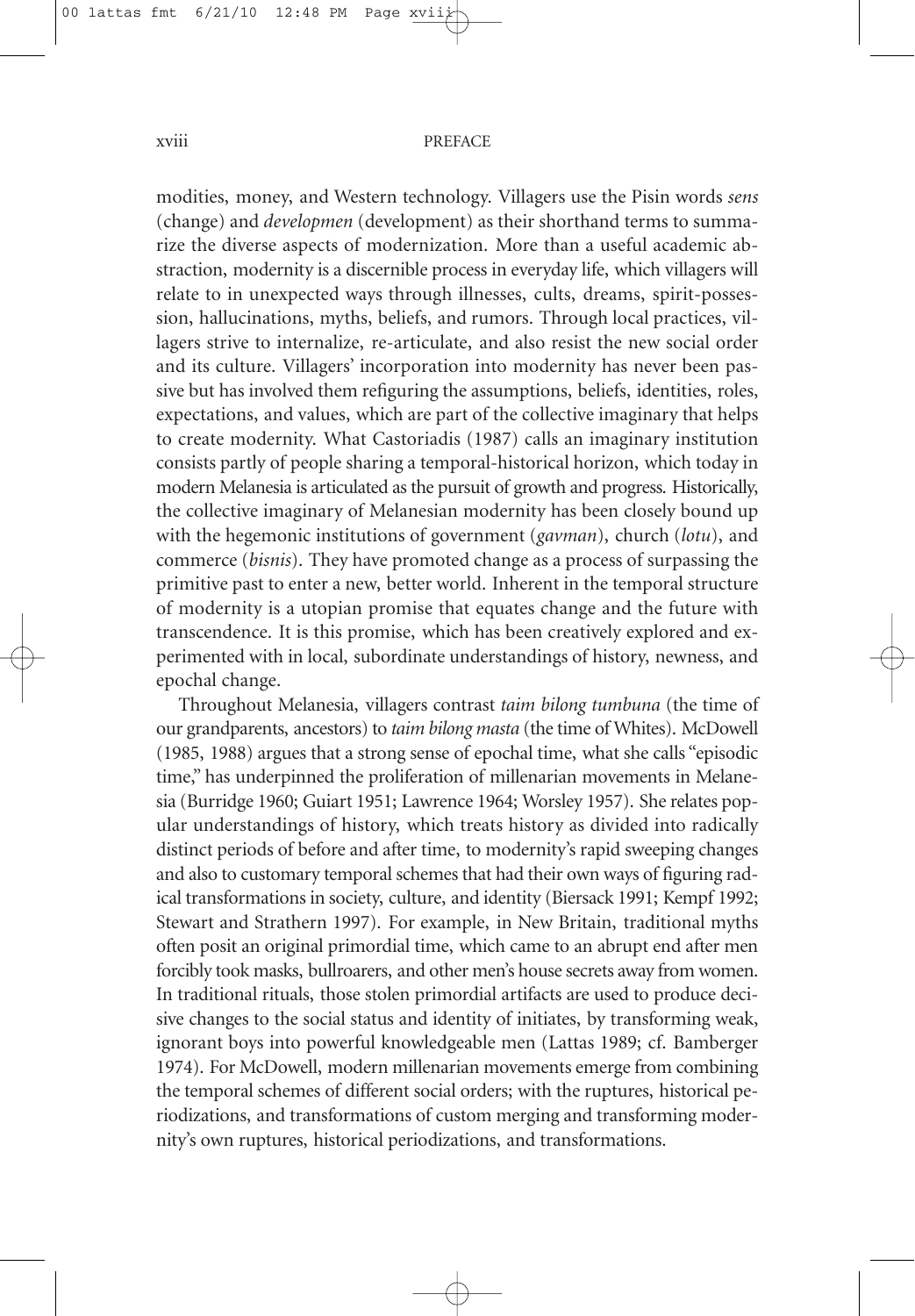modities, money, and Western technology. Villagers use the Pisin words *sens* (change) and *developmen* (development) as their shorthand terms to summarize the diverse aspects of modernization. More than a useful academic abstraction, modernity is a discernible process in everyday life, which villagers will relate to in unexpected ways through illnesses, cults, dreams, spirit-possession, hallucinations, myths, beliefs, and rumors. Through local practices, villagers strive to internalize, re-articulate, and also resist the new social order and its culture. Villagers' incorporation into modernity has never been passive but has involved them refiguring the assumptions, beliefs, identities, roles, expectations, and values, which are part of the collective imaginary that helps to create modernity. What Castoriadis (1987) calls an imaginary institution consists partly of people sharing a temporal-historical horizon, which today in modern Melanesia is articulated as the pursuit of growth and progress. Historically, the collective imaginary of Melanesian modernity has been closely bound up with the hegemonic institutions of government (*gavman*), church (*lotu*), and commerce (*bisnis*). They have promoted change as a process of surpassing the primitive past to enter a new, better world. Inherent in the temporal structure of modernity is a utopian promise that equates change and the future with transcendence. It is this promise, which has been creatively explored and experimented with in local, subordinate understandings of history, newness, and epochal change.

Throughout Melanesia, villagers contrast *taim bilong tumbuna* (the time of our grandparents, ancestors) to *taim bilong masta* (the time of Whites). McDowell (1985, 1988) argues that a strong sense of epochal time, what she calls "episodic time," has underpinned the proliferation of millenarian movements in Melanesia (Burridge 1960; Guiart 1951; Lawrence 1964; Worsley 1957). She relates popular understandings of history, which treats history as divided into radically distinct periods of before and after time, to modernity's rapid sweeping changes and also to customary temporal schemes that had their own ways of figuring radical transformations in society, culture, and identity (Biersack 1991; Kempf 1992; Stewart and Strathern 1997). For example, in New Britain, traditional myths often posit an original primordial time, which came to an abrupt end after men forcibly took masks, bullroarers, and other men's house secrets away from women. In traditional rituals, those stolen primordial artifacts are used to produce decisive changes to the social status and identity of initiates, by transforming weak, ignorant boys into powerful knowledgeable men (Lattas 1989; cf. Bamberger 1974). For McDowell, modern millenarian movements emerge from combining the temporal schemes of different social orders; with the ruptures, historical periodizations, and transformations of custom merging and transforming modernity's own ruptures, historical periodizations, and transformations.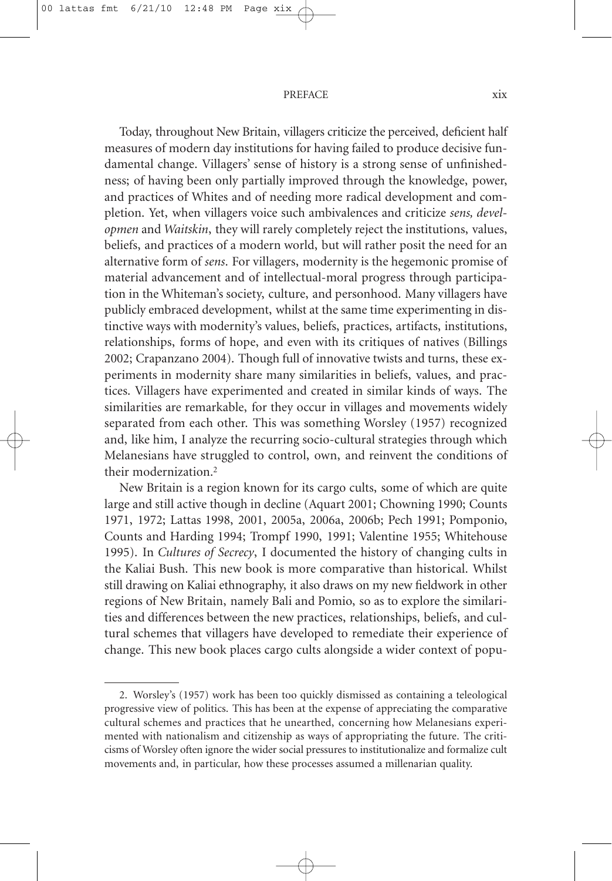Today, throughout New Britain, villagers criticize the perceived, deficient half measures of modern day institutions for having failed to produce decisive fundamental change. Villagers' sense of history is a strong sense of unfinishedness; of having been only partially improved through the knowledge, power, and practices of Whites and of needing more radical development and completion. Yet, when villagers voice such ambivalences and criticize *sens, developmen* and *Waitskin*, they will rarely completely reject the institutions, values, beliefs, and practices of a modern world, but will rather posit the need for an alternative form of *sens*. For villagers, modernity is the hegemonic promise of material advancement and of intellectual-moral progress through participation in the Whiteman's society, culture, and personhood. Many villagers have publicly embraced development, whilst at the same time experimenting in distinctive ways with modernity's values, beliefs, practices, artifacts, institutions, relationships, forms of hope, and even with its critiques of natives (Billings 2002; Crapanzano 2004). Though full of innovative twists and turns, these experiments in modernity share many similarities in beliefs, values, and practices. Villagers have experimented and created in similar kinds of ways. The similarities are remarkable, for they occur in villages and movements widely separated from each other. This was something Worsley (1957) recognized and, like him, I analyze the recurring socio-cultural strategies through which Melanesians have struggled to control, own, and reinvent the conditions of their modernization.[2]

New Britain is a region known for its cargo cults, some of which are quite large and still active though in decline (Aquart 2001; Chowning 1990; Counts 1971, 1972; Lattas 1998, 2001, 2005a, 2006a, 2006b; Pech 1991; Pomponio, Counts and Harding 1994; Trompf 1990, 1991; Valentine 1955; Whitehouse 1995). In *Cultures of Secrecy*, I documented the history of changing cults in the Kaliai Bush. This new book is more comparative than historical. Whilst still drawing on Kaliai ethnography, it also draws on my new fieldwork in other regions of New Britain, namely Bali and Pomio, so as to explore the similarities and differences between the new practices, relationships, beliefs, and cultural schemes that villagers have developed to remediate their experience of change. This new book places cargo cults alongside a wider context of popu-

2. Worsley's (1957) work has been too quickly dismissed as containing a teleological progressive view of politics. This has been at the expense of appreciating the comparative cultural schemes and practices that he unearthed, concerning how Melanesians experimented with nationalism and citizenship as ways of appropriating the future. The criticisms of Worsley often ignore the wider social pressures to institutionalize and formalize cult movements and, in particular, how these processes assumed a millenarian quality.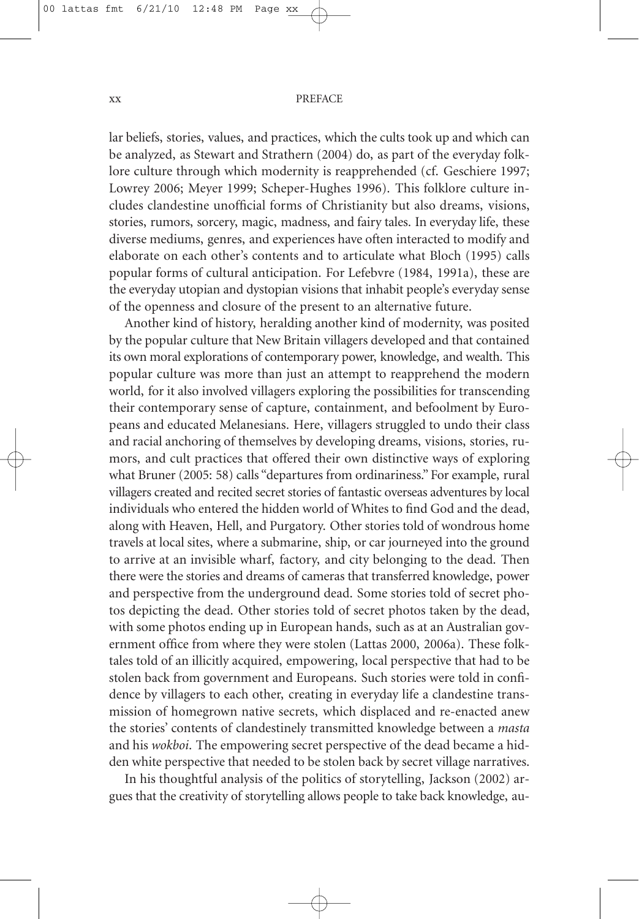lar beliefs, stories, values, and practices, which the cults took up and which can be analyzed, as Stewart and Strathern (2004) do, as part of the everyday folklore culture through which modernity is reapprehended (cf. Geschiere 1997; Lowrey 2006; Meyer 1999; Scheper-Hughes 1996). This folklore culture includes clandestine unofficial forms of Christianity but also dreams, visions, stories, rumors, sorcery, magic, madness, and fairy tales. In everyday life, these diverse mediums, genres, and experiences have often interacted to modify and elaborate on each other's contents and to articulate what Bloch (1995) calls popular forms of cultural anticipation. For Lefebvre (1984, 1991a), these are the everyday utopian and dystopian visions that inhabit people's everyday sense of the openness and closure of the present to an alternative future.

Another kind of history, heralding another kind of modernity, was posited by the popular culture that New Britain villagers developed and that contained its own moral explorations of contemporary power, knowledge, and wealth. This popular culture was more than just an attempt to reapprehend the modern world, for it also involved villagers exploring the possibilities for transcending their contemporary sense of capture, containment, and befoolment by Europeans and educated Melanesians. Here, villagers struggled to undo their class and racial anchoring of themselves by developing dreams, visions, stories, rumors, and cult practices that offered their own distinctive ways of exploring what Bruner (2005: 58) calls "departures from ordinariness." For example, rural villagers created and recited secret stories of fantastic overseas adventures by local individuals who entered the hidden world of Whites to find God and the dead, along with Heaven, Hell, and Purgatory. Other stories told of wondrous home travels at local sites, where a submarine, ship, or car journeyed into the ground to arrive at an invisible wharf, factory, and city belonging to the dead. Then there were the stories and dreams of cameras that transferred knowledge, power and perspective from the underground dead. Some stories told of secret photos depicting the dead. Other stories told of secret photos taken by the dead, with some photos ending up in European hands, such as at an Australian government office from where they were stolen (Lattas 2000, 2006a). These folktales told of an illicitly acquired, empowering, local perspective that had to be stolen back from government and Europeans. Such stories were told in confidence by villagers to each other, creating in everyday life a clandestine transmission of homegrown native secrets, which displaced and re-enacted anew the stories' contents of clandestinely transmitted knowledge between a *masta* and his *wokboi*. The empowering secret perspective of the dead became a hidden white perspective that needed to be stolen back by secret village narratives.

In his thoughtful analysis of the politics of storytelling, Jackson (2002) argues that the creativity of storytelling allows people to take back knowledge, au-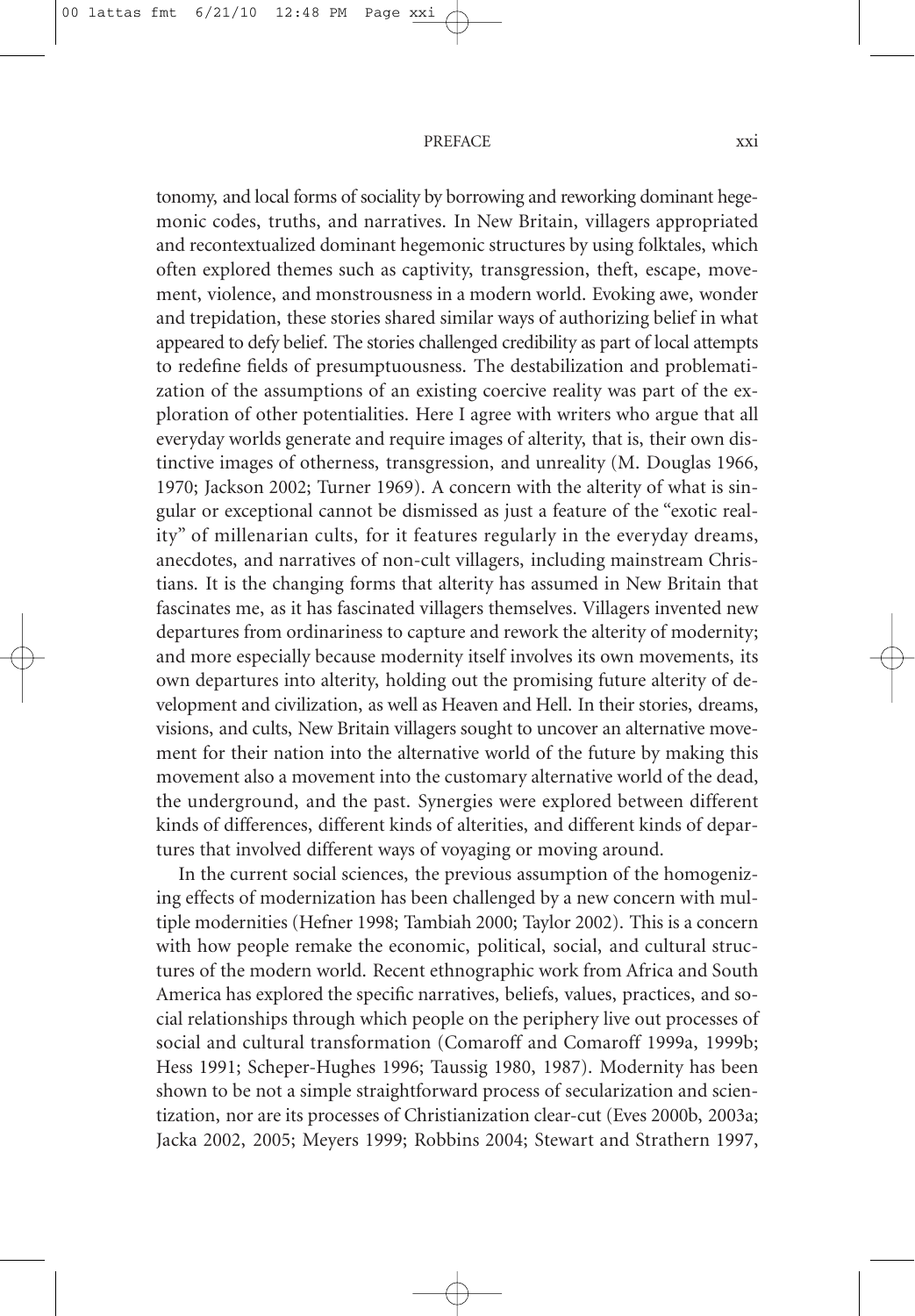tonomy, and local forms of sociality by borrowing and reworking dominant hegemonic codes, truths, and narratives. In New Britain, villagers appropriated and recontextualized dominant hegemonic structures by using folktales, which often explored themes such as captivity, transgression, theft, escape, movement, violence, and monstrousness in a modern world. Evoking awe, wonder and trepidation, these stories shared similar ways of authorizing belief in what appeared to defy belief. The stories challenged credibility as part of local attempts to redefine fields of presumptuousness. The destabilization and problematization of the assumptions of an existing coercive reality was part of the exploration of other potentialities. Here I agree with writers who argue that all everyday worlds generate and require images of alterity, that is, their own distinctive images of otherness, transgression, and unreality (M. Douglas 1966, 1970; Jackson 2002; Turner 1969). A concern with the alterity of what is singular or exceptional cannot be dismissed as just a feature of the "exotic reality" of millenarian cults, for it features regularly in the everyday dreams, anecdotes, and narratives of non-cult villagers, including mainstream Christians. It is the changing forms that alterity has assumed in New Britain that fascinates me, as it has fascinated villagers themselves. Villagers invented new departures from ordinariness to capture and rework the alterity of modernity; and more especially because modernity itself involves its own movements, its own departures into alterity, holding out the promising future alterity of development and civilization, as well as Heaven and Hell. In their stories, dreams, visions, and cults, New Britain villagers sought to uncover an alternative movement for their nation into the alternative world of the future by making this movement also a movement into the customary alternative world of the dead, the underground, and the past. Synergies were explored between different kinds of differences, different kinds of alterities, and different kinds of departures that involved different ways of voyaging or moving around.

In the current social sciences, the previous assumption of the homogenizing effects of modernization has been challenged by a new concern with multiple modernities (Hefner 1998; Tambiah 2000; Taylor 2002). This is a concern with how people remake the economic, political, social, and cultural structures of the modern world. Recent ethnographic work from Africa and South America has explored the specific narratives, beliefs, values, practices, and social relationships through which people on the periphery live out processes of social and cultural transformation (Comaroff and Comaroff 1999a, 1999b; Hess 1991; Scheper-Hughes 1996; Taussig 1980, 1987). Modernity has been shown to be not a simple straightforward process of secularization and scientization, nor are its processes of Christianization clear-cut (Eves 2000b, 2003a; Jacka 2002, 2005; Meyers 1999; Robbins 2004; Stewart and Strathern 1997,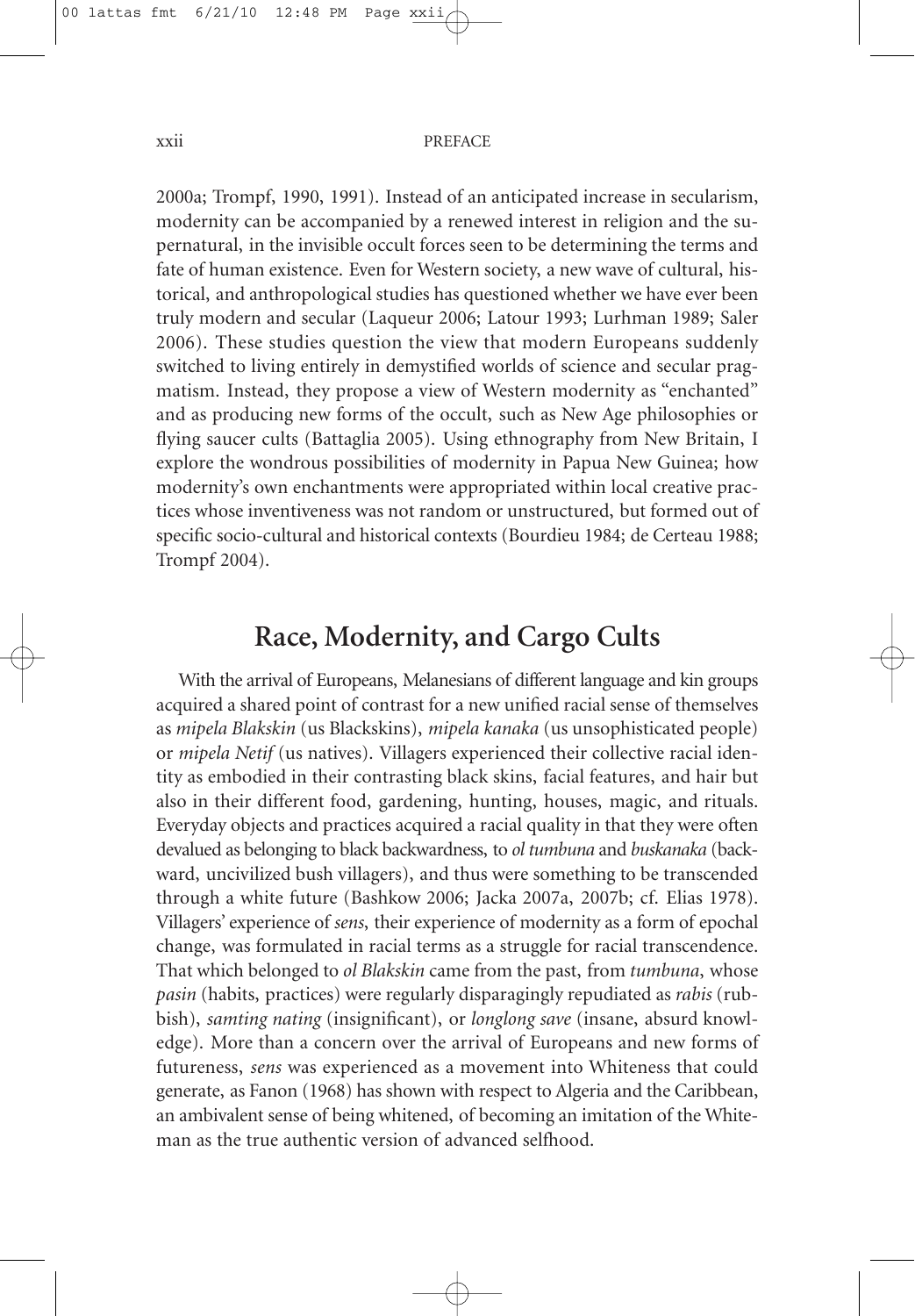2000a; Trompf, 1990, 1991). Instead of an anticipated increase in secularism, modernity can be accompanied by a renewed interest in religion and the supernatural, in the invisible occult forces seen to be determining the terms and fate of human existence. Even for Western society, a new wave of cultural, historical, and anthropological studies has questioned whether we have ever been truly modern and secular (Laqueur 2006; Latour 1993; Lurhman 1989; Saler 2006). These studies question the view that modern Europeans suddenly switched to living entirely in demystified worlds of science and secular pragmatism. Instead, they propose a view of Western modernity as "enchanted" and as producing new forms of the occult, such as New Age philosophies or flying saucer cults (Battaglia 2005). Using ethnography from New Britain, I explore the wondrous possibilities of modernity in Papua New Guinea; how modernity's own enchantments were appropriated within local creative practices whose inventiveness was not random or unstructured, but formed out of specific socio-cultural and historical contexts (Bourdieu 1984; de Certeau 1988; Trompf 2004).

## Race, Modernity, and Cargo Cults

With the arrival of Europeans, Melanesians of different language and kin groups acquired a shared point of contrast for a new unified racial sense of themselves as *mipela Blakskin* (us Blackskins), *mipela kanaka* (us unsophisticated people) or *mipela Netif* (us natives). Villagers experienced their collective racial identity as embodied in their contrasting black skins, facial features, and hair but also in their different food, gardening, hunting, houses, magic, and rituals. Everyday objects and practices acquired a racial quality in that they were often devalued as belonging to black backwardness, to *ol tumbuna* and *buskanaka* (backward, uncivilized bush villagers), and thus were something to be transcended through a white future (Bashkow 2006; Jacka 2007a, 2007b; cf. Elias 1978). Villagers' experience of *sens*, their experience of modernity as a form of epochal change, was formulated in racial terms as a struggle for racial transcendence. That which belonged to *ol Blakskin* came from the past, from *tumbuna*, whose *pasin* (habits, practices) were regularly disparagingly repudiated as *rabis* (rubbish), *samting nating* (insignificant), or *longlong save* (insane, absurd knowledge). More than a concern over the arrival of Europeans and new forms of futureness, *sens* was experienced as a movement into Whiteness that could generate, as Fanon (1968) has shown with respect to Algeria and the Caribbean, an ambivalent sense of being whitened, of becoming an imitation of the Whiteman as the true authentic version of advanced selfhood.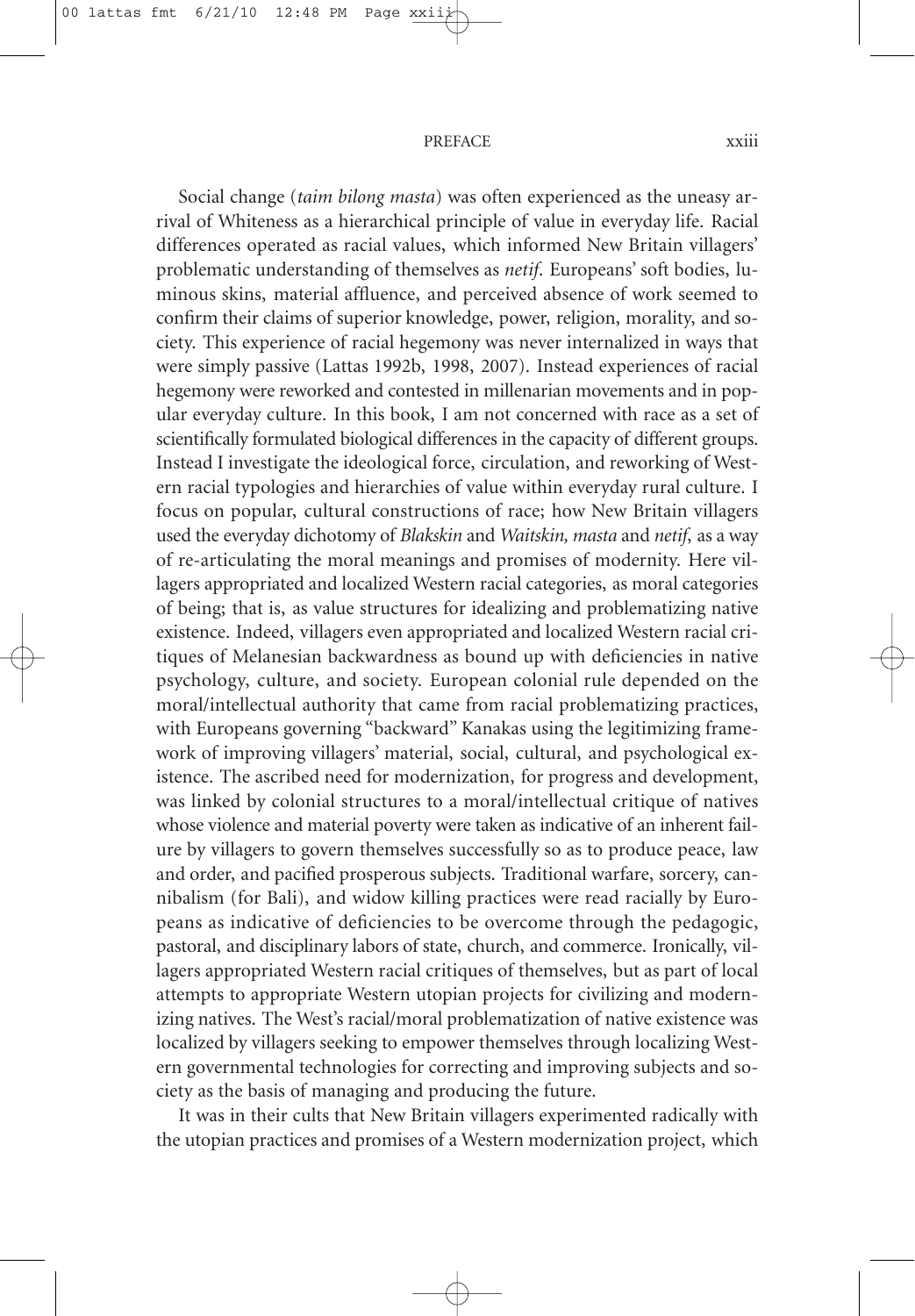Social change (*taim bilong masta*) was often experienced as the uneasy arrival of Whiteness as a hierarchical principle of value in everyday life. Racial differences operated as racial values, which informed New Britain villagers' problematic understanding of themselves as *netif*. Europeans' soft bodies, luminous skins, material affluence, and perceived absence of work seemed to confirm their claims of superior knowledge, power, religion, morality, and society. This experience of racial hegemony was never internalized in ways that were simply passive (Lattas 1992b, 1998, 2007). Instead experiences of racial hegemony were reworked and contested in millenarian movements and in popular everyday culture. In this book, I am not concerned with race as a set of scientifically formulated biological differences in the capacity of different groups. Instead I investigate the ideological force, circulation, and reworking of Western racial typologies and hierarchies of value within everyday rural culture. I focus on popular, cultural constructions of race; how New Britain villagers used the everyday dichotomy of *Blakskin* and *Waitskin, masta* and *netif*, as a way of re-articulating the moral meanings and promises of modernity. Here villagers appropriated and localized Western racial categories, as moral categories of being; that is, as value structures for idealizing and problematizing native existence. Indeed, villagers even appropriated and localized Western racial critiques of Melanesian backwardness as bound up with deficiencies in native psychology, culture, and society. European colonial rule depended on the moral/intellectual authority that came from racial problematizing practices, with Europeans governing "backward" Kanakas using the legitimizing framework of improving villagers' material, social, cultural, and psychological existence. The ascribed need for modernization, for progress and development, was linked by colonial structures to a moral/intellectual critique of natives whose violence and material poverty were taken as indicative of an inherent failure by villagers to govern themselves successfully so as to produce peace, law and order, and pacified prosperous subjects. Traditional warfare, sorcery, cannibalism (for Bali), and widow killing practices were read racially by Europeans as indicative of deficiencies to be overcome through the pedagogic, pastoral, and disciplinary labors of state, church, and commerce. Ironically, villagers appropriated Western racial critiques of themselves, but as part of local attempts to appropriate Western utopian projects for civilizing and modernizing natives. The West's racial/moral problematization of native existence was localized by villagers seeking to empower themselves through localizing Western governmental technologies for correcting and improving subjects and society as the basis of managing and producing the future.

It was in their cults that New Britain villagers experimented radically with the utopian practices and promises of a Western modernization project, which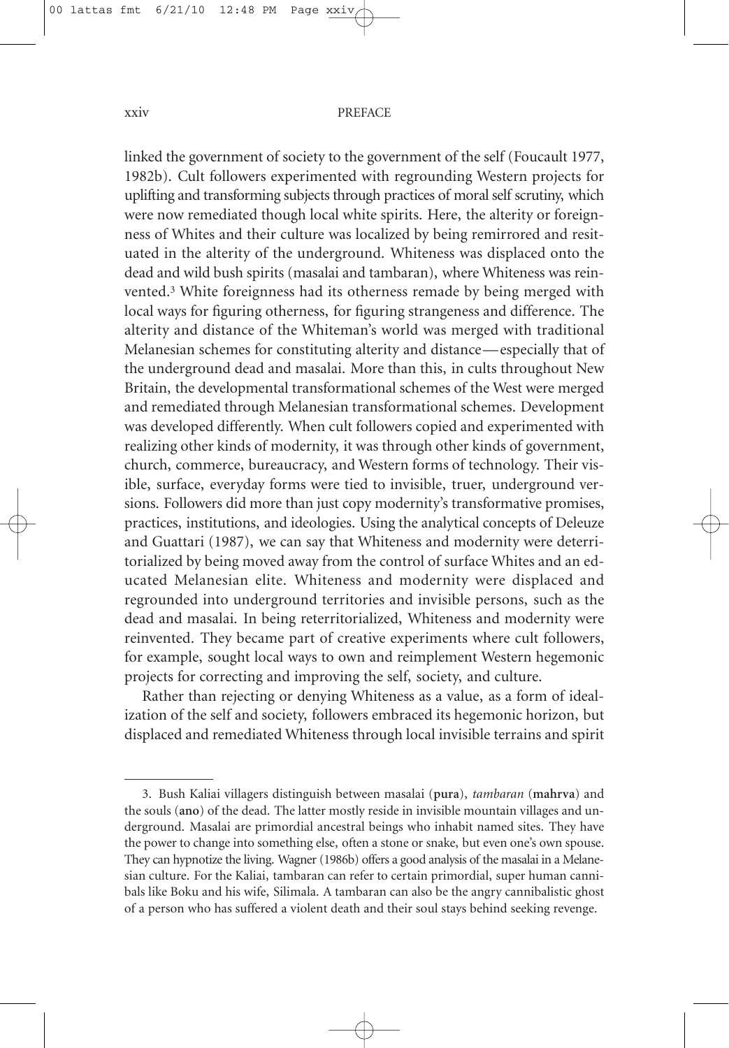linked the government of society to the government of the self (Foucault 1977, 1982b). Cult followers experimented with regrounding Western projects for uplifting and transforming subjects through practices of moral self scrutiny, which were now remediated though local white spirits. Here, the alterity or foreignness of Whites and their culture was localized by being remirrored and resituated in the alterity of the underground. Whiteness was displaced onto the dead and wild bush spirits (masalai and tambaran), where Whiteness was reinvented.[3] White foreignness had its otherness remade by being merged with local ways for figuring otherness, for figuring strangeness and difference. The alterity and distance of the Whiteman's world was merged with traditional Melanesian schemes for constituting alterity and distance—especially that of the underground dead and masalai. More than this, in cults throughout New Britain, the developmental transformational schemes of the West were merged and remediated through Melanesian transformational schemes. Development was developed differently. When cult followers copied and experimented with realizing other kinds of modernity, it was through other kinds of government, church, commerce, bureaucracy, and Western forms of technology. Their visible, surface, everyday forms were tied to invisible, truer, underground versions. Followers did more than just copy modernity's transformative promises, practices, institutions, and ideologies. Using the analytical concepts of Deleuze and Guattari (1987), we can say that Whiteness and modernity were deterritorialized by being moved away from the control of surface Whites and an educated Melanesian elite. Whiteness and modernity were displaced and regrounded into underground territories and invisible persons, such as the dead and masalai. In being reterritorialized, Whiteness and modernity were reinvented. They became part of creative experiments where cult followers, for example, sought local ways to own and reimplement Western hegemonic projects for correcting and improving the self, society, and culture.

Rather than rejecting or denying Whiteness as a value, as a form of idealization of the self and society, followers embraced its hegemonic horizon, but displaced and remediated Whiteness through local invisible terrains and spirit

---

3. Bush Kaliai villagers distinguish between masalai (**pura**), *tambaran* (**mahrva**) and the souls (**ano**) of the dead. The latter mostly reside in invisible mountain villages and underground. Masalai are primordial ancestral beings who inhabit named sites. They have the power to change into something else, often a stone or snake, but even one's own spouse. They can hypnotize the living. Wagner (1986b) offers a good analysis of the masalai in a Melanesian culture. For the Kaliai, tambaran can refer to certain primordial, super human cannibals like Boku and his wife, Silimala. A tambaran can also be the angry cannibalistic ghost of a person who has suffered a violent death and their soul stays behind seeking revenge.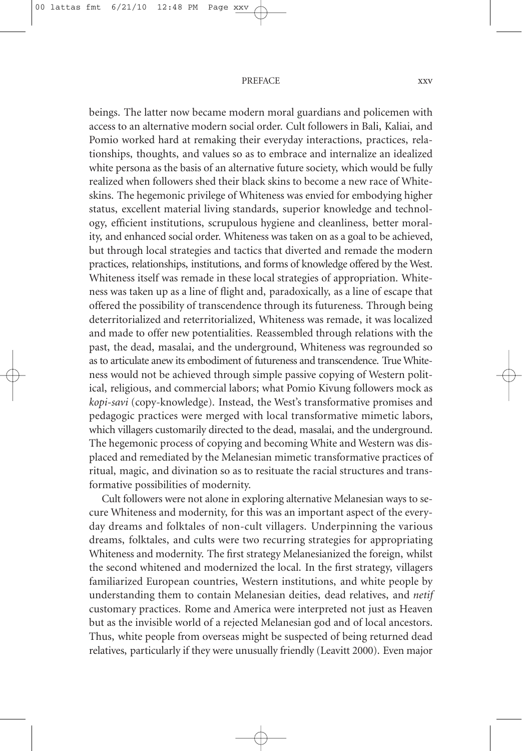beings. The latter now became modern moral guardians and policemen with access to an alternative modern social order. Cult followers in Bali, Kaliai, and Pomio worked hard at remaking their everyday interactions, practices, relationships, thoughts, and values so as to embrace and internalize an idealized white persona as the basis of an alternative future society, which would be fully realized when followers shed their black skins to become a new race of Whiteskins. The hegemonic privilege of Whiteness was envied for embodying higher status, excellent material living standards, superior knowledge and technology, efficient institutions, scrupulous hygiene and cleanliness, better morality, and enhanced social order. Whiteness was taken on as a goal to be achieved, but through local strategies and tactics that diverted and remade the modern practices, relationships, institutions, and forms of knowledge offered by the West. Whiteness itself was remade in these local strategies of appropriation. Whiteness was taken up as a line of flight and, paradoxically, as a line of escape that offered the possibility of transcendence through its futureness. Through being deterritorialized and reterritorialized, Whiteness was remade, it was localized and made to offer new potentialities. Reassembled through relations with the past, the dead, masalai, and the underground, Whiteness was regrounded so as to articulate anew its embodiment of futureness and transcendence. True Whiteness would not be achieved through simple passive copying of Western political, religious, and commercial labors; what Pomio Kivung followers mock as *kopi-savi* (copy-knowledge). Instead, the West's transformative promises and pedagogic practices were merged with local transformative mimetic labors, which villagers customarily directed to the dead, masalai, and the underground. The hegemonic process of copying and becoming White and Western was displaced and remediated by the Melanesian mimetic transformative practices of ritual, magic, and divination so as to resituate the racial structures and transformative possibilities of modernity.

Cult followers were not alone in exploring alternative Melanesian ways to secure Whiteness and modernity, for this was an important aspect of the everyday dreams and folktales of non-cult villagers. Underpinning the various dreams, folktales, and cults were two recurring strategies for appropriating Whiteness and modernity. The first strategy Melanesianized the foreign, whilst the second whitened and modernized the local. In the first strategy, villagers familiarized European countries, Western institutions, and white people by understanding them to contain Melanesian deities, dead relatives, and *netif* customary practices. Rome and America were interpreted not just as Heaven but as the invisible world of a rejected Melanesian god and of local ancestors. Thus, white people from overseas might be suspected of being returned dead relatives, particularly if they were unusually friendly (Leavitt 2000). Even major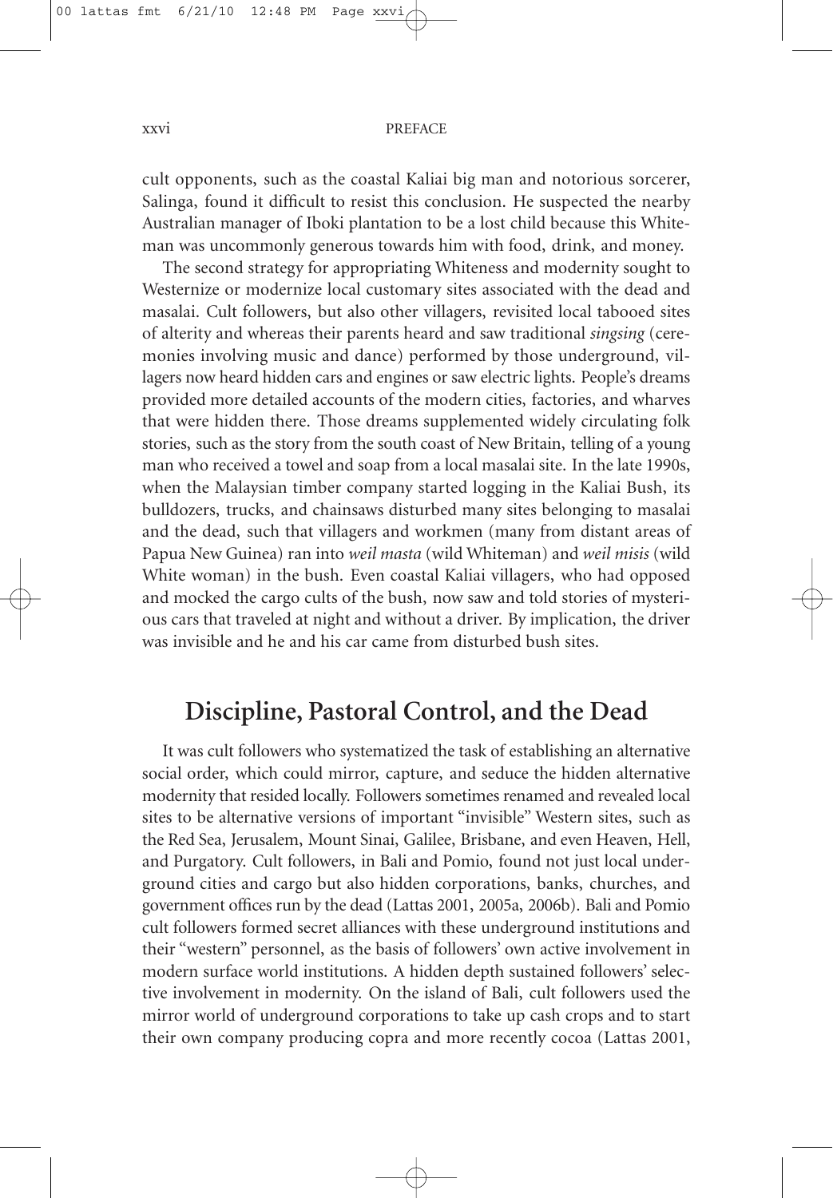cult opponents, such as the coastal Kaliai big man and notorious sorcerer, Salinga, found it difficult to resist this conclusion. He suspected the nearby Australian manager of Iboki plantation to be a lost child because this Whiteman was uncommonly generous towards him with food, drink, and money.

The second strategy for appropriating Whiteness and modernity sought to Westernize or modernize local customary sites associated with the dead and masalai. Cult followers, but also other villagers, revisited local tabooed sites of alterity and whereas their parents heard and saw traditional *singsing* (ceremonies involving music and dance) performed by those underground, villagers now heard hidden cars and engines or saw electric lights. People's dreams provided more detailed accounts of the modern cities, factories, and wharves that were hidden there. Those dreams supplemented widely circulating folk stories, such as the story from the south coast of New Britain, telling of a young man who received a towel and soap from a local masalai site. In the late 1990s, when the Malaysian timber company started logging in the Kaliai Bush, its bulldozers, trucks, and chainsaws disturbed many sites belonging to masalai and the dead, such that villagers and workmen (many from distant areas of Papua New Guinea) ran into *weil masta* (wild Whiteman) and *weil misis* (wild White woman) in the bush. Even coastal Kaliai villagers, who had opposed and mocked the cargo cults of the bush, now saw and told stories of mysterious cars that traveled at night and without a driver. By implication, the driver was invisible and he and his car came from disturbed bush sites.

## Discipline, Pastoral Control, and the Dead

It was cult followers who systematized the task of establishing an alternative social order, which could mirror, capture, and seduce the hidden alternative modernity that resided locally. Followers sometimes renamed and revealed local sites to be alternative versions of important "invisible" Western sites, such as the Red Sea, Jerusalem, Mount Sinai, Galilee, Brisbane, and even Heaven, Hell, and Purgatory. Cult followers, in Bali and Pomio, found not just local underground cities and cargo but also hidden corporations, banks, churches, and government offices run by the dead (Lattas 2001, 2005a, 2006b). Bali and Pomio cult followers formed secret alliances with these underground institutions and their "western" personnel, as the basis of followers' own active involvement in modern surface world institutions. A hidden depth sustained followers' selective involvement in modernity. On the island of Bali, cult followers used the mirror world of underground corporations to take up cash crops and to start their own company producing copra and more recently cocoa (Lattas 2001,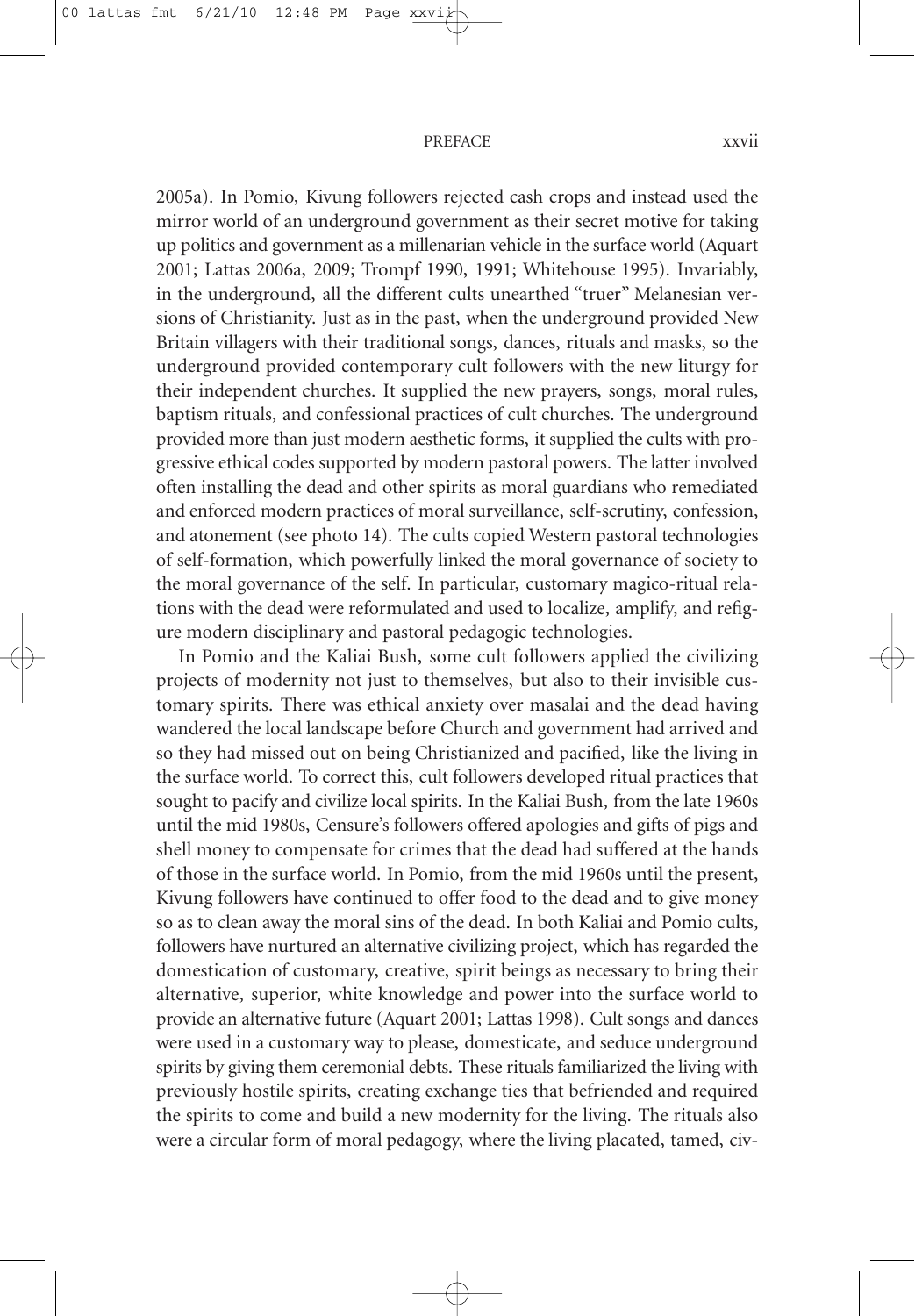2005a). In Pomio, Kivung followers rejected cash crops and instead used the mirror world of an underground government as their secret motive for taking up politics and government as a millenarian vehicle in the surface world (Aquart 2001; Lattas 2006a, 2009; Trompf 1990, 1991; Whitehouse 1995). Invariably, in the underground, all the different cults unearthed "truer" Melanesian versions of Christianity. Just as in the past, when the underground provided New Britain villagers with their traditional songs, dances, rituals and masks, so the underground provided contemporary cult followers with the new liturgy for their independent churches. It supplied the new prayers, songs, moral rules, baptism rituals, and confessional practices of cult churches. The underground provided more than just modern aesthetic forms, it supplied the cults with progressive ethical codes supported by modern pastoral powers. The latter involved often installing the dead and other spirits as moral guardians who remediated and enforced modern practices of moral surveillance, self-scrutiny, confession, and atonement (see photo 14). The cults copied Western pastoral technologies of self-formation, which powerfully linked the moral governance of society to the moral governance of the self. In particular, customary magico-ritual relations with the dead were reformulated and used to localize, amplify, and refigure modern disciplinary and pastoral pedagogic technologies.

In Pomio and the Kaliai Bush, some cult followers applied the civilizing projects of modernity not just to themselves, but also to their invisible customary spirits. There was ethical anxiety over masalai and the dead having wandered the local landscape before Church and government had arrived and so they had missed out on being Christianized and pacified, like the living in the surface world. To correct this, cult followers developed ritual practices that sought to pacify and civilize local spirits. In the Kaliai Bush, from the late 1960s until the mid 1980s, Censure's followers offered apologies and gifts of pigs and shell money to compensate for crimes that the dead had suffered at the hands of those in the surface world. In Pomio, from the mid 1960s until the present, Kivung followers have continued to offer food to the dead and to give money so as to clean away the moral sins of the dead. In both Kaliai and Pomio cults, followers have nurtured an alternative civilizing project, which has regarded the domestication of customary, creative, spirit beings as necessary to bring their alternative, superior, white knowledge and power into the surface world to provide an alternative future (Aquart 2001; Lattas 1998). Cult songs and dances were used in a customary way to please, domesticate, and seduce underground spirits by giving them ceremonial debts. These rituals familiarized the living with previously hostile spirits, creating exchange ties that befriended and required the spirits to come and build a new modernity for the living. The rituals also were a circular form of moral pedagogy, where the living placated, tamed, civ-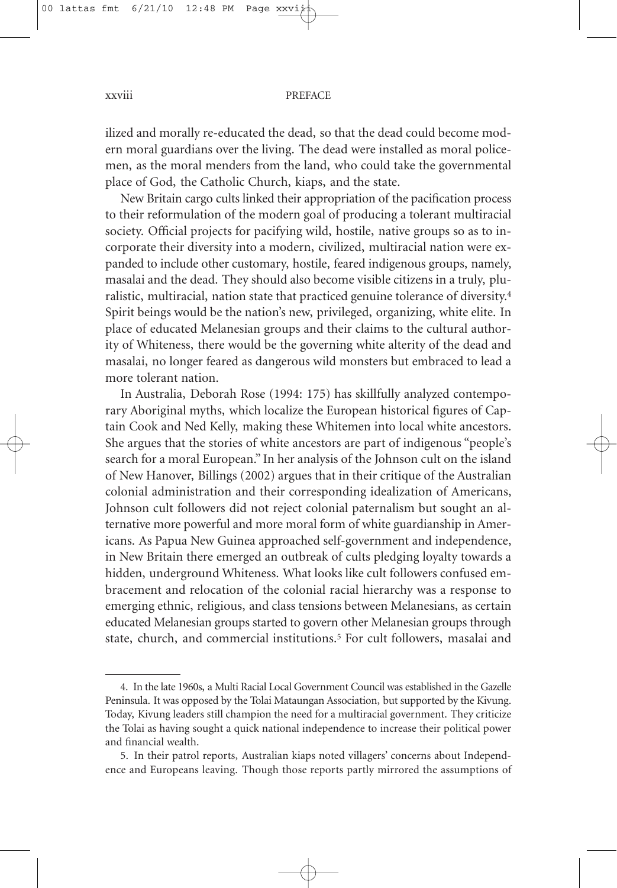ilized and morally re-educated the dead, so that the dead could become modern moral guardians over the living. The dead were installed as moral policemen, as the moral menders from the land, who could take the governmental place of God, the Catholic Church, kiaps, and the state.

New Britain cargo cults linked their appropriation of the pacification process to their reformulation of the modern goal of producing a tolerant multiracial society. Official projects for pacifying wild, hostile, native groups so as to incorporate their diversity into a modern, civilized, multiracial nation were expanded to include other customary, hostile, feared indigenous groups, namely, masalai and the dead. They should also become visible citizens in a truly, pluralistic, multiracial, nation state that practiced genuine tolerance of diversity.[4] Spirit beings would be the nation's new, privileged, organizing, white elite. In place of educated Melanesian groups and their claims to the cultural authority of Whiteness, there would be the governing white alterity of the dead and masalai, no longer feared as dangerous wild monsters but embraced to lead a more tolerant nation.

In Australia, Deborah Rose (1994: 175) has skillfully analyzed contemporary Aboriginal myths, which localize the European historical figures of Captain Cook and Ned Kelly, making these Whitemen into local white ancestors. She argues that the stories of white ancestors are part of indigenous "people's search for a moral European." In her analysis of the Johnson cult on the island of New Hanover, Billings (2002) argues that in their critique of the Australian colonial administration and their corresponding idealization of Americans, Johnson cult followers did not reject colonial paternalism but sought an alternative more powerful and more moral form of white guardianship in Americans. As Papua New Guinea approached self-government and independence, in New Britain there emerged an outbreak of cults pledging loyalty towards a hidden, underground Whiteness. What looks like cult followers confused embracement and relocation of the colonial racial hierarchy was a response to emerging ethnic, religious, and class tensions between Melanesians, as certain educated Melanesian groups started to govern other Melanesian groups through state, church, and commercial institutions.[5] For cult followers, masalai and

---

4. In the late 1960s, a Multi Racial Local Government Council was established in the Gazelle Peninsula. It was opposed by the Tolai Mataungan Association, but supported by the Kivung. Today, Kivung leaders still champion the need for a multiracial government. They criticize the Tolai as having sought a quick national independence to increase their political power and financial wealth.

5. In their patrol reports, Australian kiaps noted villagers' concerns about Independence and Europeans leaving. Though those reports partly mirrored the assumptions of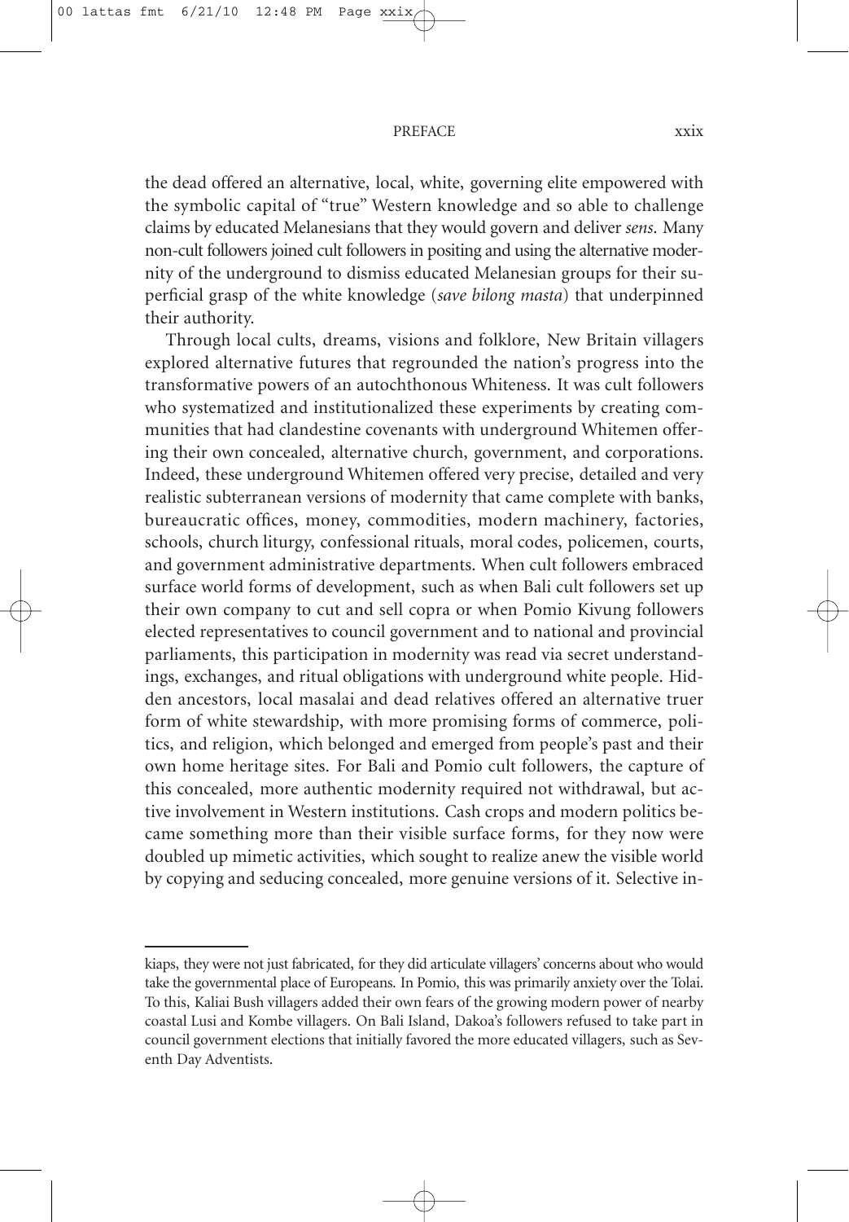the dead offered an alternative, local, white, governing elite empowered with the symbolic capital of "true" Western knowledge and so able to challenge claims by educated Melanesians that they would govern and deliver *sens*. Many non-cult followers joined cult followers in positing and using the alternative modernity of the underground to dismiss educated Melanesian groups for their superficial grasp of the white knowledge (*save bilong masta*) that underpinned their authority.

Through local cults, dreams, visions and folklore, New Britain villagers explored alternative futures that regrounded the nation's progress into the transformative powers of an autochthonous Whiteness. It was cult followers who systematized and institutionalized these experiments by creating communities that had clandestine covenants with underground Whitemen offering their own concealed, alternative church, government, and corporations. Indeed, these underground Whitemen offered very precise, detailed and very realistic subterranean versions of modernity that came complete with banks, bureaucratic offices, money, commodities, modern machinery, factories, schools, church liturgy, confessional rituals, moral codes, policemen, courts, and government administrative departments. When cult followers embraced surface world forms of development, such as when Bali cult followers set up their own company to cut and sell copra or when Pomio Kivung followers elected representatives to council government and to national and provincial parliaments, this participation in modernity was read via secret understandings, exchanges, and ritual obligations with underground white people. Hidden ancestors, local masalai and dead relatives offered an alternative truer form of white stewardship, with more promising forms of commerce, politics, and religion, which belonged and emerged from people's past and their own home heritage sites. For Bali and Pomio cult followers, the capture of this concealed, more authentic modernity required not withdrawal, but active involvement in Western institutions. Cash crops and modern politics became something more than their visible surface forms, for they now were doubled up mimetic activities, which sought to realize anew the visible world by copying and seducing concealed, more genuine versions of it. Selective in-

---

kiaps, they were not just fabricated, for they did articulate villagers' concerns about who would take the governmental place of Europeans. In Pomio, this was primarily anxiety over the Tolai. To this, Kaliai Bush villagers added their own fears of the growing modern power of nearby coastal Lusi and Kombe villagers. On Bali Island, Dakoa's followers refused to take part in council government elections that initially favored the more educated villagers, such as Seventh Day Adventists.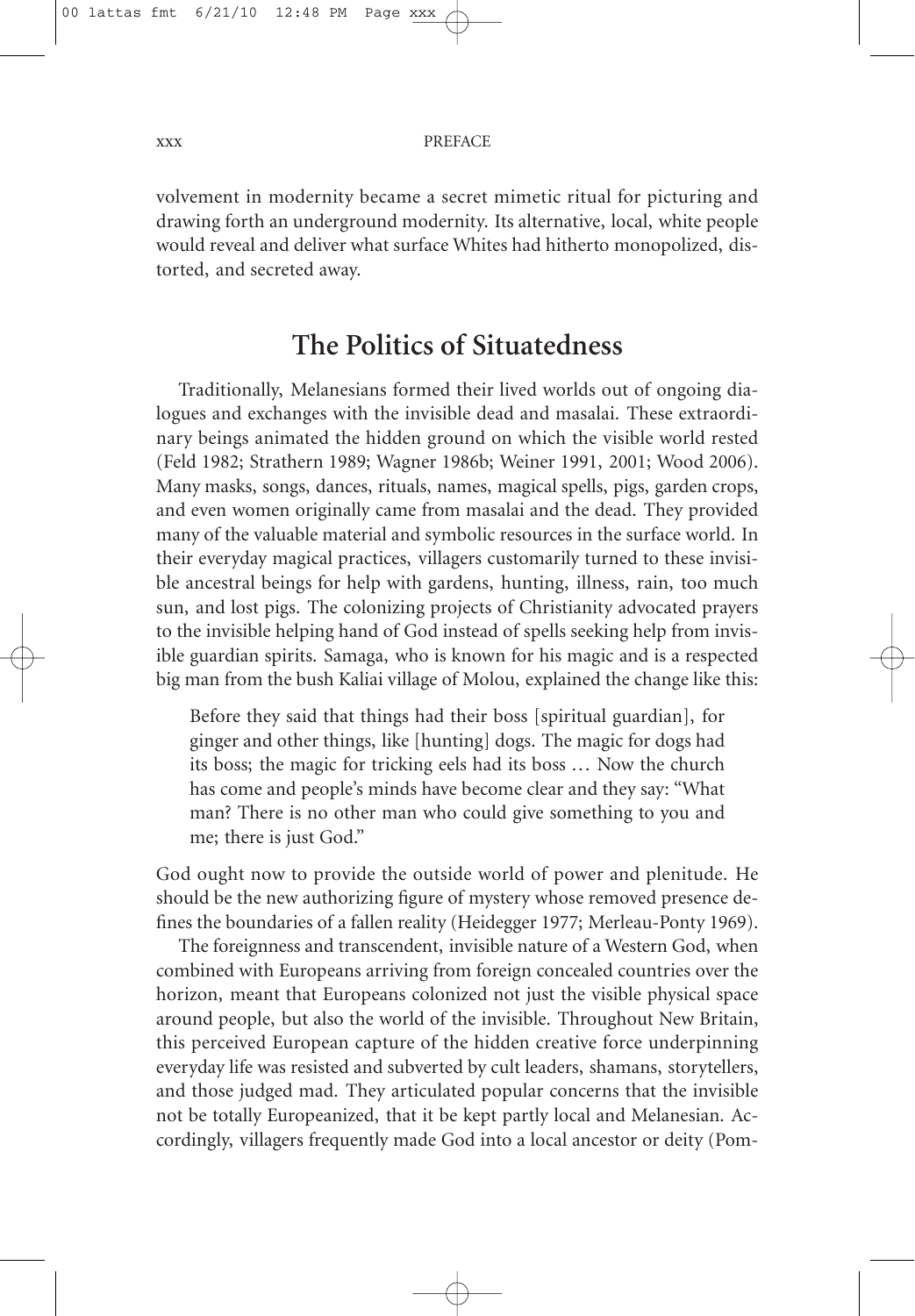volvement in modernity became a secret mimetic ritual for picturing and drawing forth an underground modernity. Its alternative, local, white people would reveal and deliver what surface Whites had hitherto monopolized, distorted, and secreted away.

## The Politics of Situatedness

Traditionally, Melanesians formed their lived worlds out of ongoing dialogues and exchanges with the invisible dead and masalai. These extraordinary beings animated the hidden ground on which the visible world rested (Feld 1982; Strathern 1989; Wagner 1986b; Weiner 1991, 2001; Wood 2006). Many masks, songs, dances, rituals, names, magical spells, pigs, garden crops, and even women originally came from masalai and the dead. They provided many of the valuable material and symbolic resources in the surface world. In their everyday magical practices, villagers customarily turned to these invisible ancestral beings for help with gardens, hunting, illness, rain, too much sun, and lost pigs. The colonizing projects of Christianity advocated prayers to the invisible helping hand of God instead of spells seeking help from invisible guardian spirits. Samaga, who is known for his magic and is a respected big man from the bush Kaliai village of Molou, explained the change like this:

> Before they said that things had their boss [spiritual guardian], for ginger and other things, like [hunting] dogs. The magic for dogs had its boss; the magic for tricking eels had its boss … Now the church has come and people's minds have become clear and they say: "What man? There is no other man who could give something to you and me; there is just God."

God ought now to provide the outside world of power and plenitude. He should be the new authorizing figure of mystery whose removed presence defines the boundaries of a fallen reality (Heidegger 1977; Merleau-Ponty 1969).

The foreignness and transcendent, invisible nature of a Western God, when combined with Europeans arriving from foreign concealed countries over the horizon, meant that Europeans colonized not just the visible physical space around people, but also the world of the invisible. Throughout New Britain, this perceived European capture of the hidden creative force underpinning everyday life was resisted and subverted by cult leaders, shamans, storytellers, and those judged mad. They articulated popular concerns that the invisible not be totally Europeanized, that it be kept partly local and Melanesian. Accordingly, villagers frequently made God into a local ancestor or deity (Pom-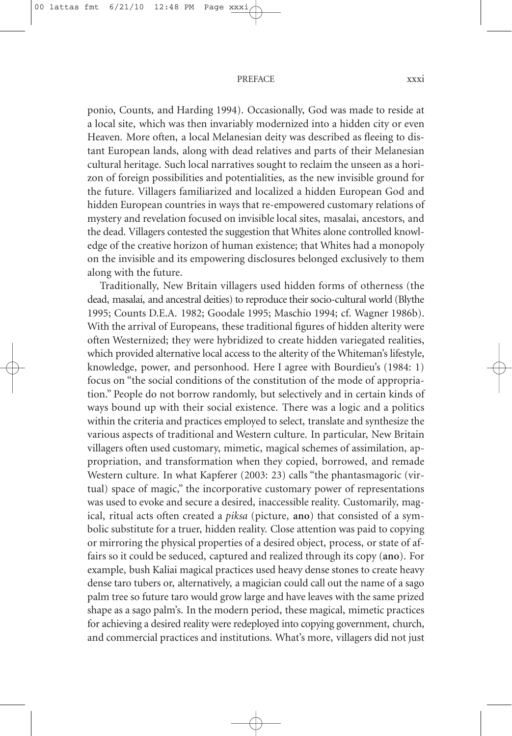ponio, Counts, and Harding 1994). Occasionally, God was made to reside at a local site, which was then invariably modernized into a hidden city or even Heaven. More often, a local Melanesian deity was described as fleeing to distant European lands, along with dead relatives and parts of their Melanesian cultural heritage. Such local narratives sought to reclaim the unseen as a horizon of foreign possibilities and potentialities, as the new invisible ground for the future. Villagers familiarized and localized a hidden European God and hidden European countries in ways that re-empowered customary relations of mystery and revelation focused on invisible local sites, masalai, ancestors, and the dead. Villagers contested the suggestion that Whites alone controlled knowledge of the creative horizon of human existence; that Whites had a monopoly on the invisible and its empowering disclosures belonged exclusively to them along with the future.

Traditionally, New Britain villagers used hidden forms of otherness (the dead, masalai, and ancestral deities) to reproduce their socio-cultural world (Blythe 1995; Counts D.E.A. 1982; Goodale 1995; Maschio 1994; cf. Wagner 1986b). With the arrival of Europeans, these traditional figures of hidden alterity were often Westernized; they were hybridized to create hidden variegated realities, which provided alternative local access to the alterity of the Whiteman's lifestyle, knowledge, power, and personhood. Here I agree with Bourdieu's (1984: 1) focus on "the social conditions of the constitution of the mode of appropriation." People do not borrow randomly, but selectively and in certain kinds of ways bound up with their social existence. There was a logic and a politics within the criteria and practices employed to select, translate and synthesize the various aspects of traditional and Western culture. In particular, New Britain villagers often used customary, mimetic, magical schemes of assimilation, appropriation, and transformation when they copied, borrowed, and remade Western culture. In what Kapferer (2003: 23) calls "the phantasmagoric (virtual) space of magic," the incorporative customary power of representations was used to evoke and secure a desired, inaccessible reality. Customarily, magical, ritual acts often created a *piksa* (picture, **ano**) that consisted of a symbolic substitute for a truer, hidden reality. Close attention was paid to copying or mirroring the physical properties of a desired object, process, or state of affairs so it could be seduced, captured and realized through its copy (**ano**). For example, bush Kaliai magical practices used heavy dense stones to create heavy dense taro tubers or, alternatively, a magician could call out the name of a sago palm tree so future taro would grow large and have leaves with the same prized shape as a sago palm's. In the modern period, these magical, mimetic practices for achieving a desired reality were redeployed into copying government, church, and commercial practices and institutions. What's more, villagers did not just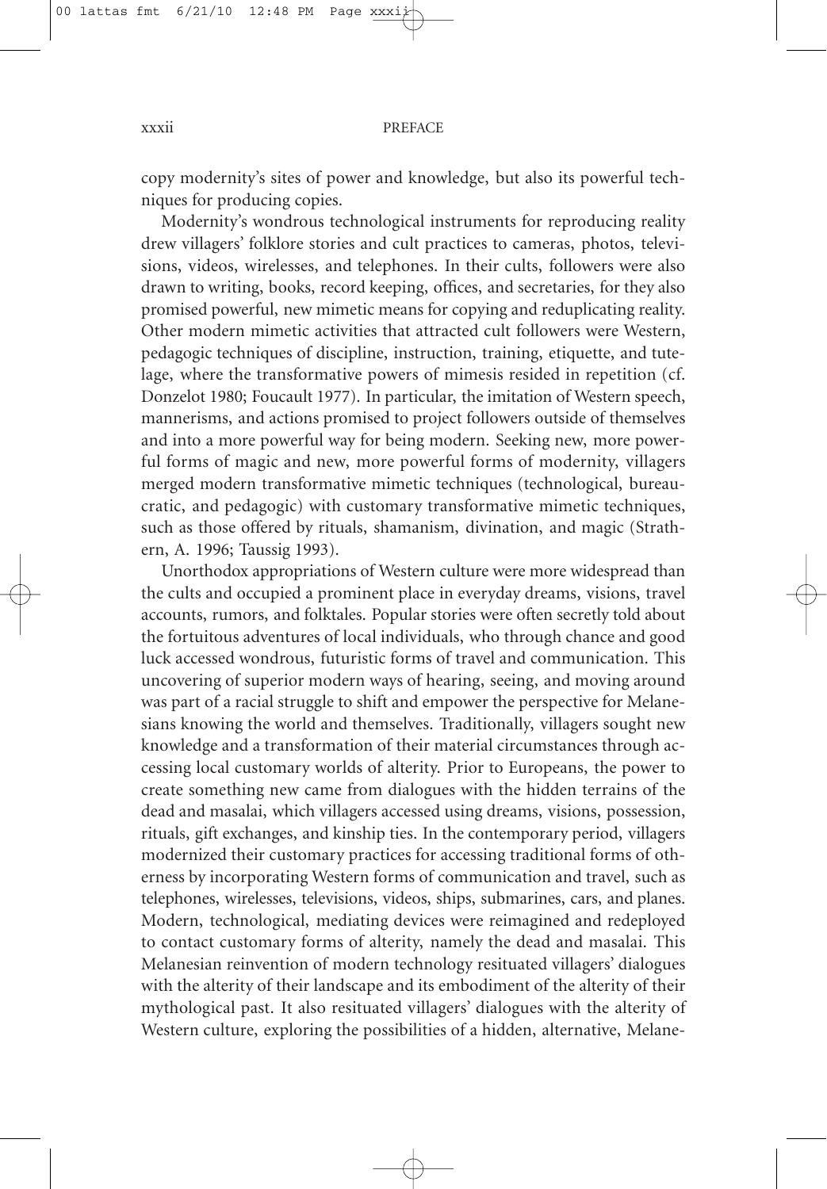copy modernity's sites of power and knowledge, but also its powerful techniques for producing copies.

Modernity's wondrous technological instruments for reproducing reality drew villagers' folklore stories and cult practices to cameras, photos, televisions, videos, wirelesses, and telephones. In their cults, followers were also drawn to writing, books, record keeping, offices, and secretaries, for they also promised powerful, new mimetic means for copying and reduplicating reality. Other modern mimetic activities that attracted cult followers were Western, pedagogic techniques of discipline, instruction, training, etiquette, and tutelage, where the transformative powers of mimesis resided in repetition (cf. Donzelot 1980; Foucault 1977). In particular, the imitation of Western speech, mannerisms, and actions promised to project followers outside of themselves and into a more powerful way for being modern. Seeking new, more powerful forms of magic and new, more powerful forms of modernity, villagers merged modern transformative mimetic techniques (technological, bureaucratic, and pedagogic) with customary transformative mimetic techniques, such as those offered by rituals, shamanism, divination, and magic (Strathern, A. 1996; Taussig 1993).

Unorthodox appropriations of Western culture were more widespread than the cults and occupied a prominent place in everyday dreams, visions, travel accounts, rumors, and folktales. Popular stories were often secretly told about the fortuitous adventures of local individuals, who through chance and good luck accessed wondrous, futuristic forms of travel and communication. This uncovering of superior modern ways of hearing, seeing, and moving around was part of a racial struggle to shift and empower the perspective for Melanesians knowing the world and themselves. Traditionally, villagers sought new knowledge and a transformation of their material circumstances through accessing local customary worlds of alterity. Prior to Europeans, the power to create something new came from dialogues with the hidden terrains of the dead and masalai, which villagers accessed using dreams, visions, possession, rituals, gift exchanges, and kinship ties. In the contemporary period, villagers modernized their customary practices for accessing traditional forms of otherness by incorporating Western forms of communication and travel, such as telephones, wirelesses, televisions, videos, ships, submarines, cars, and planes. Modern, technological, mediating devices were reimagined and redeployed to contact customary forms of alterity, namely the dead and masalai. This Melanesian reinvention of modern technology resituated villagers' dialogues with the alterity of their landscape and its embodiment of the alterity of their mythological past. It also resituated villagers' dialogues with the alterity of Western culture, exploring the possibilities of a hidden, alternative, Melane-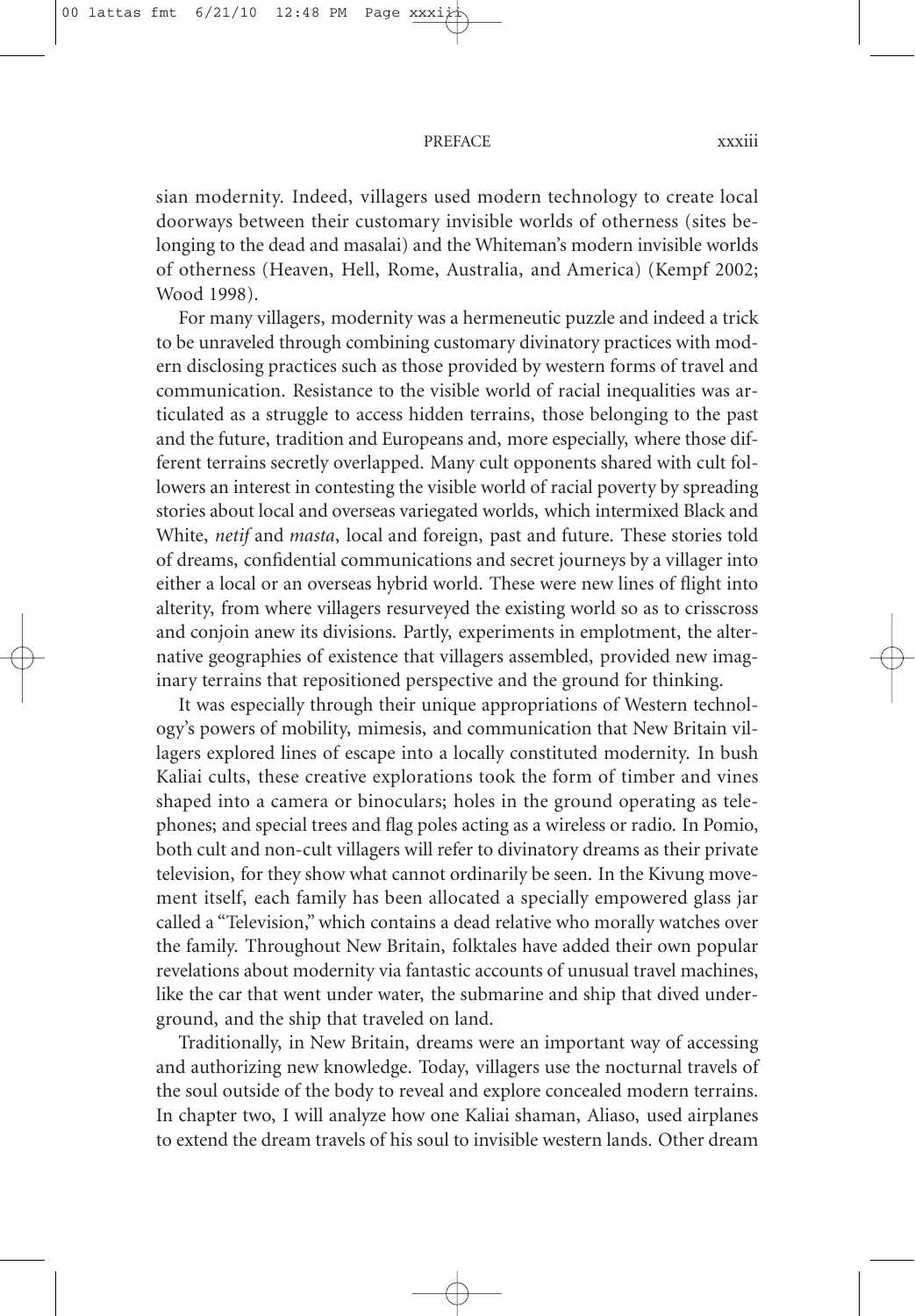sian modernity. Indeed, villagers used modern technology to create local doorways between their customary invisible worlds of otherness (sites belonging to the dead and masalai) and the Whiteman's modern invisible worlds of otherness (Heaven, Hell, Rome, Australia, and America) (Kempf 2002; Wood 1998).

For many villagers, modernity was a hermeneutic puzzle and indeed a trick to be unraveled through combining customary divinatory practices with modern disclosing practices such as those provided by western forms of travel and communication. Resistance to the visible world of racial inequalities was articulated as a struggle to access hidden terrains, those belonging to the past and the future, tradition and Europeans and, more especially, where those different terrains secretly overlapped. Many cult opponents shared with cult followers an interest in contesting the visible world of racial poverty by spreading stories about local and overseas variegated worlds, which intermixed Black and White, *netif* and *masta*, local and foreign, past and future. These stories told of dreams, confidential communications and secret journeys by a villager into either a local or an overseas hybrid world. These were new lines of flight into alterity, from where villagers resurveyed the existing world so as to crisscross and conjoin anew its divisions. Partly, experiments in emplotment, the alternative geographies of existence that villagers assembled, provided new imaginary terrains that repositioned perspective and the ground for thinking.

It was especially through their unique appropriations of Western technology's powers of mobility, mimesis, and communication that New Britain villagers explored lines of escape into a locally constituted modernity. In bush Kaliai cults, these creative explorations took the form of timber and vines shaped into a camera or binoculars; holes in the ground operating as telephones; and special trees and flag poles acting as a wireless or radio. In Pomio, both cult and non-cult villagers will refer to divinatory dreams as their private television, for they show what cannot ordinarily be seen. In the Kivung movement itself, each family has been allocated a specially empowered glass jar called a "Television," which contains a dead relative who morally watches over the family. Throughout New Britain, folktales have added their own popular revelations about modernity via fantastic accounts of unusual travel machines, like the car that went under water, the submarine and ship that dived underground, and the ship that traveled on land.

Traditionally, in New Britain, dreams were an important way of accessing and authorizing new knowledge. Today, villagers use the nocturnal travels of the soul outside of the body to reveal and explore concealed modern terrains. In chapter two, I will analyze how one Kaliai shaman, Aliaso, used airplanes to extend the dream travels of his soul to invisible western lands. Other dream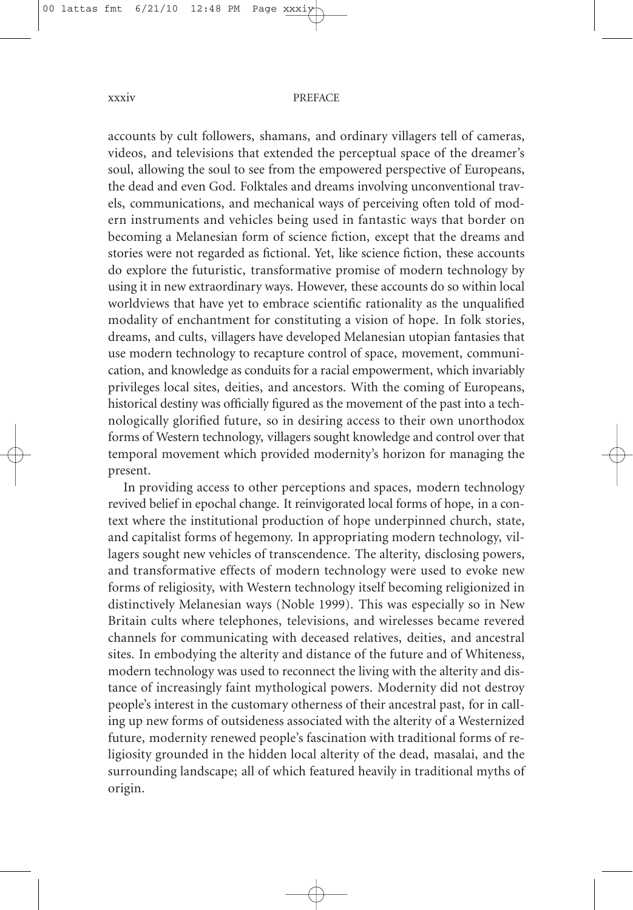accounts by cult followers, shamans, and ordinary villagers tell of cameras, videos, and televisions that extended the perceptual space of the dreamer's soul, allowing the soul to see from the empowered perspective of Europeans, the dead and even God. Folktales and dreams involving unconventional travels, communications, and mechanical ways of perceiving often told of modern instruments and vehicles being used in fantastic ways that border on becoming a Melanesian form of science fiction, except that the dreams and stories were not regarded as fictional. Yet, like science fiction, these accounts do explore the futuristic, transformative promise of modern technology by using it in new extraordinary ways. However, these accounts do so within local worldviews that have yet to embrace scientific rationality as the unqualified modality of enchantment for constituting a vision of hope. In folk stories, dreams, and cults, villagers have developed Melanesian utopian fantasies that use modern technology to recapture control of space, movement, communication, and knowledge as conduits for a racial empowerment, which invariably privileges local sites, deities, and ancestors. With the coming of Europeans, historical destiny was officially figured as the movement of the past into a technologically glorified future, so in desiring access to their own unorthodox forms of Western technology, villagers sought knowledge and control over that temporal movement which provided modernity's horizon for managing the present.

In providing access to other perceptions and spaces, modern technology revived belief in epochal change. It reinvigorated local forms of hope, in a context where the institutional production of hope underpinned church, state, and capitalist forms of hegemony. In appropriating modern technology, villagers sought new vehicles of transcendence. The alterity, disclosing powers, and transformative effects of modern technology were used to evoke new forms of religiosity, with Western technology itself becoming religionized in distinctively Melanesian ways (Noble 1999). This was especially so in New Britain cults where telephones, televisions, and wirelesses became revered channels for communicating with deceased relatives, deities, and ancestral sites. In embodying the alterity and distance of the future and of Whiteness, modern technology was used to reconnect the living with the alterity and distance of increasingly faint mythological powers. Modernity did not destroy people's interest in the customary otherness of their ancestral past, for in calling up new forms of outsideness associated with the alterity of a Westernized future, modernity renewed people's fascination with traditional forms of religiosity grounded in the hidden local alterity of the dead, masalai, and the surrounding landscape; all of which featured heavily in traditional myths of origin.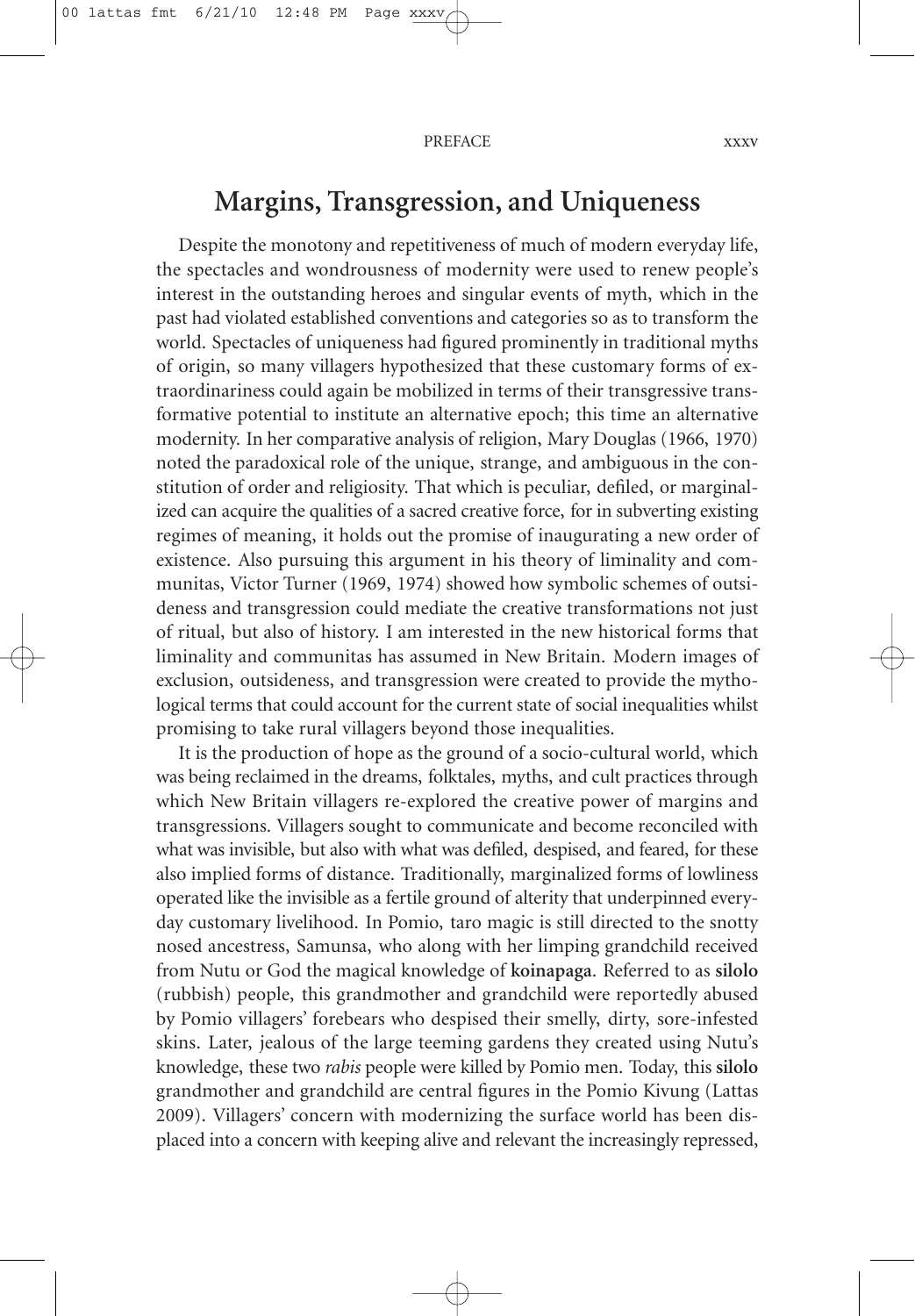## Margins, Transgression, and Uniqueness

Despite the monotony and repetitiveness of much of modern everyday life, the spectacles and wondrousness of modernity were used to renew people's interest in the outstanding heroes and singular events of myth, which in the past had violated established conventions and categories so as to transform the world. Spectacles of uniqueness had figured prominently in traditional myths of origin, so many villagers hypothesized that these customary forms of extraordinariness could again be mobilized in terms of their transgressive transformative potential to institute an alternative epoch; this time an alternative modernity. In her comparative analysis of religion, Mary Douglas (1966, 1970) noted the paradoxical role of the unique, strange, and ambiguous in the constitution of order and religiosity. That which is peculiar, defiled, or marginalized can acquire the qualities of a sacred creative force, for in subverting existing regimes of meaning, it holds out the promise of inaugurating a new order of existence. Also pursuing this argument in his theory of liminality and communitas, Victor Turner (1969, 1974) showed how symbolic schemes of outsideness and transgression could mediate the creative transformations not just of ritual, but also of history. I am interested in the new historical forms that liminality and communitas has assumed in New Britain. Modern images of exclusion, outsideness, and transgression were created to provide the mythological terms that could account for the current state of social inequalities whilst promising to take rural villagers beyond those inequalities.

It is the production of hope as the ground of a socio-cultural world, which was being reclaimed in the dreams, folktales, myths, and cult practices through which New Britain villagers re-explored the creative power of margins and transgressions. Villagers sought to communicate and become reconciled with what was invisible, but also with what was defiled, despised, and feared, for these also implied forms of distance. Traditionally, marginalized forms of lowliness operated like the invisible as a fertile ground of alterity that underpinned everyday customary livelihood. In Pomio, taro magic is still directed to the snotty nosed ancestress, Samunsa, who along with her limping grandchild received from Nutu or God the magical knowledge of **koinapaga**. Referred to as **silolo** (rubbish) people, this grandmother and grandchild were reportedly abused by Pomio villagers' forebears who despised their smelly, dirty, sore-infested skins. Later, jealous of the large teeming gardens they created using Nutu's knowledge, these two *rabis* people were killed by Pomio men. Today, this **silolo** grandmother and grandchild are central figures in the Pomio Kivung (Lattas 2009). Villagers' concern with modernizing the surface world has been displaced into a concern with keeping alive and relevant the increasingly repressed,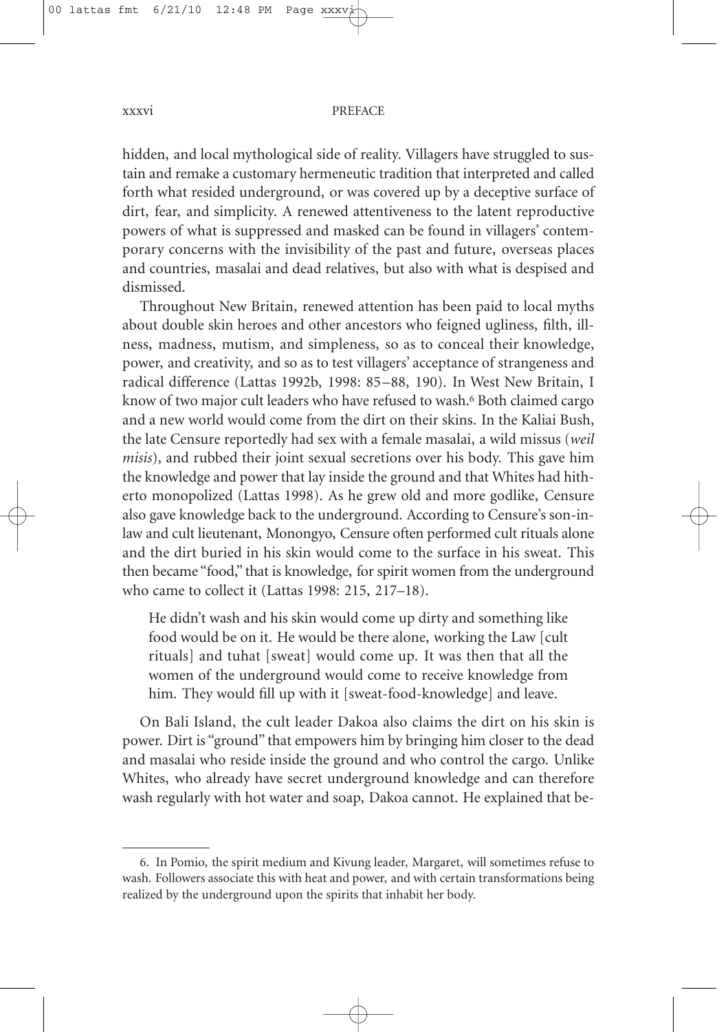hidden, and local mythological side of reality. Villagers have struggled to sustain and remake a customary hermeneutic tradition that interpreted and called forth what resided underground, or was covered up by a deceptive surface of dirt, fear, and simplicity. A renewed attentiveness to the latent reproductive powers of what is suppressed and masked can be found in villagers' contemporary concerns with the invisibility of the past and future, overseas places and countries, masalai and dead relatives, but also with what is despised and dismissed.

Throughout New Britain, renewed attention has been paid to local myths about double skin heroes and other ancestors who feigned ugliness, filth, illness, madness, mutism, and simpleness, so as to conceal their knowledge, power, and creativity, and so as to test villagers' acceptance of strangeness and radical difference (Lattas 1992b, 1998: 85–88, 190). In West New Britain, I know of two major cult leaders who have refused to wash.[6] Both claimed cargo and a new world would come from the dirt on their skins. In the Kaliai Bush, the late Censure reportedly had sex with a female masalai, a wild missus (*weil misis*), and rubbed their joint sexual secretions over his body. This gave him the knowledge and power that lay inside the ground and that Whites had hitherto monopolized (Lattas 1998). As he grew old and more godlike, Censure also gave knowledge back to the underground. According to Censure's son-in-law and cult lieutenant, Monongyo, Censure often performed cult rituals alone and the dirt buried in his skin would come to the surface in his sweat. This then became "food," that is knowledge, for spirit women from the underground who came to collect it (Lattas 1998: 215, 217–18).

> He didn't wash and his skin would come up dirty and something like food would be on it. He would be there alone, working the Law [cult rituals] and tuhat [sweat] would come up. It was then that all the women of the underground would come to receive knowledge from him. They would fill up with it [sweat-food-knowledge] and leave.

On Bali Island, the cult leader Dakoa also claims the dirt on his skin is power. Dirt is "ground" that empowers him by bringing him closer to the dead and masalai who reside inside the ground and who control the cargo. Unlike Whites, who already have secret underground knowledge and can therefore wash regularly with hot water and soap, Dakoa cannot. He explained that be-

---

6. In Pomio, the spirit medium and Kivung leader, Margaret, will sometimes refuse to wash. Followers associate this with heat and power, and with certain transformations being realized by the underground upon the spirits that inhabit her body.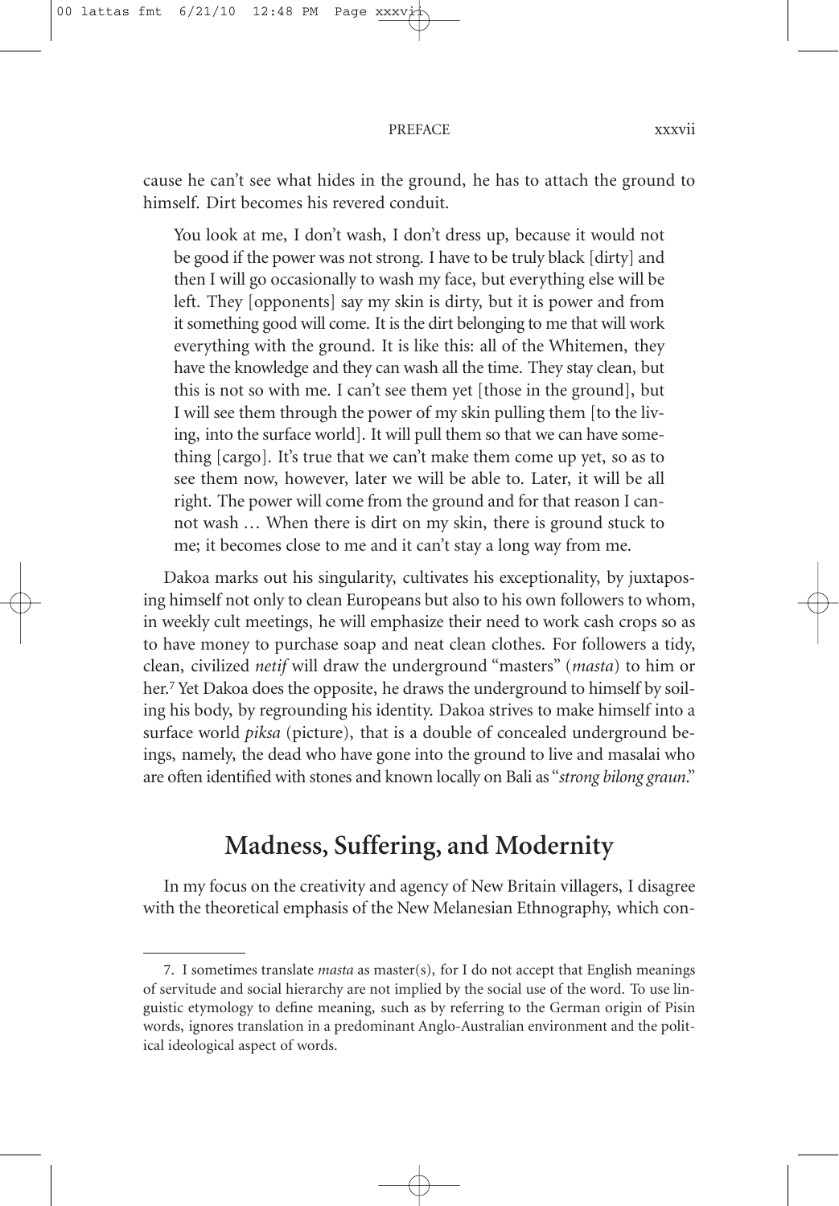cause he can't see what hides in the ground, he has to attach the ground to himself. Dirt becomes his revered conduit.

> You look at me, I don't wash, I don't dress up, because it would not be good if the power was not strong. I have to be truly black [dirty] and then I will go occasionally to wash my face, but everything else will be left. They [opponents] say my skin is dirty, but it is power and from it something good will come. It is the dirt belonging to me that will work everything with the ground. It is like this: all of the Whitemen, they have the knowledge and they can wash all the time. They stay clean, but this is not so with me. I can't see them yet [those in the ground], but I will see them through the power of my skin pulling them [to the living, into the surface world]. It will pull them so that we can have something [cargo]. It's true that we can't make them come up yet, so as to see them now, however, later we will be able to. Later, it will be all right. The power will come from the ground and for that reason I cannot wash … When there is dirt on my skin, there is ground stuck to me; it becomes close to me and it can't stay a long way from me.

Dakoa marks out his singularity, cultivates his exceptionality, by juxtaposing himself not only to clean Europeans but also to his own followers to whom, in weekly cult meetings, he will emphasize their need to work cash crops so as to have money to purchase soap and neat clean clothes. For followers a tidy, clean, civilized *netif* will draw the underground "masters" (*masta*) to him or her.[7] Yet Dakoa does the opposite, he draws the underground to himself by soiling his body, by regrounding his identity. Dakoa strives to make himself into a surface world *piksa* (picture), that is a double of concealed underground beings, namely, the dead who have gone into the ground to live and masalai who are often identified with stones and known locally on Bali as "*strong bilong graun*."

## Madness, Suffering, and Modernity

In my focus on the creativity and agency of New Britain villagers, I disagree with the theoretical emphasis of the New Melanesian Ethnography, which con-

---

7. I sometimes translate *masta* as master(s), for I do not accept that English meanings of servitude and social hierarchy are not implied by the social use of the word. To use linguistic etymology to define meaning, such as by referring to the German origin of Pisin words, ignores translation in a predominant Anglo-Australian environment and the political ideological aspect of words.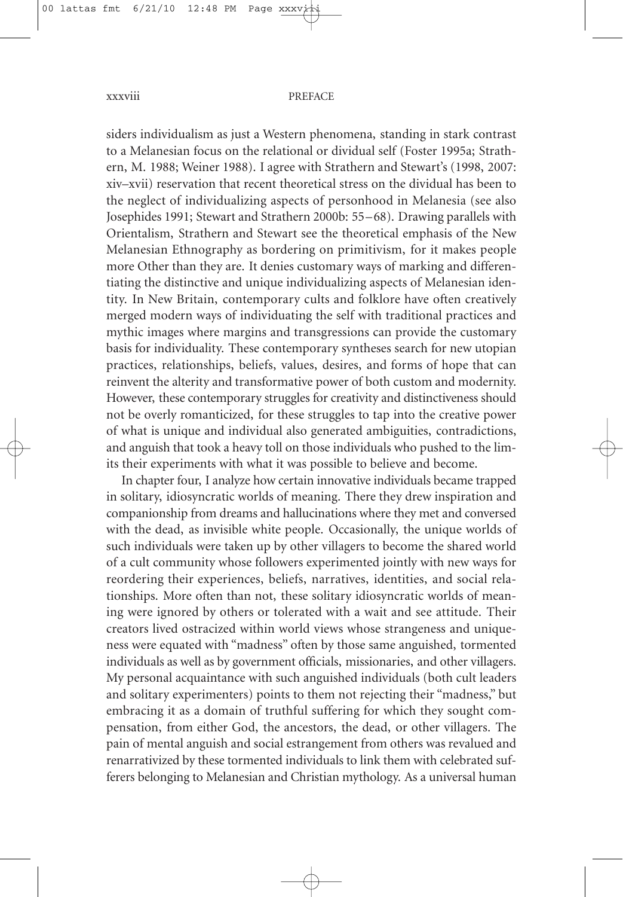siders individualism as just a Western phenomena, standing in stark contrast to a Melanesian focus on the relational or dividual self (Foster 1995a; Strathern, M. 1988; Weiner 1988). I agree with Strathern and Stewart's (1998, 2007: xiv–xvii) reservation that recent theoretical stress on the dividual has been to the neglect of individualizing aspects of personhood in Melanesia (see also Josephides 1991; Stewart and Strathern 2000b: 55–68). Drawing parallels with Orientalism, Strathern and Stewart see the theoretical emphasis of the New Melanesian Ethnography as bordering on primitivism, for it makes people more Other than they are. It denies customary ways of marking and differentiating the distinctive and unique individualizing aspects of Melanesian identity. In New Britain, contemporary cults and folklore have often creatively merged modern ways of individuating the self with traditional practices and mythic images where margins and transgressions can provide the customary basis for individuality. These contemporary syntheses search for new utopian practices, relationships, beliefs, values, desires, and forms of hope that can reinvent the alterity and transformative power of both custom and modernity. However, these contemporary struggles for creativity and distinctiveness should not be overly romanticized, for these struggles to tap into the creative power of what is unique and individual also generated ambiguities, contradictions, and anguish that took a heavy toll on those individuals who pushed to the limits their experiments with what it was possible to believe and become.

In chapter four, I analyze how certain innovative individuals became trapped in solitary, idiosyncratic worlds of meaning. There they drew inspiration and companionship from dreams and hallucinations where they met and conversed with the dead, as invisible white people. Occasionally, the unique worlds of such individuals were taken up by other villagers to become the shared world of a cult community whose followers experimented jointly with new ways for reordering their experiences, beliefs, narratives, identities, and social relationships. More often than not, these solitary idiosyncratic worlds of meaning were ignored by others or tolerated with a wait and see attitude. Their creators lived ostracized within world views whose strangeness and uniqueness were equated with "madness" often by those same anguished, tormented individuals as well as by government officials, missionaries, and other villagers. My personal acquaintance with such anguished individuals (both cult leaders and solitary experimenters) points to them not rejecting their "madness," but embracing it as a domain of truthful suffering for which they sought compensation, from either God, the ancestors, the dead, or other villagers. The pain of mental anguish and social estrangement from others was revalued and renarrativized by these tormented individuals to link them with celebrated sufferers belonging to Melanesian and Christian mythology. As a universal human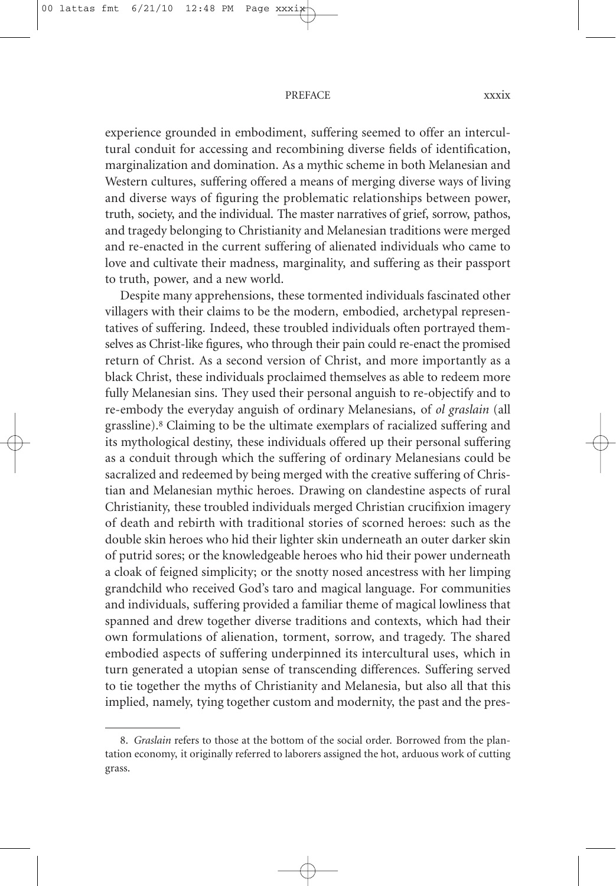experience grounded in embodiment, suffering seemed to offer an intercultural conduit for accessing and recombining diverse fields of identification, marginalization and domination. As a mythic scheme in both Melanesian and Western cultures, suffering offered a means of merging diverse ways of living and diverse ways of figuring the problematic relationships between power, truth, society, and the individual. The master narratives of grief, sorrow, pathos, and tragedy belonging to Christianity and Melanesian traditions were merged and re-enacted in the current suffering of alienated individuals who came to love and cultivate their madness, marginality, and suffering as their passport to truth, power, and a new world.

Despite many apprehensions, these tormented individuals fascinated other villagers with their claims to be the modern, embodied, archetypal representatives of suffering. Indeed, these troubled individuals often portrayed themselves as Christ-like figures, who through their pain could re-enact the promised return of Christ. As a second version of Christ, and more importantly as a black Christ, these individuals proclaimed themselves as able to redeem more fully Melanesian sins. They used their personal anguish to re-objectify and to re-embody the everyday anguish of ordinary Melanesians, of *ol graslain* (all grassline).[8] Claiming to be the ultimate exemplars of racialized suffering and its mythological destiny, these individuals offered up their personal suffering as a conduit through which the suffering of ordinary Melanesians could be sacralized and redeemed by being merged with the creative suffering of Christian and Melanesian mythic heroes. Drawing on clandestine aspects of rural Christianity, these troubled individuals merged Christian crucifixion imagery of death and rebirth with traditional stories of scorned heroes: such as the double skin heroes who hid their lighter skin underneath an outer darker skin of putrid sores; or the knowledgeable heroes who hid their power underneath a cloak of feigned simplicity; or the snotty nosed ancestress with her limping grandchild who received God's taro and magical language. For communities and individuals, suffering provided a familiar theme of magical lowliness that spanned and drew together diverse traditions and contexts, which had their own formulations of alienation, torment, sorrow, and tragedy. The shared embodied aspects of suffering underpinned its intercultural uses, which in turn generated a utopian sense of transcending differences. Suffering served to tie together the myths of Christianity and Melanesia, but also all that this implied, namely, tying together custom and modernity, the past and the pres-

8. *Graslain* refers to those at the bottom of the social order. Borrowed from the plantation economy, it originally referred to laborers assigned the hot, arduous work of cutting grass.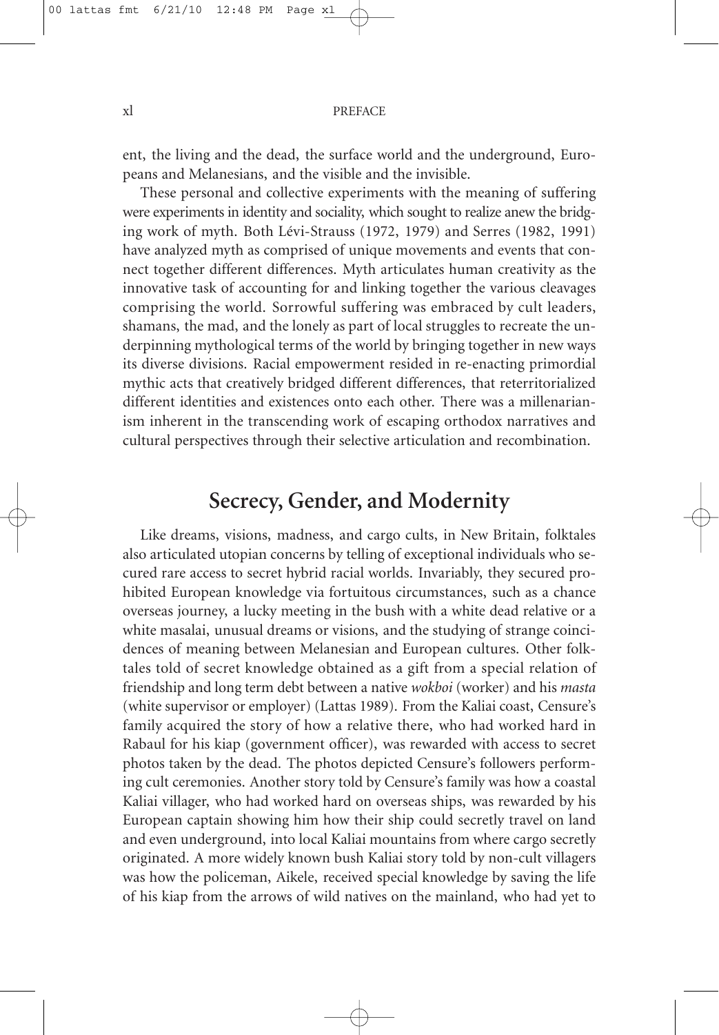ent, the living and the dead, the surface world and the underground, Europeans and Melanesians, and the visible and the invisible.

These personal and collective experiments with the meaning of suffering were experiments in identity and sociality, which sought to realize anew the bridging work of myth. Both Lévi-Strauss (1972, 1979) and Serres (1982, 1991) have analyzed myth as comprised of unique movements and events that connect together different differences. Myth articulates human creativity as the innovative task of accounting for and linking together the various cleavages comprising the world. Sorrowful suffering was embraced by cult leaders, shamans, the mad, and the lonely as part of local struggles to recreate the underpinning mythological terms of the world by bringing together in new ways its diverse divisions. Racial empowerment resided in re-enacting primordial mythic acts that creatively bridged different differences, that reterritorialized different identities and existences onto each other. There was a millenarianism inherent in the transcending work of escaping orthodox narratives and cultural perspectives through their selective articulation and recombination.

## Secrecy, Gender, and Modernity

Like dreams, visions, madness, and cargo cults, in New Britain, folktales also articulated utopian concerns by telling of exceptional individuals who secured rare access to secret hybrid racial worlds. Invariably, they secured prohibited European knowledge via fortuitous circumstances, such as a chance overseas journey, a lucky meeting in the bush with a white dead relative or a white masalai, unusual dreams or visions, and the studying of strange coincidences of meaning between Melanesian and European cultures. Other folktales told of secret knowledge obtained as a gift from a special relation of friendship and long term debt between a native *wokboi* (worker) and his *masta* (white supervisor or employer) (Lattas 1989). From the Kaliai coast, Censure's family acquired the story of how a relative there, who had worked hard in Rabaul for his kiap (government officer), was rewarded with access to secret photos taken by the dead. The photos depicted Censure's followers performing cult ceremonies. Another story told by Censure's family was how a coastal Kaliai villager, who had worked hard on overseas ships, was rewarded by his European captain showing him how their ship could secretly travel on land and even underground, into local Kaliai mountains from where cargo secretly originated. A more widely known bush Kaliai story told by non-cult villagers was how the policeman, Aikele, received special knowledge by saving the life of his kiap from the arrows of wild natives on the mainland, who had yet to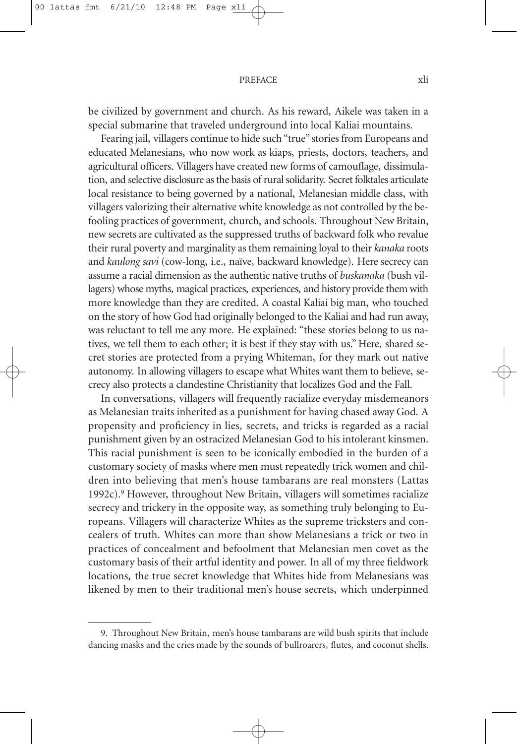be civilized by government and church. As his reward, Aikele was taken in a special submarine that traveled underground into local Kaliai mountains.

Fearing jail, villagers continue to hide such "true" stories from Europeans and educated Melanesians, who now work as kiaps, priests, doctors, teachers, and agricultural officers. Villagers have created new forms of camouflage, dissimulation, and selective disclosure as the basis of rural solidarity. Secret folktales articulate local resistance to being governed by a national, Melanesian middle class, with villagers valorizing their alternative white knowledge as not controlled by the befooling practices of government, church, and schools. Throughout New Britain, new secrets are cultivated as the suppressed truths of backward folk who revalue their rural poverty and marginality as them remaining loyal to their *kanaka* roots and *kaulong savi* (cow-long, i.e., naïve, backward knowledge). Here secrecy can assume a racial dimension as the authentic native truths of *buskanaka* (bush villagers) whose myths, magical practices, experiences, and history provide them with more knowledge than they are credited. A coastal Kaliai big man, who touched on the story of how God had originally belonged to the Kaliai and had run away, was reluctant to tell me any more. He explained: "these stories belong to us natives, we tell them to each other; it is best if they stay with us." Here, shared secret stories are protected from a prying Whiteman, for they mark out native autonomy. In allowing villagers to escape what Whites want them to believe, secrecy also protects a clandestine Christianity that localizes God and the Fall.

In conversations, villagers will frequently racialize everyday misdemeanors as Melanesian traits inherited as a punishment for having chased away God. A propensity and proficiency in lies, secrets, and tricks is regarded as a racial punishment given by an ostracized Melanesian God to his intolerant kinsmen. This racial punishment is seen to be iconically embodied in the burden of a customary society of masks where men must repeatedly trick women and children into believing that men's house tambarans are real monsters (Lattas 1992c).[9] However, throughout New Britain, villagers will sometimes racialize secrecy and trickery in the opposite way, as something truly belonging to Europeans. Villagers will characterize Whites as the supreme tricksters and concealers of truth. Whites can more than show Melanesians a trick or two in practices of concealment and befoolment that Melanesian men covet as the customary basis of their artful identity and power. In all of my three fieldwork locations, the true secret knowledge that Whites hide from Melanesians was likened by men to their traditional men's house secrets, which underpinned

9. Throughout New Britain, men's house tambarans are wild bush spirits that include dancing masks and the cries made by the sounds of bullroarers, flutes, and coconut shells.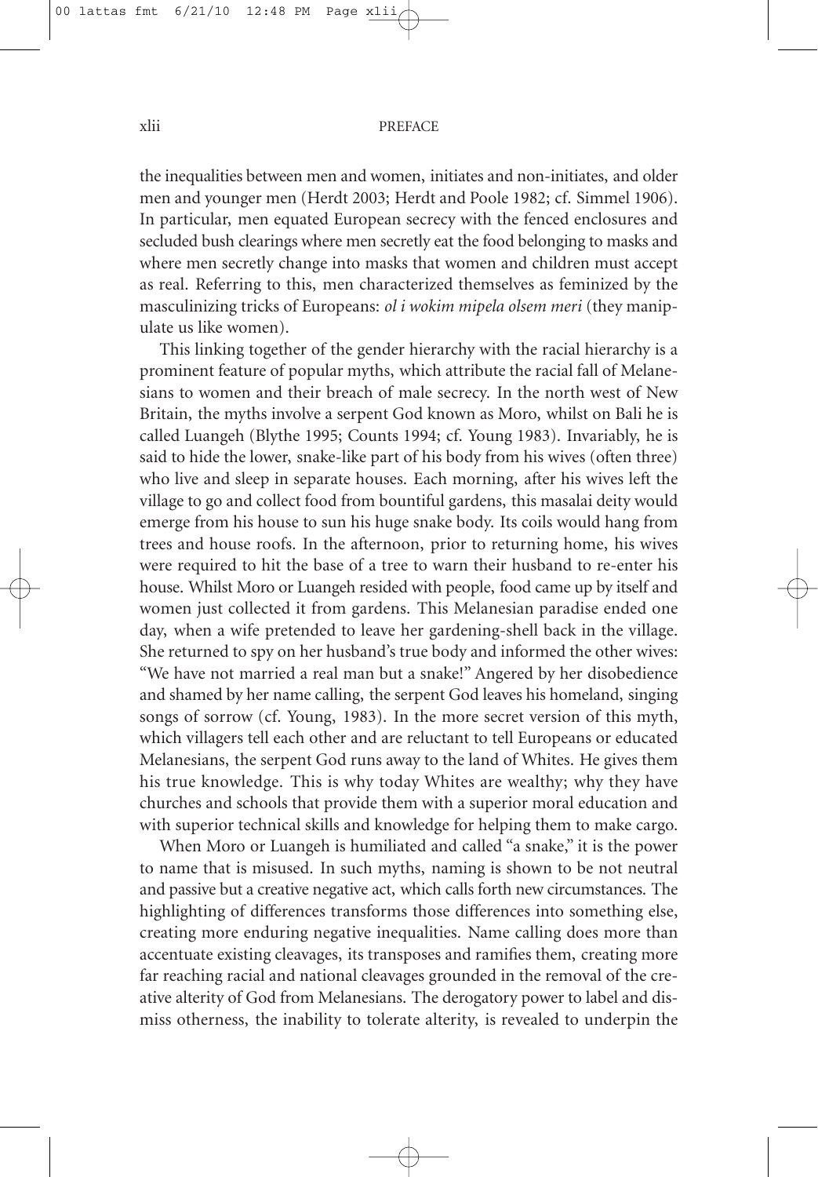the inequalities between men and women, initiates and non-initiates, and older men and younger men (Herdt 2003; Herdt and Poole 1982; cf. Simmel 1906). In particular, men equated European secrecy with the fenced enclosures and secluded bush clearings where men secretly eat the food belonging to masks and where men secretly change into masks that women and children must accept as real. Referring to this, men characterized themselves as feminized by the masculinizing tricks of Europeans: *ol i wokim mipela olsem meri* (they manipulate us like women).

This linking together of the gender hierarchy with the racial hierarchy is a prominent feature of popular myths, which attribute the racial fall of Melanesians to women and their breach of male secrecy. In the north west of New Britain, the myths involve a serpent God known as Moro, whilst on Bali he is called Luangeh (Blythe 1995; Counts 1994; cf. Young 1983). Invariably, he is said to hide the lower, snake-like part of his body from his wives (often three) who live and sleep in separate houses. Each morning, after his wives left the village to go and collect food from bountiful gardens, this masalai deity would emerge from his house to sun his huge snake body. Its coils would hang from trees and house roofs. In the afternoon, prior to returning home, his wives were required to hit the base of a tree to warn their husband to re-enter his house. Whilst Moro or Luangeh resided with people, food came up by itself and women just collected it from gardens. This Melanesian paradise ended one day, when a wife pretended to leave her gardening-shell back in the village. She returned to spy on her husband's true body and informed the other wives: "We have not married a real man but a snake!" Angered by her disobedience and shamed by her name calling, the serpent God leaves his homeland, singing songs of sorrow (cf. Young, 1983). In the more secret version of this myth, which villagers tell each other and are reluctant to tell Europeans or educated Melanesians, the serpent God runs away to the land of Whites. He gives them his true knowledge. This is why today Whites are wealthy; why they have churches and schools that provide them with a superior moral education and with superior technical skills and knowledge for helping them to make cargo.

When Moro or Luangeh is humiliated and called "a snake," it is the power to name that is misused. In such myths, naming is shown to be not neutral and passive but a creative negative act, which calls forth new circumstances. The highlighting of differences transforms those differences into something else, creating more enduring negative inequalities. Name calling does more than accentuate existing cleavages, its transposes and ramifies them, creating more far reaching racial and national cleavages grounded in the removal of the creative alterity of God from Melanesians. The derogatory power to label and dismiss otherness, the inability to tolerate alterity, is revealed to underpin the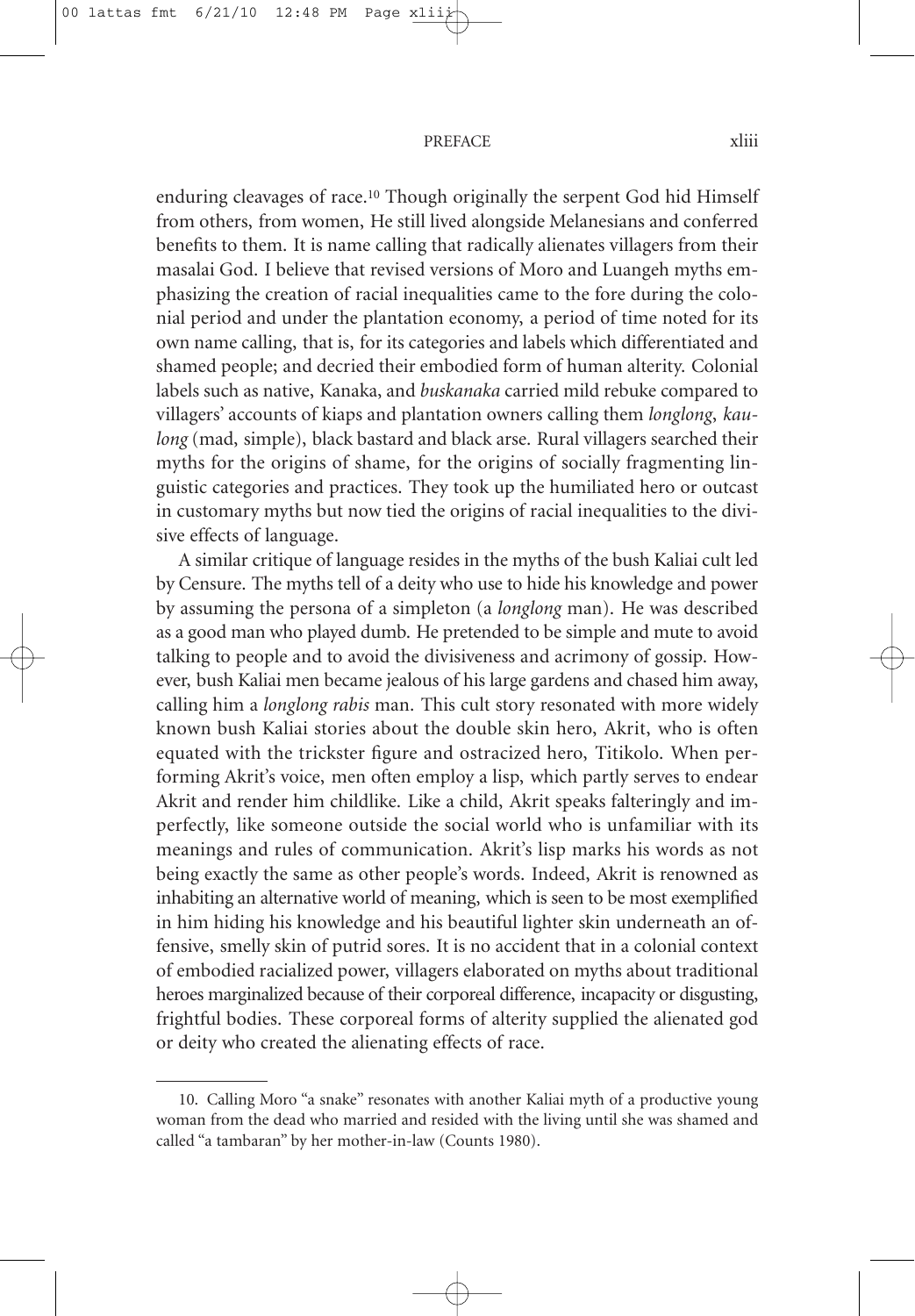enduring cleavages of race.[10] Though originally the serpent God hid Himself from others, from women, He still lived alongside Melanesians and conferred benefits to them. It is name calling that radically alienates villagers from their masalai God. I believe that revised versions of Moro and Luangeh myths emphasizing the creation of racial inequalities came to the fore during the colonial period and under the plantation economy, a period of time noted for its own name calling, that is, for its categories and labels which differentiated and shamed people; and decried their embodied form of human alterity. Colonial labels such as native, Kanaka, and *buskanaka* carried mild rebuke compared to villagers' accounts of kiaps and plantation owners calling them *longlong*, *kaulong* (mad, simple), black bastard and black arse. Rural villagers searched their myths for the origins of shame, for the origins of socially fragmenting linguistic categories and practices. They took up the humiliated hero or outcast in customary myths but now tied the origins of racial inequalities to the divisive effects of language.

A similar critique of language resides in the myths of the bush Kaliai cult led by Censure. The myths tell of a deity who use to hide his knowledge and power by assuming the persona of a simpleton (a *longlong* man). He was described as a good man who played dumb. He pretended to be simple and mute to avoid talking to people and to avoid the divisiveness and acrimony of gossip. However, bush Kaliai men became jealous of his large gardens and chased him away, calling him a *longlong rabis* man. This cult story resonated with more widely known bush Kaliai stories about the double skin hero, Akrit, who is often equated with the trickster figure and ostracized hero, Titikolo. When performing Akrit's voice, men often employ a lisp, which partly serves to endear Akrit and render him childlike. Like a child, Akrit speaks falteringly and imperfectly, like someone outside the social world who is unfamiliar with its meanings and rules of communication. Akrit's lisp marks his words as not being exactly the same as other people's words. Indeed, Akrit is renowned as inhabiting an alternative world of meaning, which is seen to be most exemplified in him hiding his knowledge and his beautiful lighter skin underneath an offensive, smelly skin of putrid sores. It is no accident that in a colonial context of embodied racialized power, villagers elaborated on myths about traditional heroes marginalized because of their corporeal difference, incapacity or disgusting, frightful bodies. These corporeal forms of alterity supplied the alienated god or deity who created the alienating effects of race.

---

10. Calling Moro "a snake" resonates with another Kaliai myth of a productive young woman from the dead who married and resided with the living until she was shamed and called "a tambaran" by her mother-in-law (Counts 1980).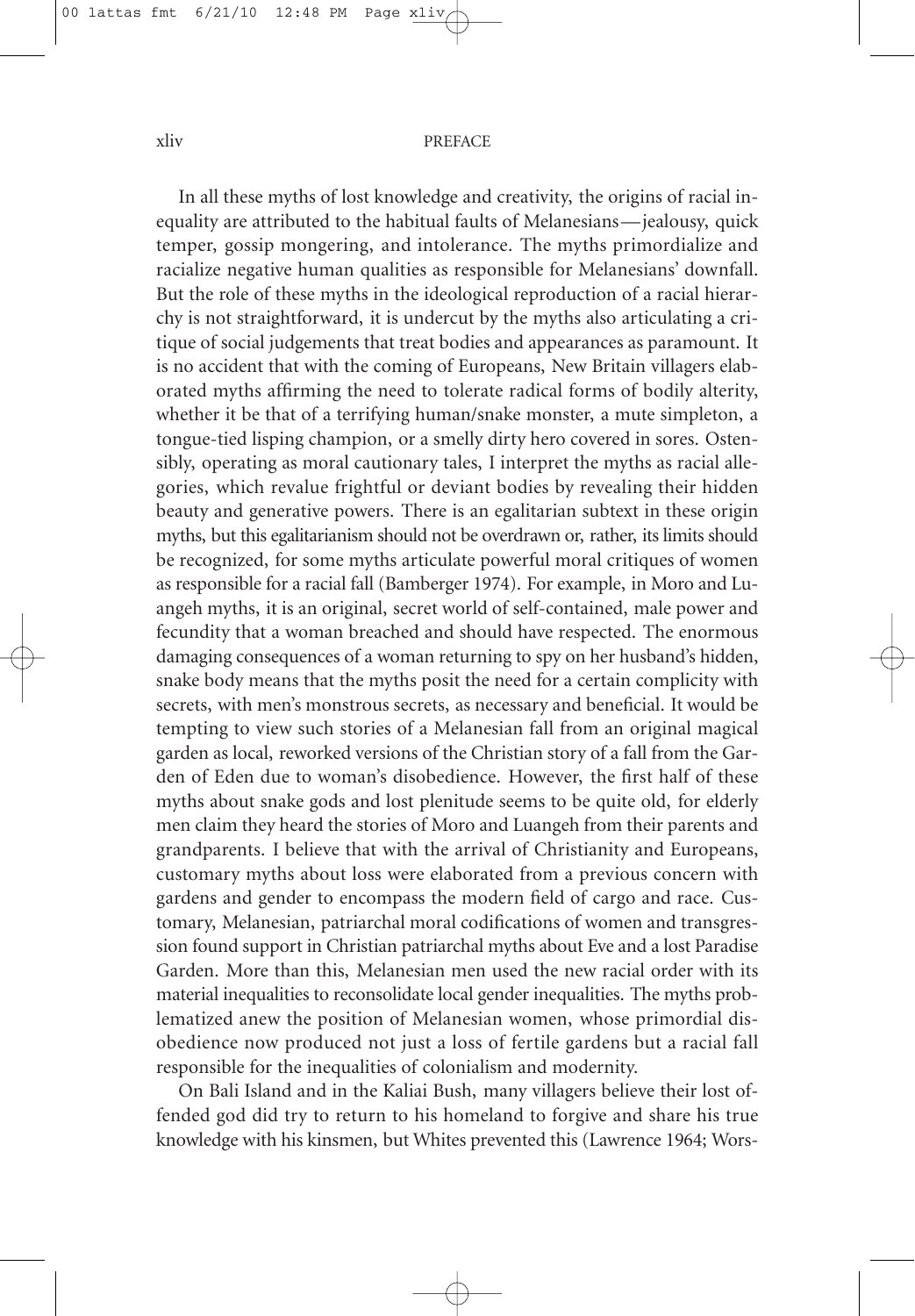In all these myths of lost knowledge and creativity, the origins of racial inequality are attributed to the habitual faults of Melanesians—jealousy, quick temper, gossip mongering, and intolerance. The myths primordialize and racialize negative human qualities as responsible for Melanesians' downfall. But the role of these myths in the ideological reproduction of a racial hierarchy is not straightforward, it is undercut by the myths also articulating a critique of social judgements that treat bodies and appearances as paramount. It is no accident that with the coming of Europeans, New Britain villagers elaborated myths affirming the need to tolerate radical forms of bodily alterity, whether it be that of a terrifying human/snake monster, a mute simpleton, a tongue-tied lisping champion, or a smelly dirty hero covered in sores. Ostensibly, operating as moral cautionary tales, I interpret the myths as racial allegories, which revalue frightful or deviant bodies by revealing their hidden beauty and generative powers. There is an egalitarian subtext in these origin myths, but this egalitarianism should not be overdrawn or, rather, its limits should be recognized, for some myths articulate powerful moral critiques of women as responsible for a racial fall (Bamberger 1974). For example, in Moro and Luangeh myths, it is an original, secret world of self-contained, male power and fecundity that a woman breached and should have respected. The enormous damaging consequences of a woman returning to spy on her husband's hidden, snake body means that the myths posit the need for a certain complicity with secrets, with men's monstrous secrets, as necessary and beneficial. It would be tempting to view such stories of a Melanesian fall from an original magical garden as local, reworked versions of the Christian story of a fall from the Garden of Eden due to woman's disobedience. However, the first half of these myths about snake gods and lost plenitude seems to be quite old, for elderly men claim they heard the stories of Moro and Luangeh from their parents and grandparents. I believe that with the arrival of Christianity and Europeans, customary myths about loss were elaborated from a previous concern with gardens and gender to encompass the modern field of cargo and race. Customary, Melanesian, patriarchal moral codifications of women and transgression found support in Christian patriarchal myths about Eve and a lost Paradise Garden. More than this, Melanesian men used the new racial order with its material inequalities to reconsolidate local gender inequalities. The myths problematized anew the position of Melanesian women, whose primordial disobedience now produced not just a loss of fertile gardens but a racial fall responsible for the inequalities of colonialism and modernity.

On Bali Island and in the Kaliai Bush, many villagers believe their lost offended god did try to return to his homeland to forgive and share his true knowledge with his kinsmen, but Whites prevented this (Lawrence 1964; Wors-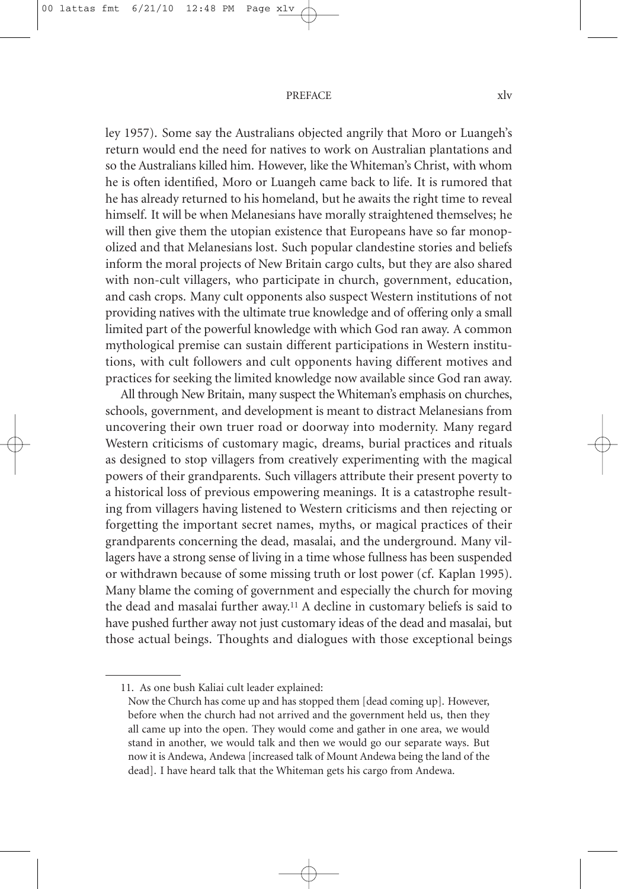ley 1957). Some say the Australians objected angrily that Moro or Luangeh's return would end the need for natives to work on Australian plantations and so the Australians killed him. However, like the Whiteman's Christ, with whom he is often identified, Moro or Luangeh came back to life. It is rumored that he has already returned to his homeland, but he awaits the right time to reveal himself. It will be when Melanesians have morally straightened themselves; he will then give them the utopian existence that Europeans have so far monopolized and that Melanesians lost. Such popular clandestine stories and beliefs inform the moral projects of New Britain cargo cults, but they are also shared with non-cult villagers, who participate in church, government, education, and cash crops. Many cult opponents also suspect Western institutions of not providing natives with the ultimate true knowledge and of offering only a small limited part of the powerful knowledge with which God ran away. A common mythological premise can sustain different participations in Western institutions, with cult followers and cult opponents having different motives and practices for seeking the limited knowledge now available since God ran away.

All through New Britain, many suspect the Whiteman's emphasis on churches, schools, government, and development is meant to distract Melanesians from uncovering their own truer road or doorway into modernity. Many regard Western criticisms of customary magic, dreams, burial practices and rituals as designed to stop villagers from creatively experimenting with the magical powers of their grandparents. Such villagers attribute their present poverty to a historical loss of previous empowering meanings. It is a catastrophe resulting from villagers having listened to Western criticisms and then rejecting or forgetting the important secret names, myths, or magical practices of their grandparents concerning the dead, masalai, and the underground. Many villagers have a strong sense of living in a time whose fullness has been suspended or withdrawn because of some missing truth or lost power (cf. Kaplan 1995). Many blame the coming of government and especially the church for moving the dead and masalai further away.[11] A decline in customary beliefs is said to have pushed further away not just customary ideas of the dead and masalai, but those actual beings. Thoughts and dialogues with those exceptional beings

---

11. As one bush Kaliai cult leader explained:

Now the Church has come up and has stopped them [dead coming up]. However, before when the church had not arrived and the government held us, then they all came up into the open. They would come and gather in one area, we would stand in another, we would talk and then we would go our separate ways. But now it is Andewa, Andewa [increased talk of Mount Andewa being the land of the dead]. I have heard talk that the Whiteman gets his cargo from Andewa.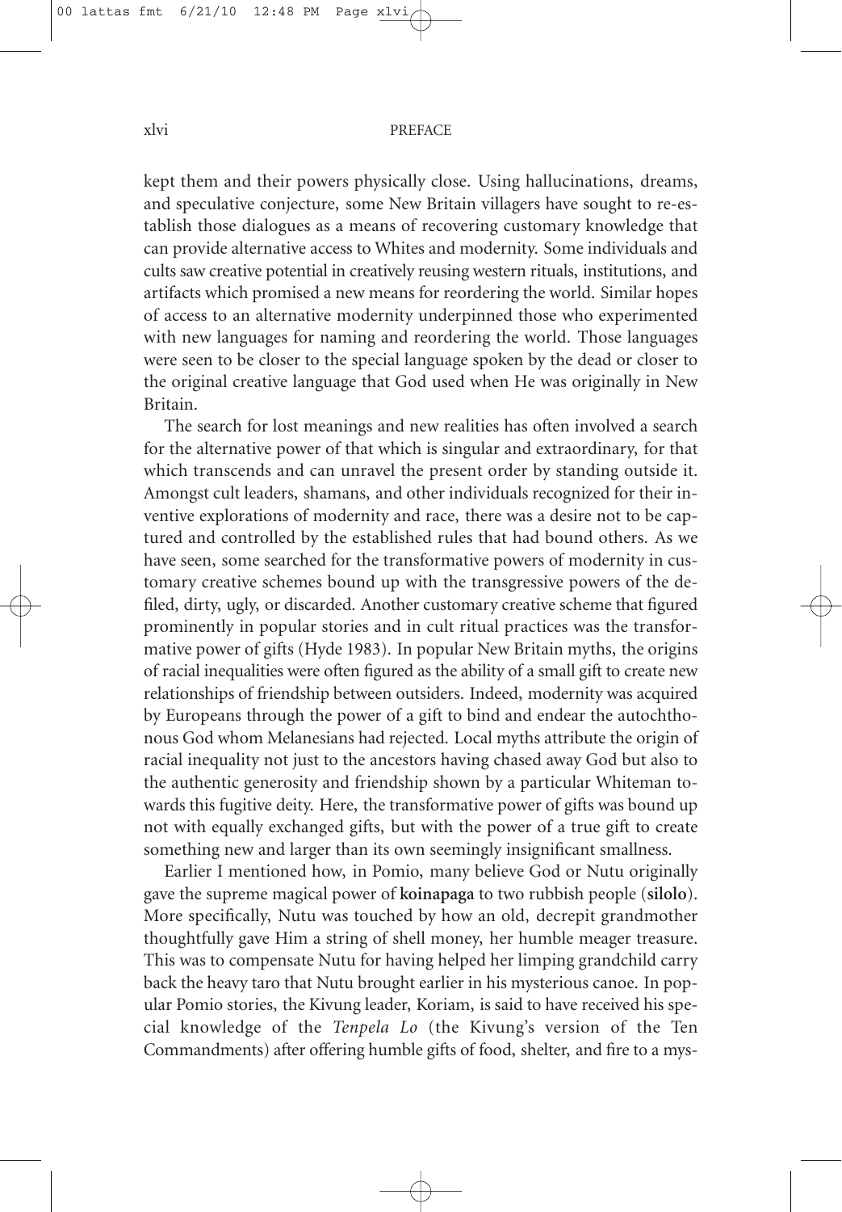kept them and their powers physically close. Using hallucinations, dreams, and speculative conjecture, some New Britain villagers have sought to re-establish those dialogues as a means of recovering customary knowledge that can provide alternative access to Whites and modernity. Some individuals and cults saw creative potential in creatively reusing western rituals, institutions, and artifacts which promised a new means for reordering the world. Similar hopes of access to an alternative modernity underpinned those who experimented with new languages for naming and reordering the world. Those languages were seen to be closer to the special language spoken by the dead or closer to the original creative language that God used when He was originally in New Britain.

The search for lost meanings and new realities has often involved a search for the alternative power of that which is singular and extraordinary, for that which transcends and can unravel the present order by standing outside it. Amongst cult leaders, shamans, and other individuals recognized for their inventive explorations of modernity and race, there was a desire not to be captured and controlled by the established rules that had bound others. As we have seen, some searched for the transformative powers of modernity in customary creative schemes bound up with the transgressive powers of the defiled, dirty, ugly, or discarded. Another customary creative scheme that figured prominently in popular stories and in cult ritual practices was the transformative power of gifts (Hyde 1983). In popular New Britain myths, the origins of racial inequalities were often figured as the ability of a small gift to create new relationships of friendship between outsiders. Indeed, modernity was acquired by Europeans through the power of a gift to bind and endear the autochthonous God whom Melanesians had rejected. Local myths attribute the origin of racial inequality not just to the ancestors having chased away God but also to the authentic generosity and friendship shown by a particular Whiteman towards this fugitive deity. Here, the transformative power of gifts was bound up not with equally exchanged gifts, but with the power of a true gift to create something new and larger than its own seemingly insignificant smallness.

Earlier I mentioned how, in Pomio, many believe God or Nutu originally gave the supreme magical power of **koinapaga** to two rubbish people (**silolo**). More specifically, Nutu was touched by how an old, decrepit grandmother thoughtfully gave Him a string of shell money, her humble meager treasure. This was to compensate Nutu for having helped her limping grandchild carry back the heavy taro that Nutu brought earlier in his mysterious canoe. In popular Pomio stories, the Kivung leader, Koriam, is said to have received his special knowledge of the *Tenpela Lo* (the Kivung's version of the Ten Commandments) after offering humble gifts of food, shelter, and fire to a mys-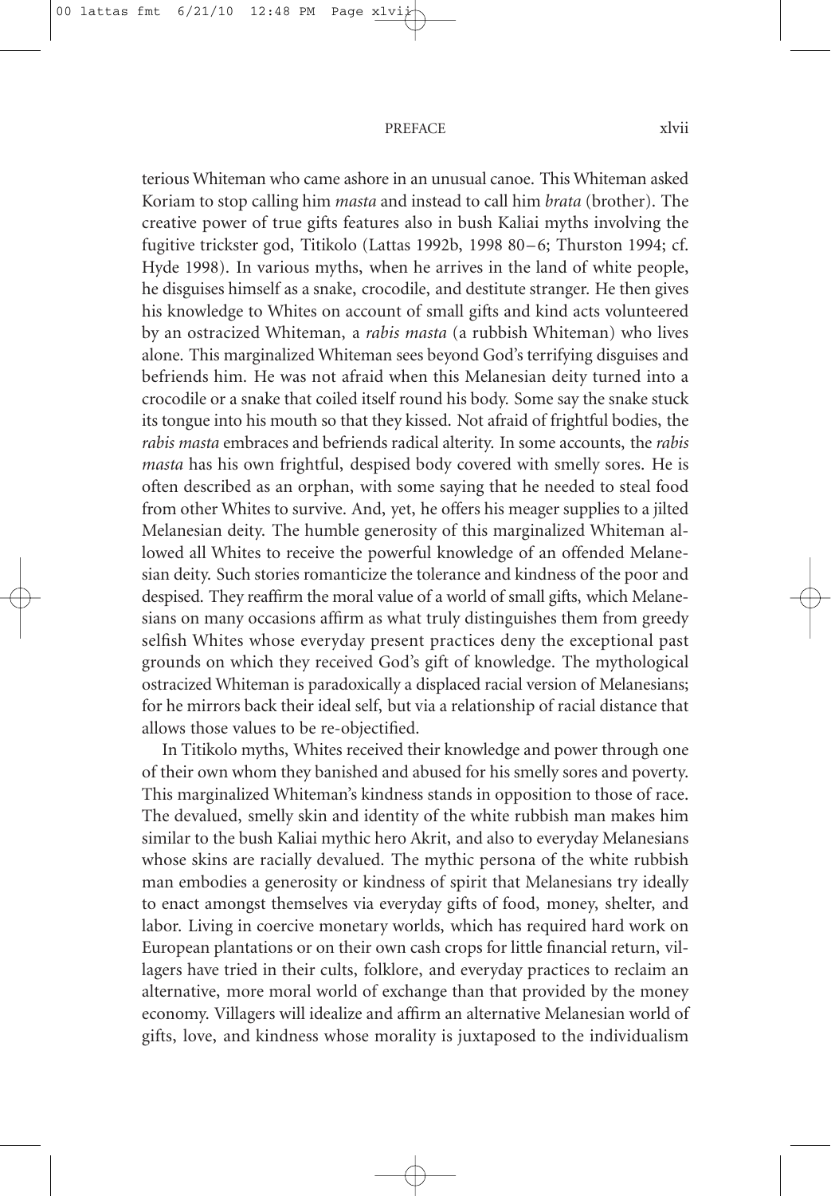terious Whiteman who came ashore in an unusual canoe. This Whiteman asked Koriam to stop calling him *masta* and instead to call him *brata* (brother). The creative power of true gifts features also in bush Kaliai myths involving the fugitive trickster god, Titikolo (Lattas 1992b, 1998 80–6; Thurston 1994; cf. Hyde 1998). In various myths, when he arrives in the land of white people, he disguises himself as a snake, crocodile, and destitute stranger. He then gives his knowledge to Whites on account of small gifts and kind acts volunteered by an ostracized Whiteman, a *rabis masta* (a rubbish Whiteman) who lives alone. This marginalized Whiteman sees beyond God's terrifying disguises and befriends him. He was not afraid when this Melanesian deity turned into a crocodile or a snake that coiled itself round his body. Some say the snake stuck its tongue into his mouth so that they kissed. Not afraid of frightful bodies, the *rabis masta* embraces and befriends radical alterity. In some accounts, the *rabis masta* has his own frightful, despised body covered with smelly sores. He is often described as an orphan, with some saying that he needed to steal food from other Whites to survive. And, yet, he offers his meager supplies to a jilted Melanesian deity. The humble generosity of this marginalized Whiteman allowed all Whites to receive the powerful knowledge of an offended Melanesian deity. Such stories romanticize the tolerance and kindness of the poor and despised. They reaffirm the moral value of a world of small gifts, which Melanesians on many occasions affirm as what truly distinguishes them from greedy selfish Whites whose everyday present practices deny the exceptional past grounds on which they received God's gift of knowledge. The mythological ostracized Whiteman is paradoxically a displaced racial version of Melanesians; for he mirrors back their ideal self, but via a relationship of racial distance that allows those values to be re-objectified.

In Titikolo myths, Whites received their knowledge and power through one of their own whom they banished and abused for his smelly sores and poverty. This marginalized Whiteman's kindness stands in opposition to those of race. The devalued, smelly skin and identity of the white rubbish man makes him similar to the bush Kaliai mythic hero Akrit, and also to everyday Melanesians whose skins are racially devalued. The mythic persona of the white rubbish man embodies a generosity or kindness of spirit that Melanesians try ideally to enact amongst themselves via everyday gifts of food, money, shelter, and labor. Living in coercive monetary worlds, which has required hard work on European plantations or on their own cash crops for little financial return, villagers have tried in their cults, folklore, and everyday practices to reclaim an alternative, more moral world of exchange than that provided by the money economy. Villagers will idealize and affirm an alternative Melanesian world of gifts, love, and kindness whose morality is juxtaposed to the individualism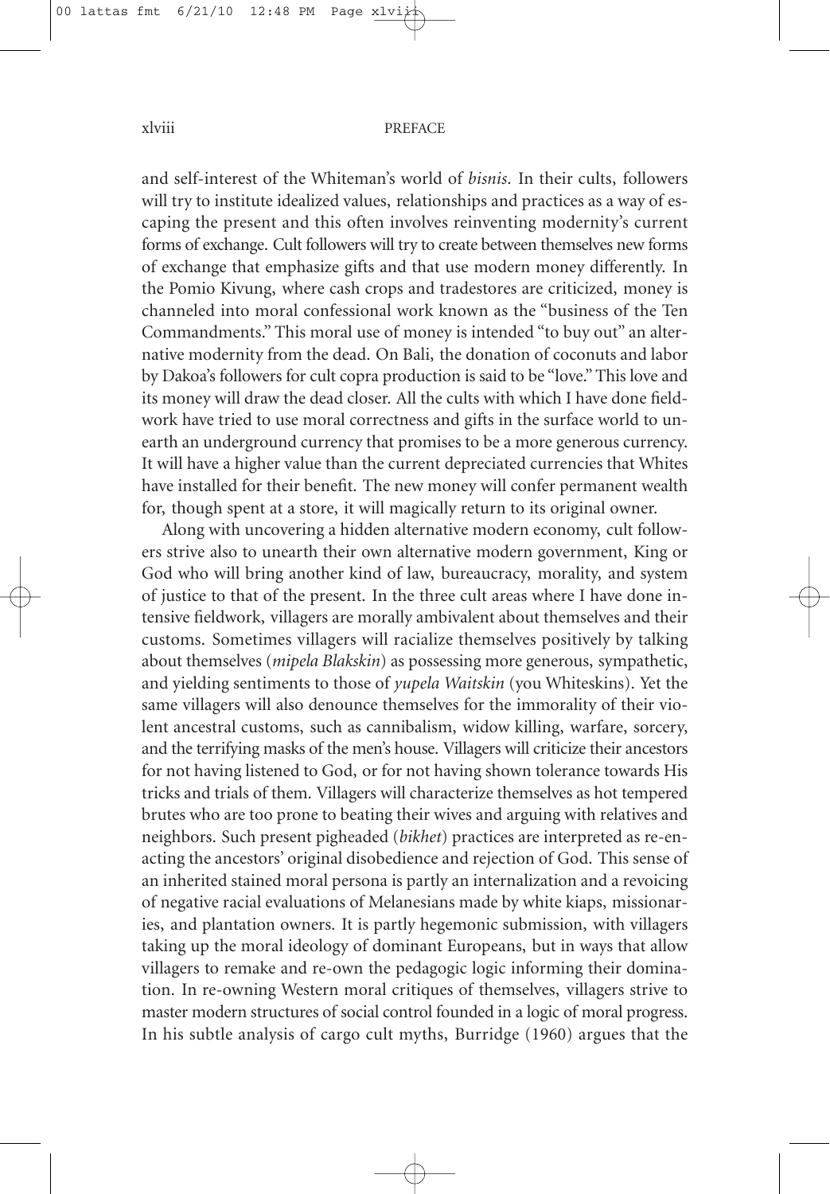and self-interest of the Whiteman's world of *bisnis*. In their cults, followers will try to institute idealized values, relationships and practices as a way of escaping the present and this often involves reinventing modernity's current forms of exchange. Cult followers will try to create between themselves new forms of exchange that emphasize gifts and that use modern money differently. In the Pomio Kivung, where cash crops and tradestores are criticized, money is channeled into moral confessional work known as the "business of the Ten Commandments." This moral use of money is intended "to buy out" an alternative modernity from the dead. On Bali, the donation of coconuts and labor by Dakoa's followers for cult copra production is said to be "love." This love and its money will draw the dead closer. All the cults with which I have done fieldwork have tried to use moral correctness and gifts in the surface world to unearth an underground currency that promises to be a more generous currency. It will have a higher value than the current depreciated currencies that Whites have installed for their benefit. The new money will confer permanent wealth for, though spent at a store, it will magically return to its original owner.

Along with uncovering a hidden alternative modern economy, cult followers strive also to unearth their own alternative modern government, King or God who will bring another kind of law, bureaucracy, morality, and system of justice to that of the present. In the three cult areas where I have done intensive fieldwork, villagers are morally ambivalent about themselves and their customs. Sometimes villagers will racialize themselves positively by talking about themselves (*mipela Blakskin*) as possessing more generous, sympathetic, and yielding sentiments to those of *yupela Waitskin* (you Whiteskins). Yet the same villagers will also denounce themselves for the immorality of their violent ancestral customs, such as cannibalism, widow killing, warfare, sorcery, and the terrifying masks of the men's house. Villagers will criticize their ancestors for not having listened to God, or for not having shown tolerance towards His tricks and trials of them. Villagers will characterize themselves as hot tempered brutes who are too prone to beating their wives and arguing with relatives and neighbors. Such present pigheaded (*bikhet*) practices are interpreted as re-enacting the ancestors' original disobedience and rejection of God. This sense of an inherited stained moral persona is partly an internalization and a revoicing of negative racial evaluations of Melanesians made by white kiaps, missionaries, and plantation owners. It is partly hegemonic submission, with villagers taking up the moral ideology of dominant Europeans, but in ways that allow villagers to remake and re-own the pedagogic logic informing their domination. In re-owning Western moral critiques of themselves, villagers strive to master modern structures of social control founded in a logic of moral progress. In his subtle analysis of cargo cult myths, Burridge (1960) argues that the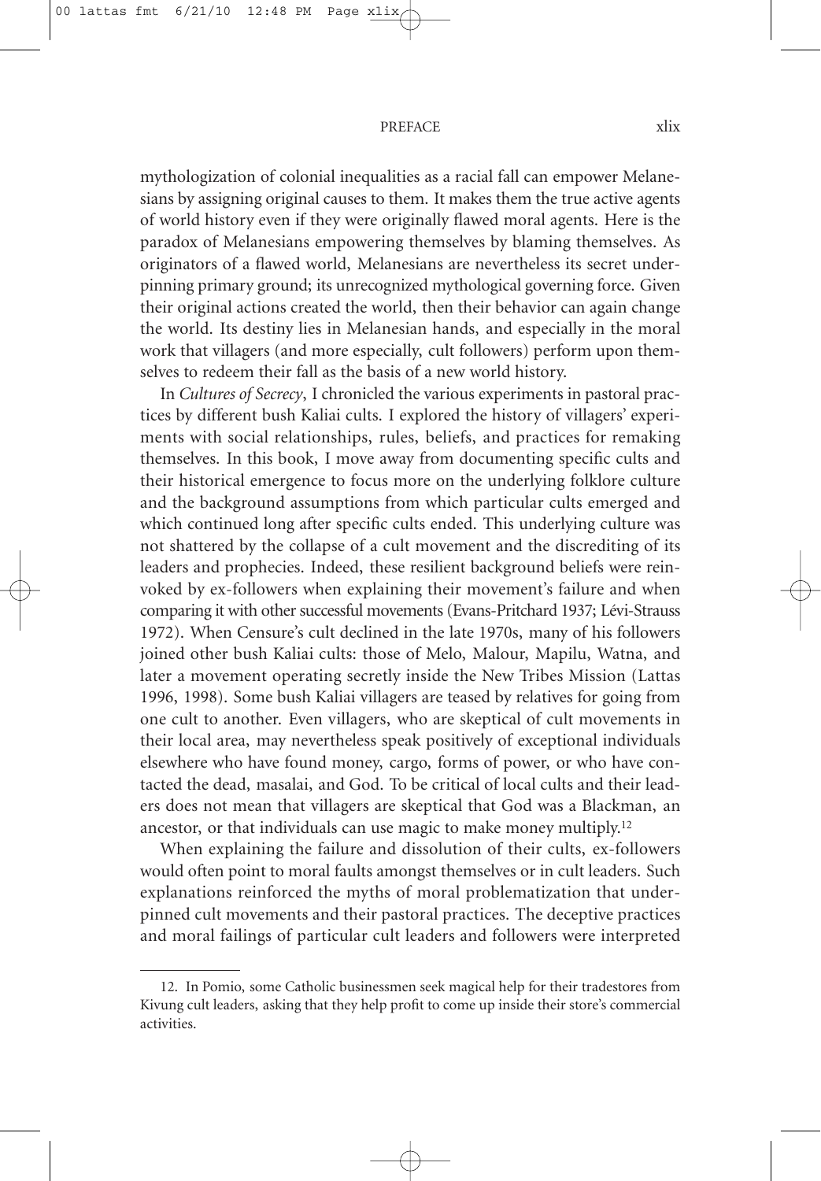mythologization of colonial inequalities as a racial fall can empower Melanesians by assigning original causes to them. It makes them the true active agents of world history even if they were originally flawed moral agents. Here is the paradox of Melanesians empowering themselves by blaming themselves. As originators of a flawed world, Melanesians are nevertheless its secret underpinning primary ground; its unrecognized mythological governing force. Given their original actions created the world, then their behavior can again change the world. Its destiny lies in Melanesian hands, and especially in the moral work that villagers (and more especially, cult followers) perform upon themselves to redeem their fall as the basis of a new world history.

In *Cultures of Secrecy*, I chronicled the various experiments in pastoral practices by different bush Kaliai cults. I explored the history of villagers' experiments with social relationships, rules, beliefs, and practices for remaking themselves. In this book, I move away from documenting specific cults and their historical emergence to focus more on the underlying folklore culture and the background assumptions from which particular cults emerged and which continued long after specific cults ended. This underlying culture was not shattered by the collapse of a cult movement and the discrediting of its leaders and prophecies. Indeed, these resilient background beliefs were reinvoked by ex-followers when explaining their movement's failure and when comparing it with other successful movements (Evans-Pritchard 1937; Lévi-Strauss 1972). When Censure's cult declined in the late 1970s, many of his followers joined other bush Kaliai cults: those of Melo, Malour, Mapilu, Watna, and later a movement operating secretly inside the New Tribes Mission (Lattas 1996, 1998). Some bush Kaliai villagers are teased by relatives for going from one cult to another. Even villagers, who are skeptical of cult movements in their local area, may nevertheless speak positively of exceptional individuals elsewhere who have found money, cargo, forms of power, or who have contacted the dead, masalai, and God. To be critical of local cults and their leaders does not mean that villagers are skeptical that God was a Blackman, an ancestor, or that individuals can use magic to make money multiply.[12]

When explaining the failure and dissolution of their cults, ex-followers would often point to moral faults amongst themselves or in cult leaders. Such explanations reinforced the myths of moral problematization that underpinned cult movements and their pastoral practices. The deceptive practices and moral failings of particular cult leaders and followers were interpreted

12. In Pomio, some Catholic businessmen seek magical help for their tradestores from Kivung cult leaders, asking that they help profit to come up inside their store's commercial activities.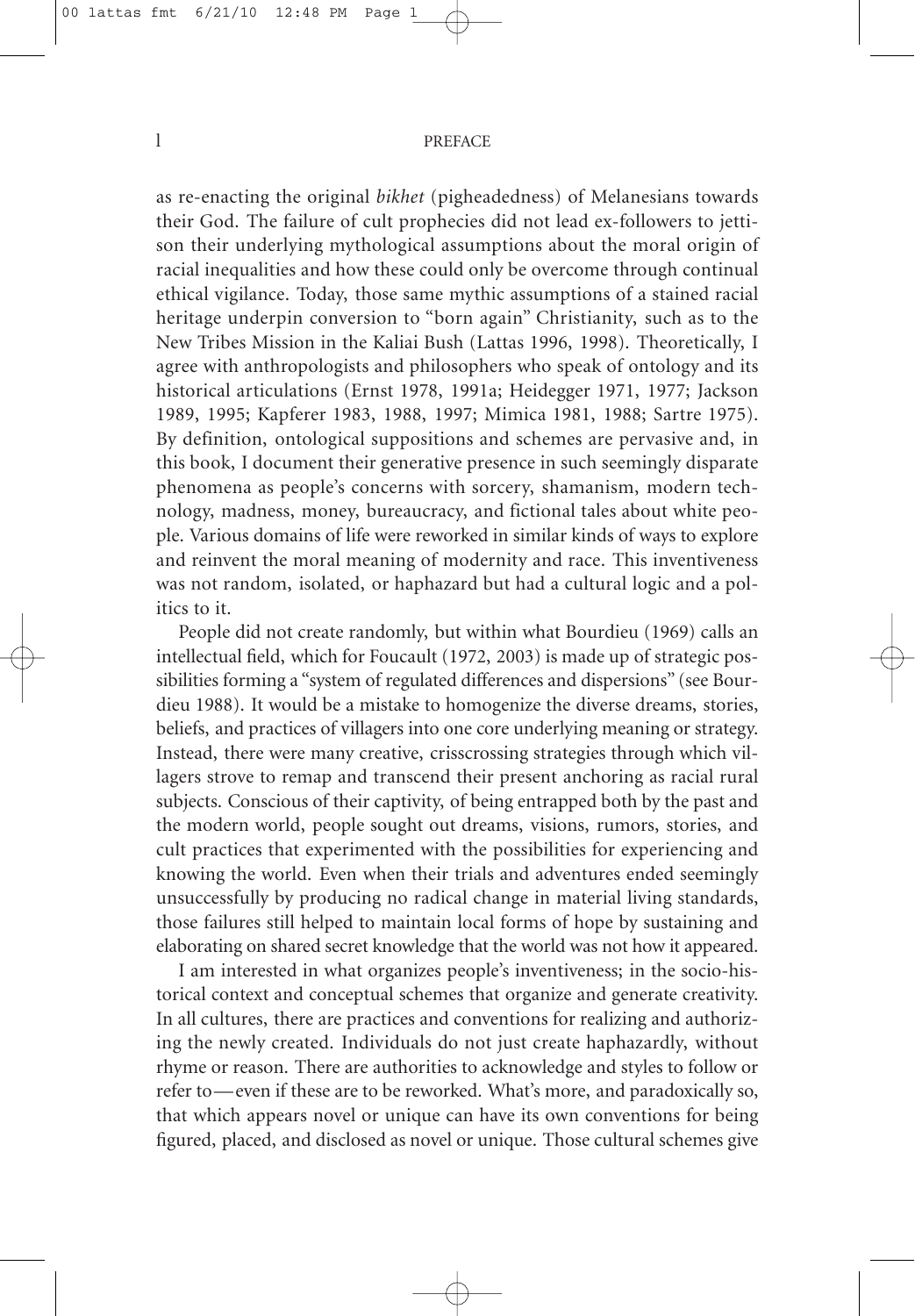as re-enacting the original *bikhet* (pigheadedness) of Melanesians towards their God. The failure of cult prophecies did not lead ex-followers to jettison their underlying mythological assumptions about the moral origin of racial inequalities and how these could only be overcome through continual ethical vigilance. Today, those same mythic assumptions of a stained racial heritage underpin conversion to "born again" Christianity, such as to the New Tribes Mission in the Kaliai Bush (Lattas 1996, 1998). Theoretically, I agree with anthropologists and philosophers who speak of ontology and its historical articulations (Ernst 1978, 1991a; Heidegger 1971, 1977; Jackson 1989, 1995; Kapferer 1983, 1988, 1997; Mimica 1981, 1988; Sartre 1975). By definition, ontological suppositions and schemes are pervasive and, in this book, I document their generative presence in such seemingly disparate phenomena as people's concerns with sorcery, shamanism, modern technology, madness, money, bureaucracy, and fictional tales about white people. Various domains of life were reworked in similar kinds of ways to explore and reinvent the moral meaning of modernity and race. This inventiveness was not random, isolated, or haphazard but had a cultural logic and a politics to it.

People did not create randomly, but within what Bourdieu (1969) calls an intellectual field, which for Foucault (1972, 2003) is made up of strategic possibilities forming a "system of regulated differences and dispersions" (see Bourdieu 1988). It would be a mistake to homogenize the diverse dreams, stories, beliefs, and practices of villagers into one core underlying meaning or strategy. Instead, there were many creative, crisscrossing strategies through which villagers strove to remap and transcend their present anchoring as racial rural subjects. Conscious of their captivity, of being entrapped both by the past and the modern world, people sought out dreams, visions, rumors, stories, and cult practices that experimented with the possibilities for experiencing and knowing the world. Even when their trials and adventures ended seemingly unsuccessfully by producing no radical change in material living standards, those failures still helped to maintain local forms of hope by sustaining and elaborating on shared secret knowledge that the world was not how it appeared.

I am interested in what organizes people's inventiveness; in the socio-historical context and conceptual schemes that organize and generate creativity. In all cultures, there are practices and conventions for realizing and authorizing the newly created. Individuals do not just create haphazardly, without rhyme or reason. There are authorities to acknowledge and styles to follow or refer to—even if these are to be reworked. What's more, and paradoxically so, that which appears novel or unique can have its own conventions for being figured, placed, and disclosed as novel or unique. Those cultural schemes give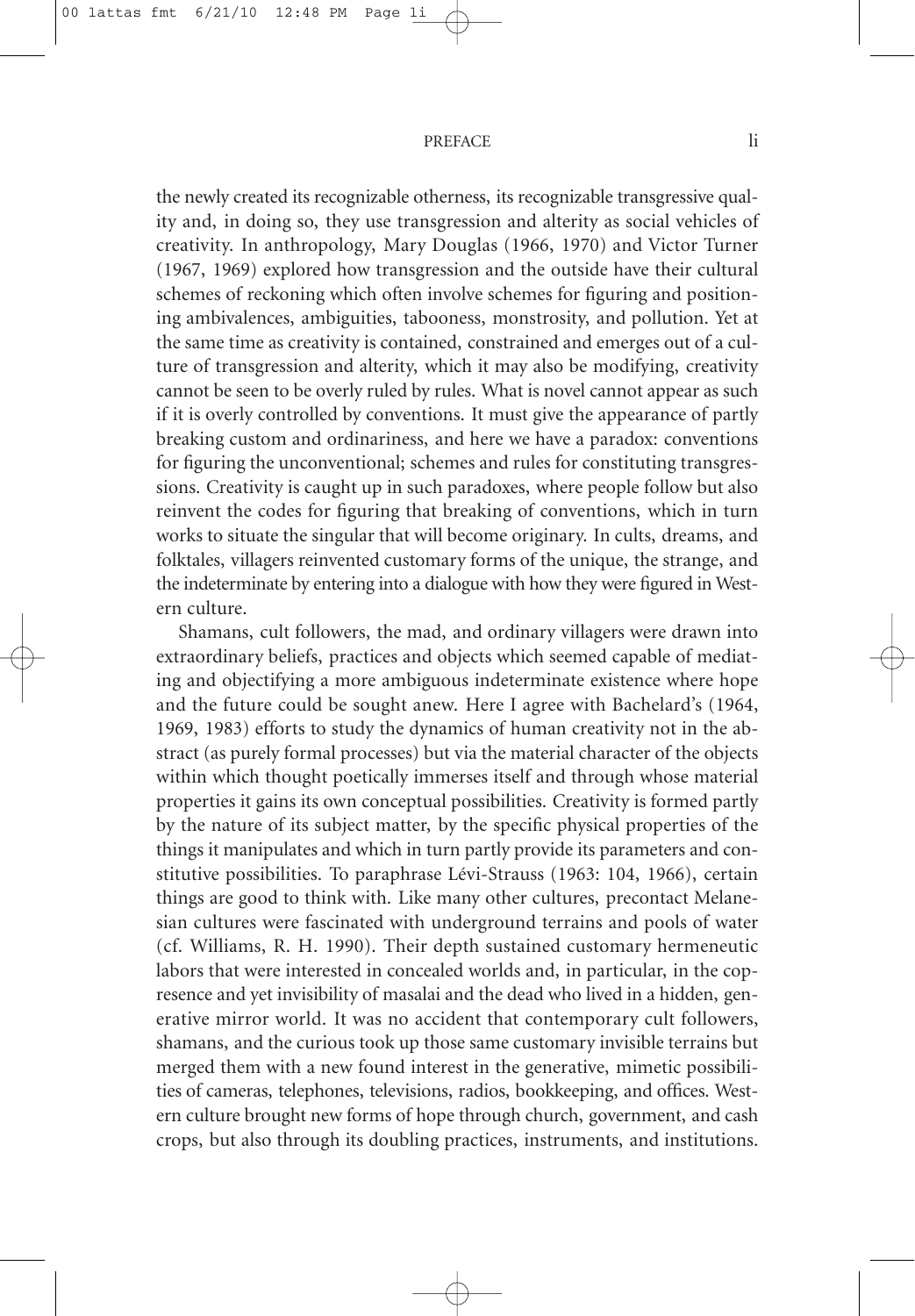the newly created its recognizable otherness, its recognizable transgressive quality and, in doing so, they use transgression and alterity as social vehicles of creativity. In anthropology, Mary Douglas (1966, 1970) and Victor Turner (1967, 1969) explored how transgression and the outside have their cultural schemes of reckoning which often involve schemes for figuring and positioning ambivalences, ambiguities, tabooness, monstrosity, and pollution. Yet at the same time as creativity is contained, constrained and emerges out of a culture of transgression and alterity, which it may also be modifying, creativity cannot be seen to be overly ruled by rules. What is novel cannot appear as such if it is overly controlled by conventions. It must give the appearance of partly breaking custom and ordinariness, and here we have a paradox: conventions for figuring the unconventional; schemes and rules for constituting transgressions. Creativity is caught up in such paradoxes, where people follow but also reinvent the codes for figuring that breaking of conventions, which in turn works to situate the singular that will become originary. In cults, dreams, and folktales, villagers reinvented customary forms of the unique, the strange, and the indeterminate by entering into a dialogue with how they were figured in Western culture.

Shamans, cult followers, the mad, and ordinary villagers were drawn into extraordinary beliefs, practices and objects which seemed capable of mediating and objectifying a more ambiguous indeterminate existence where hope and the future could be sought anew. Here I agree with Bachelard's (1964, 1969, 1983) efforts to study the dynamics of human creativity not in the abstract (as purely formal processes) but via the material character of the objects within which thought poetically immerses itself and through whose material properties it gains its own conceptual possibilities. Creativity is formed partly by the nature of its subject matter, by the specific physical properties of the things it manipulates and which in turn partly provide its parameters and constitutive possibilities. To paraphrase Lévi-Strauss (1963: 104, 1966), certain things are good to think with. Like many other cultures, precontact Melanesian cultures were fascinated with underground terrains and pools of water (cf. Williams, R. H. 1990). Their depth sustained customary hermeneutic labors that were interested in concealed worlds and, in particular, in the copresence and yet invisibility of masalai and the dead who lived in a hidden, generative mirror world. It was no accident that contemporary cult followers, shamans, and the curious took up those same customary invisible terrains but merged them with a new found interest in the generative, mimetic possibilities of cameras, telephones, televisions, radios, bookkeeping, and offices. Western culture brought new forms of hope through church, government, and cash crops, but also through its doubling practices, instruments, and institutions.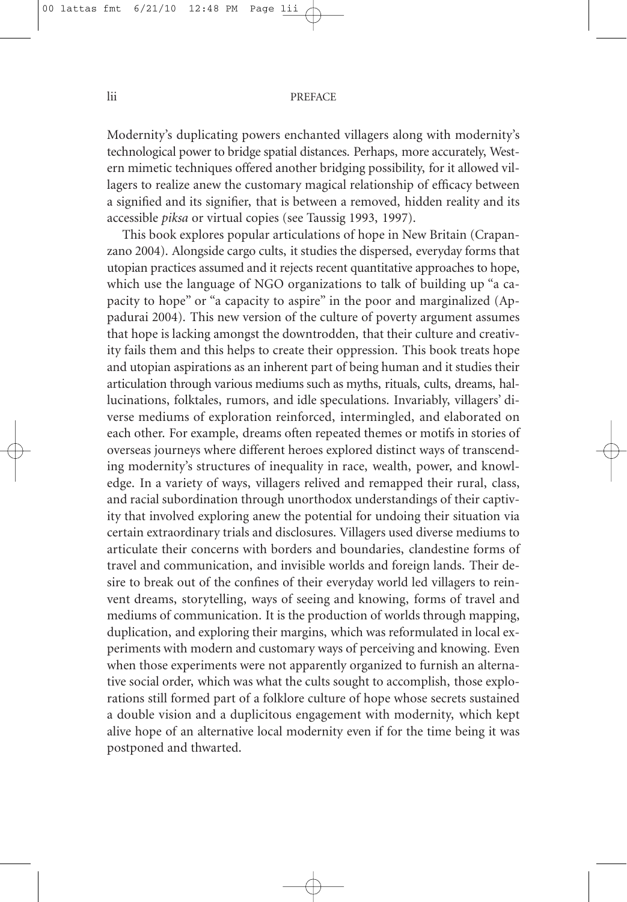Modernity's duplicating powers enchanted villagers along with modernity's technological power to bridge spatial distances. Perhaps, more accurately, Western mimetic techniques offered another bridging possibility, for it allowed villagers to realize anew the customary magical relationship of efficacy between a signified and its signifier, that is between a removed, hidden reality and its accessible *piksa* or virtual copies (see Taussig 1993, 1997).

This book explores popular articulations of hope in New Britain (Crapanzano 2004). Alongside cargo cults, it studies the dispersed, everyday forms that utopian practices assumed and it rejects recent quantitative approaches to hope, which use the language of NGO organizations to talk of building up "a capacity to hope" or "a capacity to aspire" in the poor and marginalized (Appadurai 2004). This new version of the culture of poverty argument assumes that hope is lacking amongst the downtrodden, that their culture and creativity fails them and this helps to create their oppression. This book treats hope and utopian aspirations as an inherent part of being human and it studies their articulation through various mediums such as myths, rituals, cults, dreams, hallucinations, folktales, rumors, and idle speculations. Invariably, villagers' diverse mediums of exploration reinforced, intermingled, and elaborated on each other. For example, dreams often repeated themes or motifs in stories of overseas journeys where different heroes explored distinct ways of transcending modernity's structures of inequality in race, wealth, power, and knowledge. In a variety of ways, villagers relived and remapped their rural, class, and racial subordination through unorthodox understandings of their captivity that involved exploring anew the potential for undoing their situation via certain extraordinary trials and disclosures. Villagers used diverse mediums to articulate their concerns with borders and boundaries, clandestine forms of travel and communication, and invisible worlds and foreign lands. Their desire to break out of the confines of their everyday world led villagers to reinvent dreams, storytelling, ways of seeing and knowing, forms of travel and mediums of communication. It is the production of worlds through mapping, duplication, and exploring their margins, which was reformulated in local experiments with modern and customary ways of perceiving and knowing. Even when those experiments were not apparently organized to furnish an alternative social order, which was what the cults sought to accomplish, those explorations still formed part of a folklore culture of hope whose secrets sustained a double vision and a duplicitous engagement with modernity, which kept alive hope of an alternative local modernity even if for the time being it was postponed and thwarted.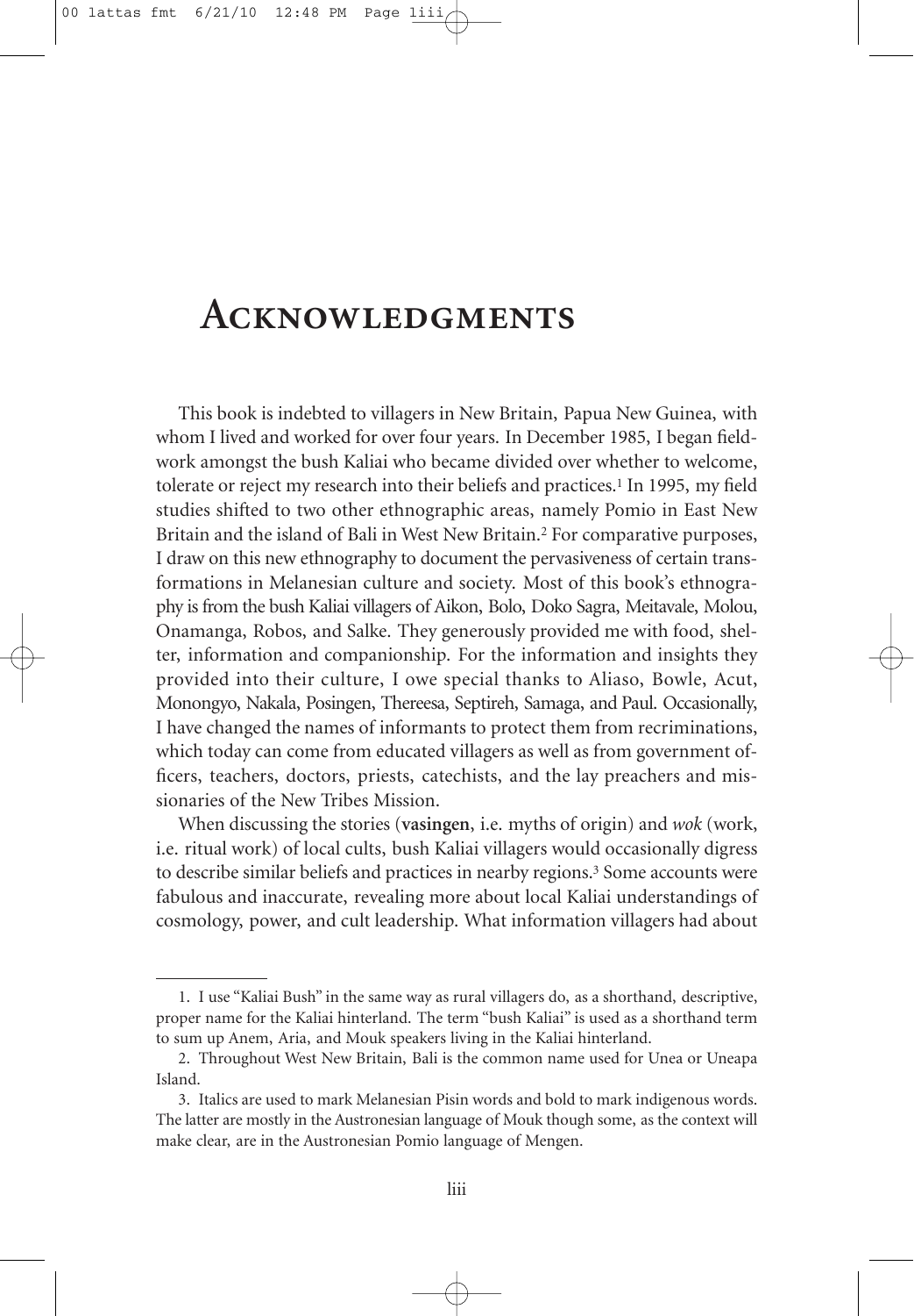# Acknowledgments

This book is indebted to villagers in New Britain, Papua New Guinea, with whom I lived and worked for over four years. In December 1985, I began fieldwork amongst the bush Kaliai who became divided over whether to welcome, tolerate or reject my research into their beliefs and practices.[1] In 1995, my field studies shifted to two other ethnographic areas, namely Pomio in East New Britain and the island of Bali in West New Britain.[2] For comparative purposes, I draw on this new ethnography to document the pervasiveness of certain transformations in Melanesian culture and society. Most of this book's ethnography is from the bush Kaliai villagers of Aikon, Bolo, Doko Sagra, Meitavale, Molou, Onamanga, Robos, and Salke. They generously provided me with food, shelter, information and companionship. For the information and insights they provided into their culture, I owe special thanks to Aliaso, Bowle, Acut, Monongyo, Nakala, Posingen, Thereesa, Septireh, Samaga, and Paul. Occasionally, I have changed the names of informants to protect them from recriminations, which today can come from educated villagers as well as from government officers, teachers, doctors, priests, catechists, and the lay preachers and missionaries of the New Tribes Mission.

When discussing the stories (**vasingen**, i.e. myths of origin) and *wok* (work, i.e. ritual work) of local cults, bush Kaliai villagers would occasionally digress to describe similar beliefs and practices in nearby regions.[3] Some accounts were fabulous and inaccurate, revealing more about local Kaliai understandings of cosmology, power, and cult leadership. What information villagers had about

---

1. I use "Kaliai Bush" in the same way as rural villagers do, as a shorthand, descriptive, proper name for the Kaliai hinterland. The term "bush Kaliai" is used as a shorthand term to sum up Anem, Aria, and Mouk speakers living in the Kaliai hinterland.

2. Throughout West New Britain, Bali is the common name used for Unea or Uneapa Island.

3. Italics are used to mark Melanesian Pisin words and bold to mark indigenous words. The latter are mostly in the Austronesian language of Mouk though some, as the context will make clear, are in the Austronesian Pomio language of Mengen.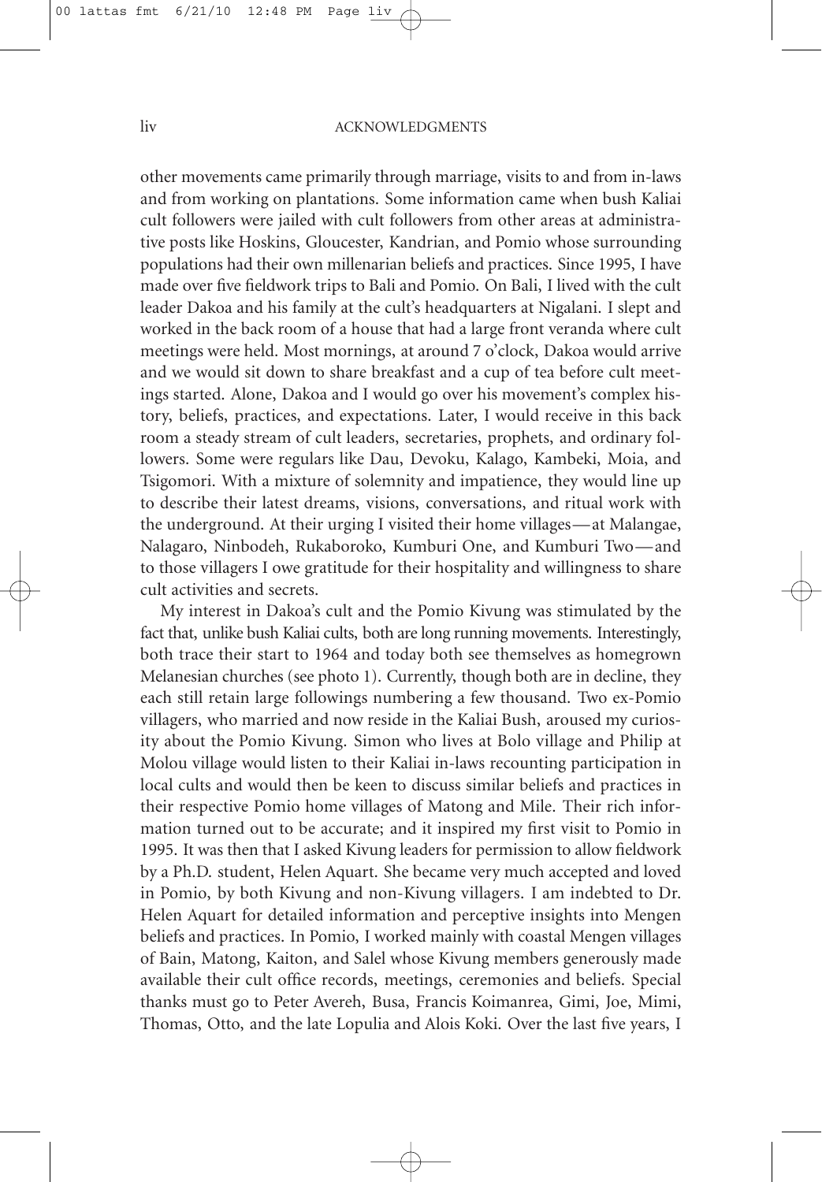other movements came primarily through marriage, visits to and from in-laws and from working on plantations. Some information came when bush Kaliai cult followers were jailed with cult followers from other areas at administrative posts like Hoskins, Gloucester, Kandrian, and Pomio whose surrounding populations had their own millenarian beliefs and practices. Since 1995, I have made over five fieldwork trips to Bali and Pomio. On Bali, I lived with the cult leader Dakoa and his family at the cult's headquarters at Nigalani. I slept and worked in the back room of a house that had a large front veranda where cult meetings were held. Most mornings, at around 7 o'clock, Dakoa would arrive and we would sit down to share breakfast and a cup of tea before cult meetings started. Alone, Dakoa and I would go over his movement's complex history, beliefs, practices, and expectations. Later, I would receive in this back room a steady stream of cult leaders, secretaries, prophets, and ordinary followers. Some were regulars like Dau, Devoku, Kalago, Kambeki, Moia, and Tsigomori. With a mixture of solemnity and impatience, they would line up to describe their latest dreams, visions, conversations, and ritual work with the underground. At their urging I visited their home villages—at Malangae, Nalagaro, Ninbodeh, Rukaboroko, Kumburi One, and Kumburi Two—and to those villagers I owe gratitude for their hospitality and willingness to share cult activities and secrets.

My interest in Dakoa's cult and the Pomio Kivung was stimulated by the fact that, unlike bush Kaliai cults, both are long running movements. Interestingly, both trace their start to 1964 and today both see themselves as homegrown Melanesian churches (see photo 1). Currently, though both are in decline, they each still retain large followings numbering a few thousand. Two ex-Pomio villagers, who married and now reside in the Kaliai Bush, aroused my curiosity about the Pomio Kivung. Simon who lives at Bolo village and Philip at Molou village would listen to their Kaliai in-laws recounting participation in local cults and would then be keen to discuss similar beliefs and practices in their respective Pomio home villages of Matong and Mile. Their rich information turned out to be accurate; and it inspired my first visit to Pomio in 1995. It was then that I asked Kivung leaders for permission to allow fieldwork by a Ph.D. student, Helen Aquart. She became very much accepted and loved in Pomio, by both Kivung and non-Kivung villagers. I am indebted to Dr. Helen Aquart for detailed information and perceptive insights into Mengen beliefs and practices. In Pomio, I worked mainly with coastal Mengen villages of Bain, Matong, Kaiton, and Salel whose Kivung members generously made available their cult office records, meetings, ceremonies and beliefs. Special thanks must go to Peter Avereh, Busa, Francis Koimanrea, Gimi, Joe, Mimi, Thomas, Otto, and the late Lopulia and Alois Koki. Over the last five years, I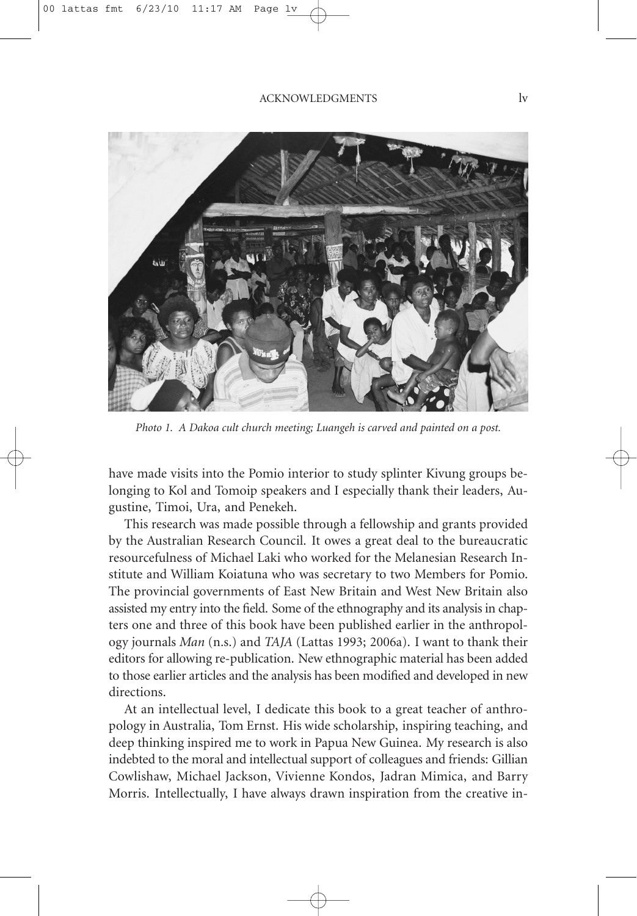*Photo 1. A Dakoa cult church meeting; Luangeh is carved and painted on a post.*

have made visits into the Pomio interior to study splinter Kivung groups belonging to Kol and Tomoip speakers and I especially thank their leaders, Augustine, Timoi, Ura, and Penekeh.

This research was made possible through a fellowship and grants provided by the Australian Research Council. It owes a great deal to the bureaucratic resourcefulness of Michael Laki who worked for the Melanesian Research Institute and William Koiatuna who was secretary to two Members for Pomio. The provincial governments of East New Britain and West New Britain also assisted my entry into the field. Some of the ethnography and its analysis in chapters one and three of this book have been published earlier in the anthropology journals *Man* (n.s.) and *TAJA* (Lattas 1993; 2006a). I want to thank their editors for allowing re-publication. New ethnographic material has been added to those earlier articles and the analysis has been modified and developed in new directions.

At an intellectual level, I dedicate this book to a great teacher of anthropology in Australia, Tom Ernst. His wide scholarship, inspiring teaching, and deep thinking inspired me to work in Papua New Guinea. My research is also indebted to the moral and intellectual support of colleagues and friends: Gillian Cowlishaw, Michael Jackson, Vivienne Kondos, Jadran Mimica, and Barry Morris. Intellectually, I have always drawn inspiration from the creative in-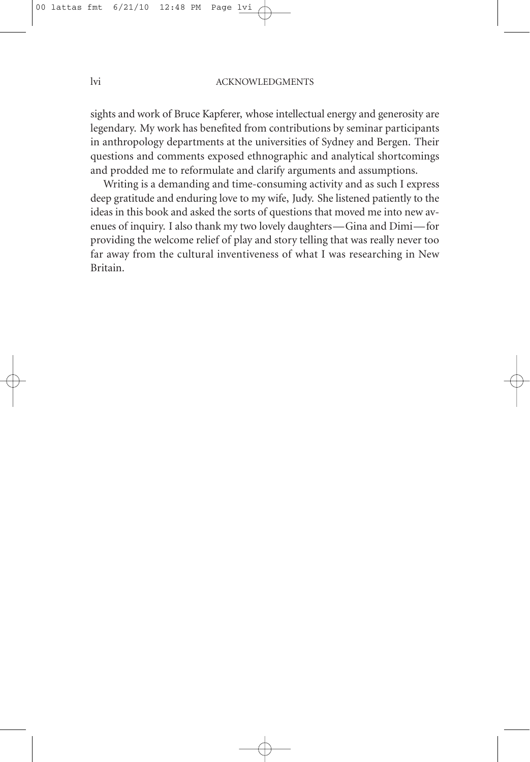sights and work of Bruce Kapferer, whose intellectual energy and generosity are legendary. My work has benefited from contributions by seminar participants in anthropology departments at the universities of Sydney and Bergen. Their questions and comments exposed ethnographic and analytical shortcomings and prodded me to reformulate and clarify arguments and assumptions.

Writing is a demanding and time-consuming activity and as such I express deep gratitude and enduring love to my wife, Judy. She listened patiently to the ideas in this book and asked the sorts of questions that moved me into new avenues of inquiry. I also thank my two lovely daughters—Gina and Dimi—for providing the welcome relief of play and story telling that was really never too far away from the cultural inventiveness of what I was researching in New Britain.